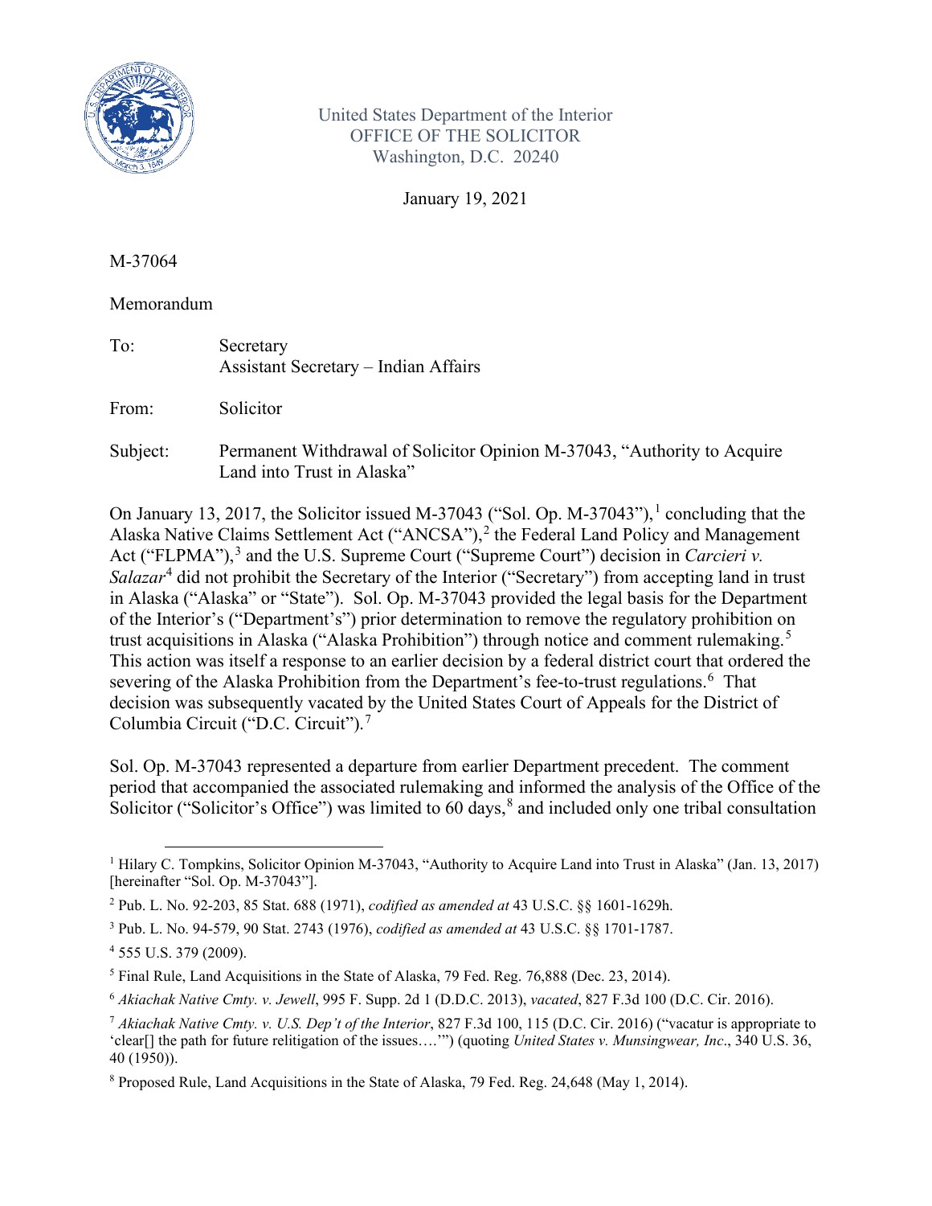United States Department of the Interior
OFFICE OF THE SOLICITOR
Washington, D.C. 20240

January 19, 2021

M-37064

Memorandum

| | |
|---|---|
| To: | Secretary<br>Assistant Secretary – Indian Affairs |
| From: | Solicitor |
| Subject: | Permanent Withdrawal of Solicitor Opinion M-37043, "Authority to Acquire Land into Trust in Alaska" |

On January 13, 2017, the Solicitor issued M-37043 ("Sol. Op. M-37043"),[1] concluding that the Alaska Native Claims Settlement Act ("ANCSA"),[2] the Federal Land Policy and Management Act ("FLPMA"),[3] and the U.S. Supreme Court ("Supreme Court") decision in *Carcieri v. Salazar*[4] did not prohibit the Secretary of the Interior ("Secretary") from accepting land in trust in Alaska ("Alaska" or "State"). Sol. Op. M-37043 provided the legal basis for the Department of the Interior's ("Department's") prior determination to remove the regulatory prohibition on trust acquisitions in Alaska ("Alaska Prohibition") through notice and comment rulemaking.[5] This action was itself a response to an earlier decision by a federal district court that ordered the severing of the Alaska Prohibition from the Department's fee-to-trust regulations.[6] That decision was subsequently vacated by the United States Court of Appeals for the District of Columbia Circuit ("D.C. Circuit").[7]

Sol. Op. M-37043 represented a departure from earlier Department precedent. The comment period that accompanied the associated rulemaking and informed the analysis of the Office of the Solicitor ("Solicitor's Office") was limited to 60 days,[8] and included only one tribal consultation

---

[1] Hilary C. Tompkins, Solicitor Opinion M-37043, "Authority to Acquire Land into Trust in Alaska" (Jan. 13, 2017) [hereinafter "Sol. Op. M-37043"].

[2] Pub. L. No. 92-203, 85 Stat. 688 (1971), *codified as amended at* 43 U.S.C. §§ 1601-1629h.

[3] Pub. L. No. 94-579, 90 Stat. 2743 (1976), *codified as amended at* 43 U.S.C. §§ 1701-1787.

[4] 555 U.S. 379 (2009).

[5] Final Rule, Land Acquisitions in the State of Alaska, 79 Fed. Reg. 76,888 (Dec. 23, 2014).

[6] *Akiachak Native Cmty. v. Jewell*, 995 F. Supp. 2d 1 (D.D.C. 2013), *vacated*, 827 F.3d 100 (D.C. Cir. 2016).

[7] *Akiachak Native Cmty. v. U.S. Dep't of the Interior*, 827 F.3d 100, 115 (D.C. Cir. 2016) ("vacatur is appropriate to 'clear[] the path for future relitigation of the issues….'") (quoting *United States v. Munsingwear, Inc*., 340 U.S. 36, 40 (1950)).

[8] Proposed Rule, Land Acquisitions in the State of Alaska, 79 Fed. Reg. 24,648 (May 1, 2014).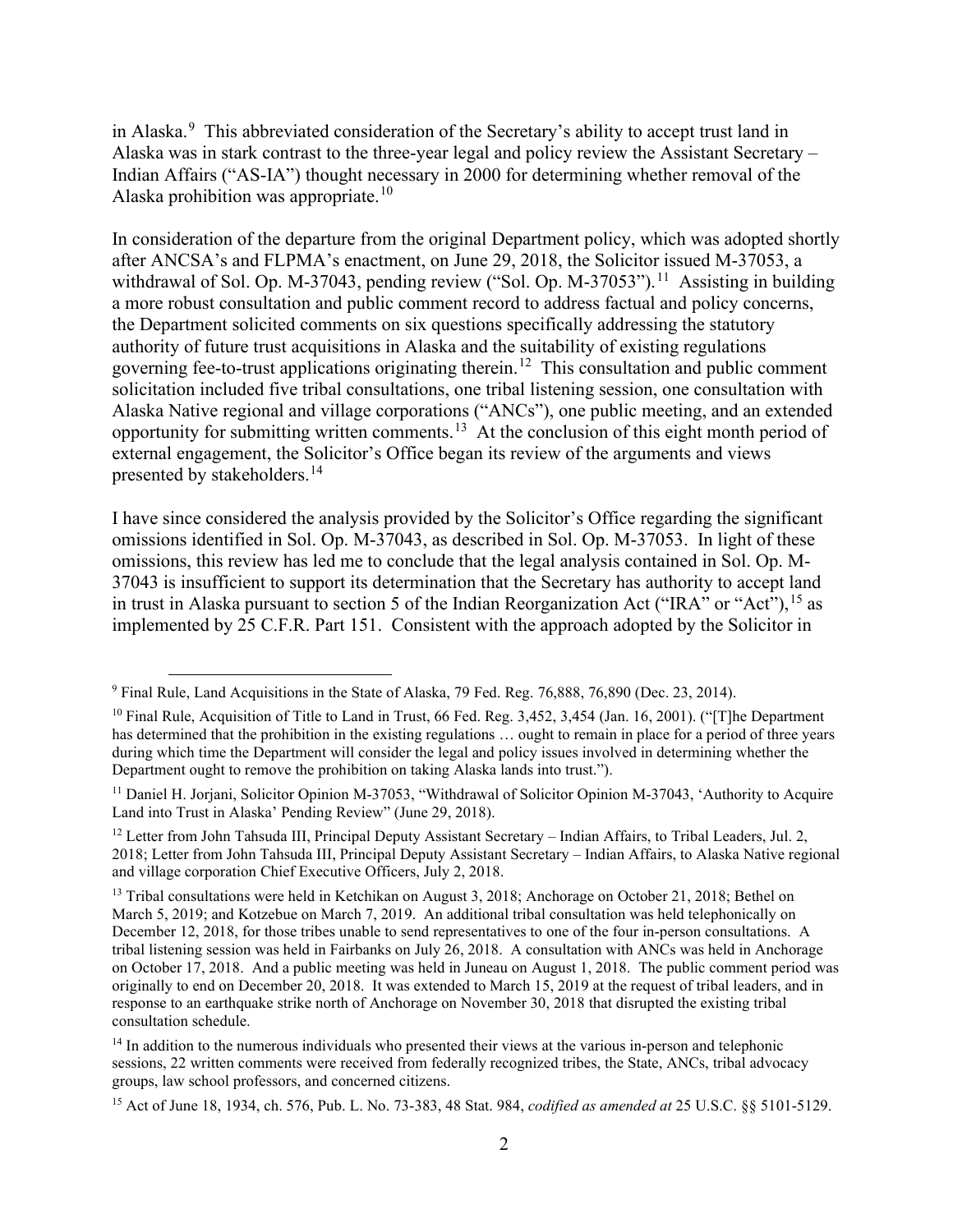in Alaska.[9] This abbreviated consideration of the Secretary's ability to accept trust land in Alaska was in stark contrast to the three-year legal and policy review the Assistant Secretary – Indian Affairs ("AS-IA") thought necessary in 2000 for determining whether removal of the Alaska prohibition was appropriate.[10]

In consideration of the departure from the original Department policy, which was adopted shortly after ANCSA's and FLPMA's enactment, on June 29, 2018, the Solicitor issued M-37053, a withdrawal of Sol. Op. M-37043, pending review ("Sol. Op. M-37053").[11] Assisting in building a more robust consultation and public comment record to address factual and policy concerns, the Department solicited comments on six questions specifically addressing the statutory authority of future trust acquisitions in Alaska and the suitability of existing regulations governing fee-to-trust applications originating therein.[12] This consultation and public comment solicitation included five tribal consultations, one tribal listening session, one consultation with Alaska Native regional and village corporations ("ANCs"), one public meeting, and an extended opportunity for submitting written comments.[13] At the conclusion of this eight month period of external engagement, the Solicitor's Office began its review of the arguments and views presented by stakeholders.[14]

I have since considered the analysis provided by the Solicitor's Office regarding the significant omissions identified in Sol. Op. M-37043, as described in Sol. Op. M-37053. In light of these omissions, this review has led me to conclude that the legal analysis contained in Sol. Op. M-37043 is insufficient to support its determination that the Secretary has authority to accept land in trust in Alaska pursuant to section 5 of the Indian Reorganization Act ("IRA" or "Act"),[15] as implemented by 25 C.F.R. Part 151. Consistent with the approach adopted by the Solicitor in

---

[9] Final Rule, Land Acquisitions in the State of Alaska, 79 Fed. Reg. 76,888, 76,890 (Dec. 23, 2014).

[10] Final Rule, Acquisition of Title to Land in Trust, 66 Fed. Reg. 3,452, 3,454 (Jan. 16, 2001). ("[T]he Department has determined that the prohibition in the existing regulations … ought to remain in place for a period of three years during which time the Department will consider the legal and policy issues involved in determining whether the Department ought to remove the prohibition on taking Alaska lands into trust.").

[11] Daniel H. Jorjani, Solicitor Opinion M-37053, "Withdrawal of Solicitor Opinion M-37043, 'Authority to Acquire Land into Trust in Alaska' Pending Review" (June 29, 2018).

[12] Letter from John Tahsuda III, Principal Deputy Assistant Secretary – Indian Affairs, to Tribal Leaders, Jul. 2, 2018; Letter from John Tahsuda III, Principal Deputy Assistant Secretary – Indian Affairs, to Alaska Native regional and village corporation Chief Executive Officers, July 2, 2018.

[13] Tribal consultations were held in Ketchikan on August 3, 2018; Anchorage on October 21, 2018; Bethel on March 5, 2019; and Kotzebue on March 7, 2019. An additional tribal consultation was held telephonically on December 12, 2018, for those tribes unable to send representatives to one of the four in-person consultations. A tribal listening session was held in Fairbanks on July 26, 2018. A consultation with ANCs was held in Anchorage on October 17, 2018. And a public meeting was held in Juneau on August 1, 2018. The public comment period was originally to end on December 20, 2018. It was extended to March 15, 2019 at the request of tribal leaders, and in response to an earthquake strike north of Anchorage on November 30, 2018 that disrupted the existing tribal consultation schedule.

[14] In addition to the numerous individuals who presented their views at the various in-person and telephonic sessions, 22 written comments were received from federally recognized tribes, the State, ANCs, tribal advocacy groups, law school professors, and concerned citizens.

[15] Act of June 18, 1934, ch. 576, Pub. L. No. 73-383, 48 Stat. 984, *codified as amended at* 25 U.S.C. §§ 5101-5129.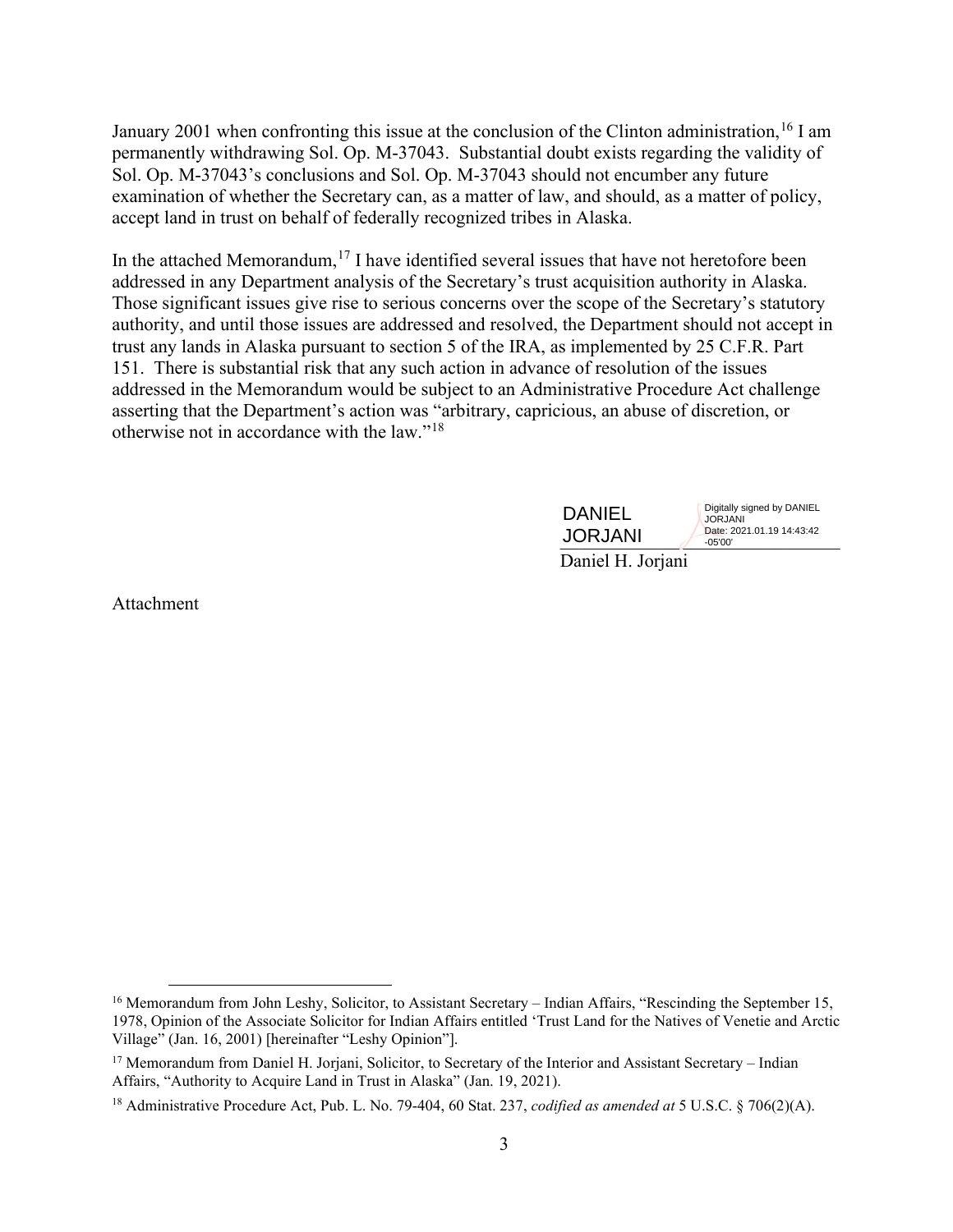January 2001 when confronting this issue at the conclusion of the Clinton administration,[16] I am permanently withdrawing Sol. Op. M-37043. Substantial doubt exists regarding the validity of Sol. Op. M-37043's conclusions and Sol. Op. M-37043 should not encumber any future examination of whether the Secretary can, as a matter of law, and should, as a matter of policy, accept land in trust on behalf of federally recognized tribes in Alaska.

In the attached Memorandum,[17] I have identified several issues that have not heretofore been addressed in any Department analysis of the Secretary's trust acquisition authority in Alaska. Those significant issues give rise to serious concerns over the scope of the Secretary's statutory authority, and until those issues are addressed and resolved, the Department should not accept in trust any lands in Alaska pursuant to section 5 of the IRA, as implemented by 25 C.F.R. Part 151. There is substantial risk that any such action in advance of resolution of the issues addressed in the Memorandum would be subject to an Administrative Procedure Act challenge asserting that the Department's action was "arbitrary, capricious, an abuse of discretion, or otherwise not in accordance with the law."[18]

DANIEL JORJANI — Digitally signed by DANIEL JORJANI, Date: 2021.01.19 14:43:42 -05'00'

Daniel H. Jorjani

Attachment

---

[16] Memorandum from John Leshy, Solicitor, to Assistant Secretary – Indian Affairs, "Rescinding the September 15, 1978, Opinion of the Associate Solicitor for Indian Affairs entitled 'Trust Land for the Natives of Venetie and Arctic Village" (Jan. 16, 2001) [hereinafter "Leshy Opinion"].

[17] Memorandum from Daniel H. Jorjani, Solicitor, to Secretary of the Interior and Assistant Secretary – Indian Affairs, "Authority to Acquire Land in Trust in Alaska" (Jan. 19, 2021).

[18] Administrative Procedure Act, Pub. L. No. 79-404, 60 Stat. 237, *codified as amended at* 5 U.S.C. § 706(2)(A).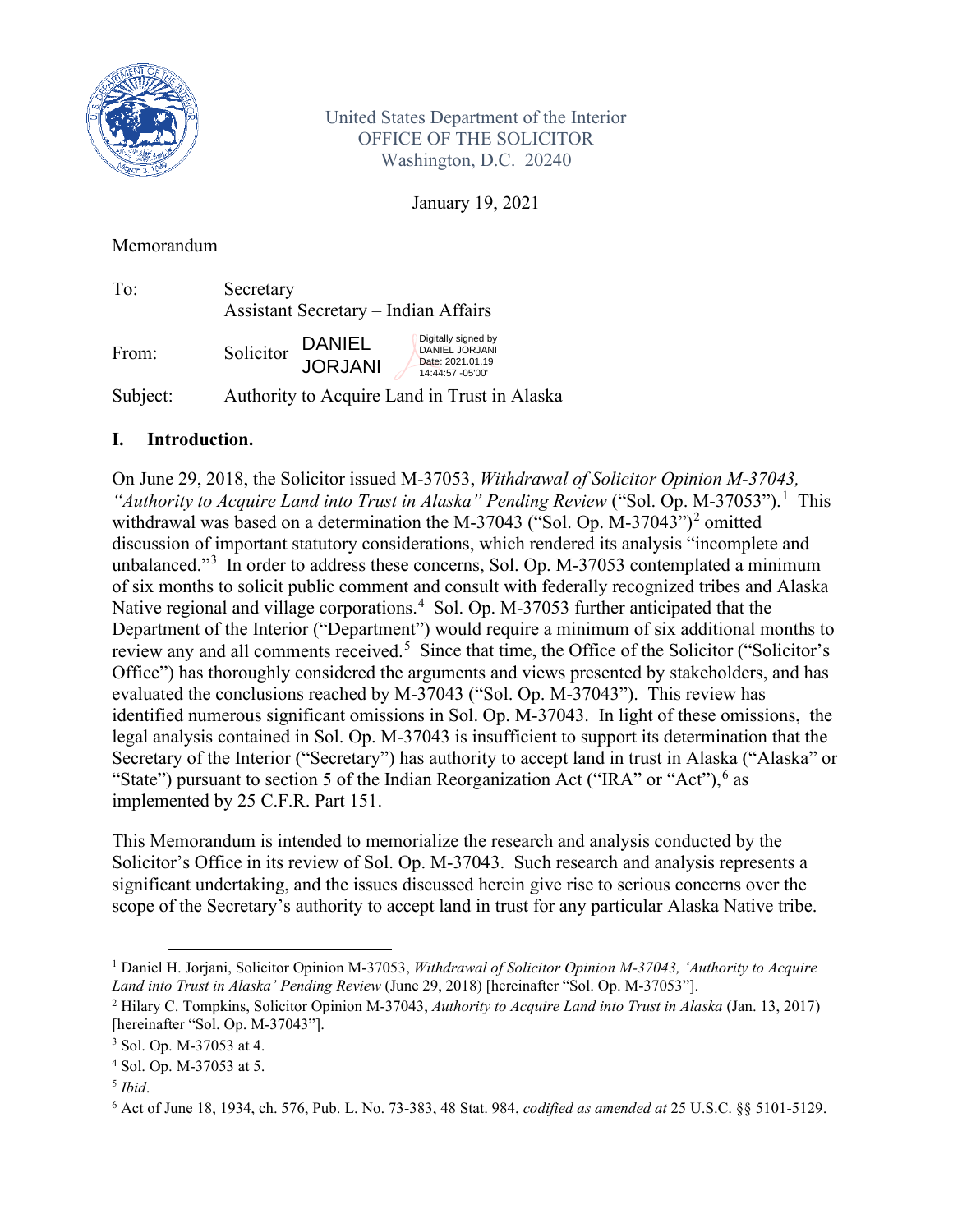United States Department of the Interior
OFFICE OF THE SOLICITOR
Washington, D.C. 20240

January 19, 2021

Memorandum

To: Secretary
Assistant Secretary – Indian Affairs

From: Solicitor DANIEL JORJANI (Digitally signed by DANIEL JORJANI Date: 2021.01.19 14:44:57 -05'00')

Subject: Authority to Acquire Land in Trust in Alaska

## I. Introduction.

On June 29, 2018, the Solicitor issued M-37053, *Withdrawal of Solicitor Opinion M-37043, "Authority to Acquire Land into Trust in Alaska" Pending Review* ("Sol. Op. M-37053").[1] This withdrawal was based on a determination the M-37043 ("Sol. Op. M-37043")[2] omitted discussion of important statutory considerations, which rendered its analysis "incomplete and unbalanced."[3] In order to address these concerns, Sol. Op. M-37053 contemplated a minimum of six months to solicit public comment and consult with federally recognized tribes and Alaska Native regional and village corporations.[4] Sol. Op. M-37053 further anticipated that the Department of the Interior ("Department") would require a minimum of six additional months to review any and all comments received.[5] Since that time, the Office of the Solicitor ("Solicitor's Office") has thoroughly considered the arguments and views presented by stakeholders, and has evaluated the conclusions reached by M-37043 ("Sol. Op. M-37043"). This review has identified numerous significant omissions in Sol. Op. M-37043. In light of these omissions, the legal analysis contained in Sol. Op. M-37043 is insufficient to support its determination that the Secretary of the Interior ("Secretary") has authority to accept land in trust in Alaska ("Alaska" or "State") pursuant to section 5 of the Indian Reorganization Act ("IRA" or "Act"),[6] as implemented by 25 C.F.R. Part 151.

This Memorandum is intended to memorialize the research and analysis conducted by the Solicitor's Office in its review of Sol. Op. M-37043. Such research and analysis represents a significant undertaking, and the issues discussed herein give rise to serious concerns over the scope of the Secretary's authority to accept land in trust for any particular Alaska Native tribe.

---

[1] Daniel H. Jorjani, Solicitor Opinion M-37053, *Withdrawal of Solicitor Opinion M-37043, 'Authority to Acquire Land into Trust in Alaska' Pending Review* (June 29, 2018) [hereinafter "Sol. Op. M-37053"].

[2] Hilary C. Tompkins, Solicitor Opinion M-37043, *Authority to Acquire Land into Trust in Alaska* (Jan. 13, 2017) [hereinafter "Sol. Op. M-37043"].

[3] Sol. Op. M-37053 at 4.

[4] Sol. Op. M-37053 at 5.

[5] *Ibid*.

[6] Act of June 18, 1934, ch. 576, Pub. L. No. 73-383, 48 Stat. 984, *codified as amended at* 25 U.S.C. §§ 5101-5129.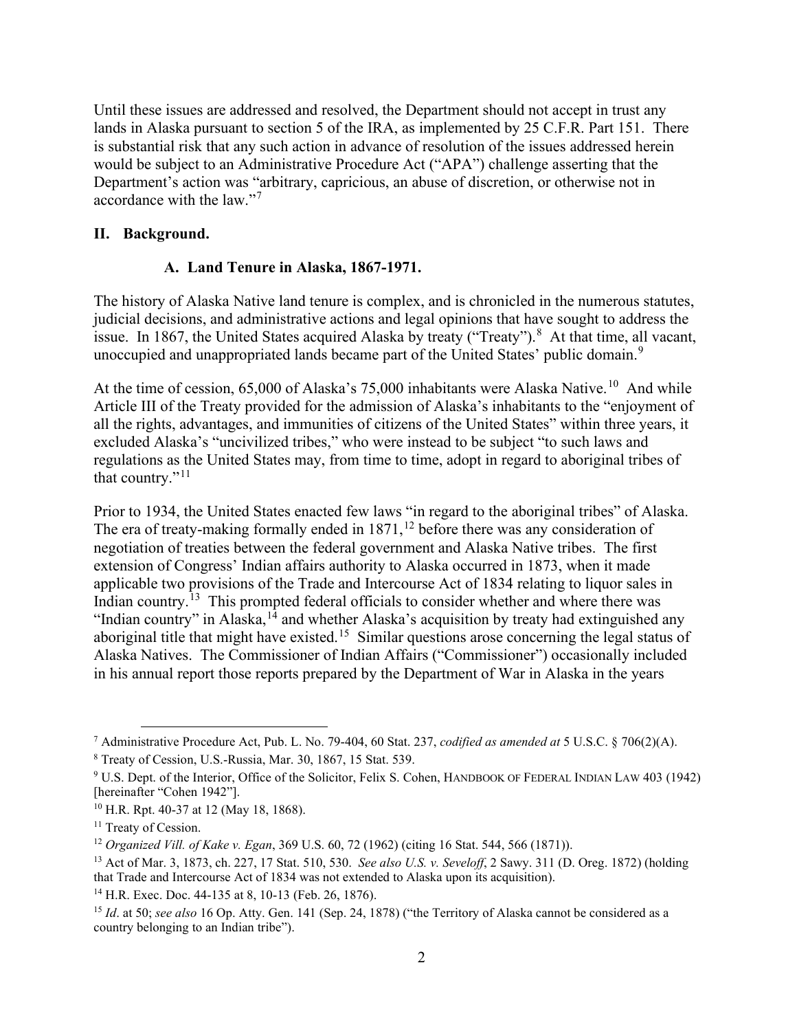Until these issues are addressed and resolved, the Department should not accept in trust any lands in Alaska pursuant to section 5 of the IRA, as implemented by 25 C.F.R. Part 151. There is substantial risk that any such action in advance of resolution of the issues addressed herein would be subject to an Administrative Procedure Act ("APA") challenge asserting that the Department's action was "arbitrary, capricious, an abuse of discretion, or otherwise not in accordance with the law."[7]

## II. Background.

### A. Land Tenure in Alaska, 1867-1971.

The history of Alaska Native land tenure is complex, and is chronicled in the numerous statutes, judicial decisions, and administrative actions and legal opinions that have sought to address the issue. In 1867, the United States acquired Alaska by treaty ("Treaty").[8] At that time, all vacant, unoccupied and unappropriated lands became part of the United States' public domain.[9]

At the time of cession, 65,000 of Alaska's 75,000 inhabitants were Alaska Native.[10] And while Article III of the Treaty provided for the admission of Alaska's inhabitants to the "enjoyment of all the rights, advantages, and immunities of citizens of the United States" within three years, it excluded Alaska's "uncivilized tribes," who were instead to be subject "to such laws and regulations as the United States may, from time to time, adopt in regard to aboriginal tribes of that country."[11]

Prior to 1934, the United States enacted few laws "in regard to the aboriginal tribes" of Alaska. The era of treaty-making formally ended in 1871,[12] before there was any consideration of negotiation of treaties between the federal government and Alaska Native tribes. The first extension of Congress' Indian affairs authority to Alaska occurred in 1873, when it made applicable two provisions of the Trade and Intercourse Act of 1834 relating to liquor sales in Indian country.[13] This prompted federal officials to consider whether and where there was "Indian country" in Alaska,[14] and whether Alaska's acquisition by treaty had extinguished any aboriginal title that might have existed.[15] Similar questions arose concerning the legal status of Alaska Natives. The Commissioner of Indian Affairs ("Commissioner") occasionally included in his annual report those reports prepared by the Department of War in Alaska in the years

---

[7] Administrative Procedure Act, Pub. L. No. 79-404, 60 Stat. 237, *codified as amended at* 5 U.S.C. § 706(2)(A).

[8] Treaty of Cession, U.S.-Russia, Mar. 30, 1867, 15 Stat. 539.

[9] U.S. Dept. of the Interior, Office of the Solicitor, Felix S. Cohen, HANDBOOK OF FEDERAL INDIAN LAW 403 (1942) [hereinafter "Cohen 1942"].

[10] H.R. Rpt. 40-37 at 12 (May 18, 1868).

[11] Treaty of Cession.

[12] *Organized Vill. of Kake v. Egan*, 369 U.S. 60, 72 (1962) (citing 16 Stat. 544, 566 (1871)).

[13] Act of Mar. 3, 1873, ch. 227, 17 Stat. 510, 530. *See also U.S. v. Seveloff*, 2 Sawy. 311 (D. Oreg. 1872) (holding that Trade and Intercourse Act of 1834 was not extended to Alaska upon its acquisition).

[14] H.R. Exec. Doc. 44-135 at 8, 10-13 (Feb. 26, 1876).

[15] *Id*. at 50; *see also* 16 Op. Atty. Gen. 141 (Sep. 24, 1878) ("the Territory of Alaska cannot be considered as a country belonging to an Indian tribe").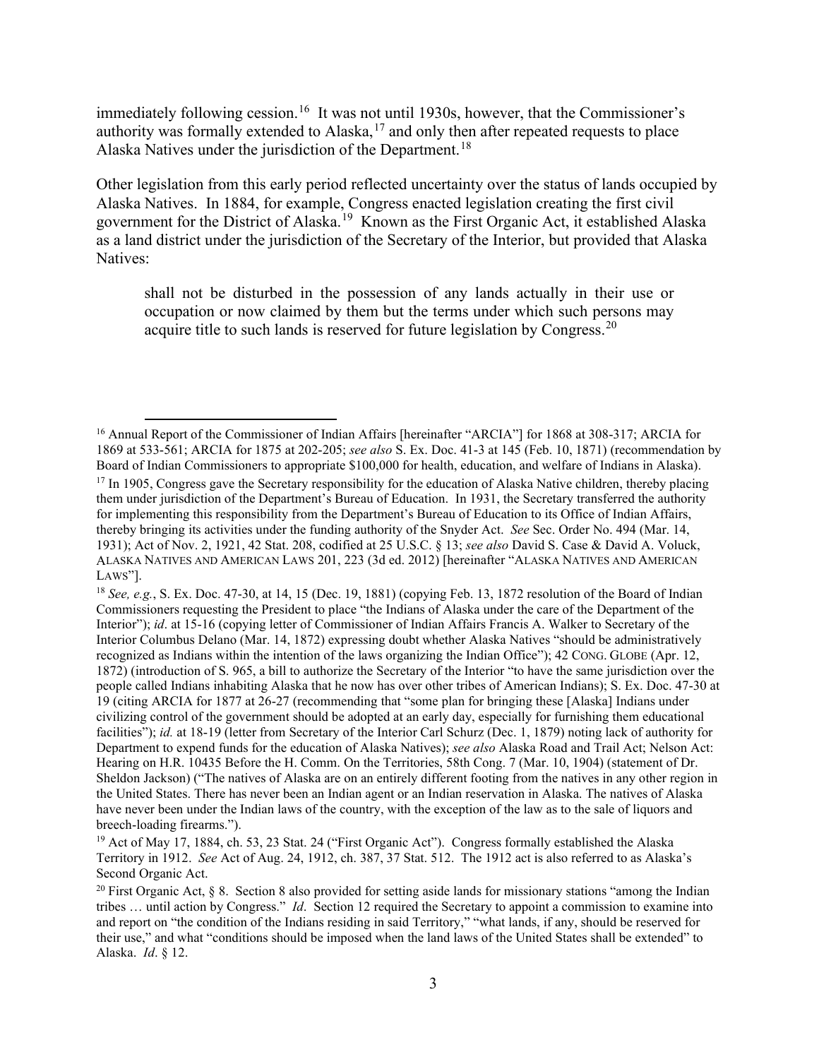immediately following cession.[16] It was not until 1930s, however, that the Commissioner's authority was formally extended to Alaska,[17] and only then after repeated requests to place Alaska Natives under the jurisdiction of the Department.[18]

Other legislation from this early period reflected uncertainty over the status of lands occupied by Alaska Natives. In 1884, for example, Congress enacted legislation creating the first civil government for the District of Alaska.[19] Known as the First Organic Act, it established Alaska as a land district under the jurisdiction of the Secretary of the Interior, but provided that Alaska Natives:

> shall not be disturbed in the possession of any lands actually in their use or occupation or now claimed by them but the terms under which such persons may acquire title to such lands is reserved for future legislation by Congress.[20]

---

[16] Annual Report of the Commissioner of Indian Affairs [hereinafter "ARCIA"] for 1868 at 308-317; ARCIA for 1869 at 533-561; ARCIA for 1875 at 202-205; *see also* S. Ex. Doc. 41-3 at 145 (Feb. 10, 1871) (recommendation by Board of Indian Commissioners to appropriate $100,000 for health, education, and welfare of Indians in Alaska).

[17] In 1905, Congress gave the Secretary responsibility for the education of Alaska Native children, thereby placing them under jurisdiction of the Department's Bureau of Education. In 1931, the Secretary transferred the authority for implementing this responsibility from the Department's Bureau of Education to its Office of Indian Affairs, thereby bringing its activities under the funding authority of the Snyder Act. *See* Sec. Order No. 494 (Mar. 14, 1931); Act of Nov. 2, 1921, 42 Stat. 208, codified at 25 U.S.C. § 13; *see also* David S. Case & David A. Voluck, ALASKA NATIVES AND AMERICAN LAWS 201, 223 (3d ed. 2012) [hereinafter "ALASKA NATIVES AND AMERICAN LAWS"].

[18] *See, e.g.*, S. Ex. Doc. 47-30, at 14, 15 (Dec. 19, 1881) (copying Feb. 13, 1872 resolution of the Board of Indian Commissioners requesting the President to place "the Indians of Alaska under the care of the Department of the Interior"); *id*. at 15-16 (copying letter of Commissioner of Indian Affairs Francis A. Walker to Secretary of the Interior Columbus Delano (Mar. 14, 1872) expressing doubt whether Alaska Natives "should be administratively recognized as Indians within the intention of the laws organizing the Indian Office"); 42 CONG. GLOBE (Apr. 12, 1872) (introduction of S. 965, a bill to authorize the Secretary of the Interior "to have the same jurisdiction over the people called Indians inhabiting Alaska that he now has over other tribes of American Indians); S. Ex. Doc. 47-30 at 19 (citing ARCIA for 1877 at 26-27 (recommending that "some plan for bringing these [Alaska] Indians under civilizing control of the government should be adopted at an early day, especially for furnishing them educational facilities"); *id.* at 18-19 (letter from Secretary of the Interior Carl Schurz (Dec. 1, 1879) noting lack of authority for Department to expend funds for the education of Alaska Natives); *see also* Alaska Road and Trail Act; Nelson Act: Hearing on H.R. 10435 Before the H. Comm. On the Territories, 58th Cong. 7 (Mar. 10, 1904) (statement of Dr. Sheldon Jackson) ("The natives of Alaska are on an entirely different footing from the natives in any other region in the United States. There has never been an Indian agent or an Indian reservation in Alaska. The natives of Alaska have never been under the Indian laws of the country, with the exception of the law as to the sale of liquors and breech-loading firearms.").

[19] Act of May 17, 1884, ch. 53, 23 Stat. 24 ("First Organic Act"). Congress formally established the Alaska Territory in 1912. *See* Act of Aug. 24, 1912, ch. 387, 37 Stat. 512. The 1912 act is also referred to as Alaska's Second Organic Act.

[20] First Organic Act, § 8. Section 8 also provided for setting aside lands for missionary stations "among the Indian tribes … until action by Congress." *Id*. Section 12 required the Secretary to appoint a commission to examine into and report on "the condition of the Indians residing in said Territory," "what lands, if any, should be reserved for their use," and what "conditions should be imposed when the land laws of the United States shall be extended" to Alaska. *Id*. § 12.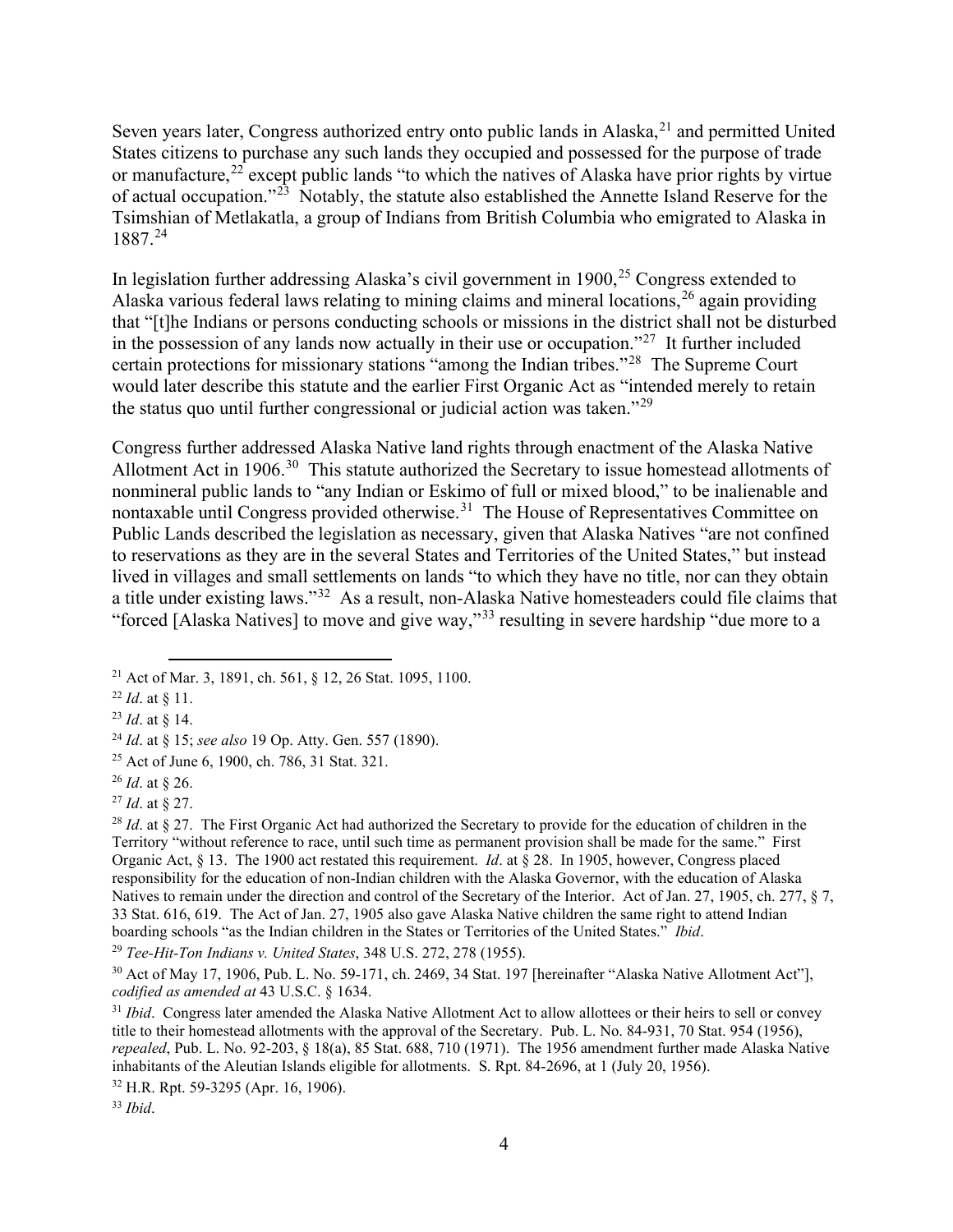Seven years later, Congress authorized entry onto public lands in Alaska,[21] and permitted United States citizens to purchase any such lands they occupied and possessed for the purpose of trade or manufacture,[22] except public lands "to which the natives of Alaska have prior rights by virtue of actual occupation."[23] Notably, the statute also established the Annette Island Reserve for the Tsimshian of Metlakatla, a group of Indians from British Columbia who emigrated to Alaska in 1887.[24]

In legislation further addressing Alaska's civil government in 1900,[25] Congress extended to Alaska various federal laws relating to mining claims and mineral locations,[26] again providing that "[t]he Indians or persons conducting schools or missions in the district shall not be disturbed in the possession of any lands now actually in their use or occupation."[27] It further included certain protections for missionary stations "among the Indian tribes."[28] The Supreme Court would later describe this statute and the earlier First Organic Act as "intended merely to retain the status quo until further congressional or judicial action was taken."[29]

Congress further addressed Alaska Native land rights through enactment of the Alaska Native Allotment Act in 1906.[30] This statute authorized the Secretary to issue homestead allotments of nonmineral public lands to "any Indian or Eskimo of full or mixed blood," to be inalienable and nontaxable until Congress provided otherwise.[31] The House of Representatives Committee on Public Lands described the legislation as necessary, given that Alaska Natives "are not confined to reservations as they are in the several States and Territories of the United States," but instead lived in villages and small settlements on lands "to which they have no title, nor can they obtain a title under existing laws."[32] As a result, non-Alaska Native homesteaders could file claims that "forced [Alaska Natives] to move and give way,"[33] resulting in severe hardship "due more to a

---

[21] Act of Mar. 3, 1891, ch. 561, § 12, 26 Stat. 1095, 1100.

[22] *Id*. at § 11.

[23] *Id*. at § 14.

[24] *Id*. at § 15; *see also* 19 Op. Atty. Gen. 557 (1890).

[25] Act of June 6, 1900, ch. 786, 31 Stat. 321.

[26] *Id*. at § 26.

[27] *Id*. at § 27.

[28] *Id*. at § 27. The First Organic Act had authorized the Secretary to provide for the education of children in the Territory "without reference to race, until such time as permanent provision shall be made for the same." First Organic Act, § 13. The 1900 act restated this requirement. *Id*. at § 28. In 1905, however, Congress placed responsibility for the education of non-Indian children with the Alaska Governor, with the education of Alaska Natives to remain under the direction and control of the Secretary of the Interior. Act of Jan. 27, 1905, ch. 277, § 7, 33 Stat. 616, 619. The Act of Jan. 27, 1905 also gave Alaska Native children the same right to attend Indian boarding schools "as the Indian children in the States or Territories of the United States." *Ibid*.

[29] *Tee-Hit-Ton Indians v. United States*, 348 U.S. 272, 278 (1955).

[30] Act of May 17, 1906, Pub. L. No. 59-171, ch. 2469, 34 Stat. 197 [hereinafter "Alaska Native Allotment Act"], *codified as amended at* 43 U.S.C. § 1634.

[31] *Ibid*. Congress later amended the Alaska Native Allotment Act to allow allottees or their heirs to sell or convey title to their homestead allotments with the approval of the Secretary. Pub. L. No. 84-931, 70 Stat. 954 (1956), *repealed*, Pub. L. No. 92-203, § 18(a), 85 Stat. 688, 710 (1971). The 1956 amendment further made Alaska Native inhabitants of the Aleutian Islands eligible for allotments. S. Rpt. 84-2696, at 1 (July 20, 1956).

[32] H.R. Rpt. 59-3295 (Apr. 16, 1906).

[33] *Ibid*.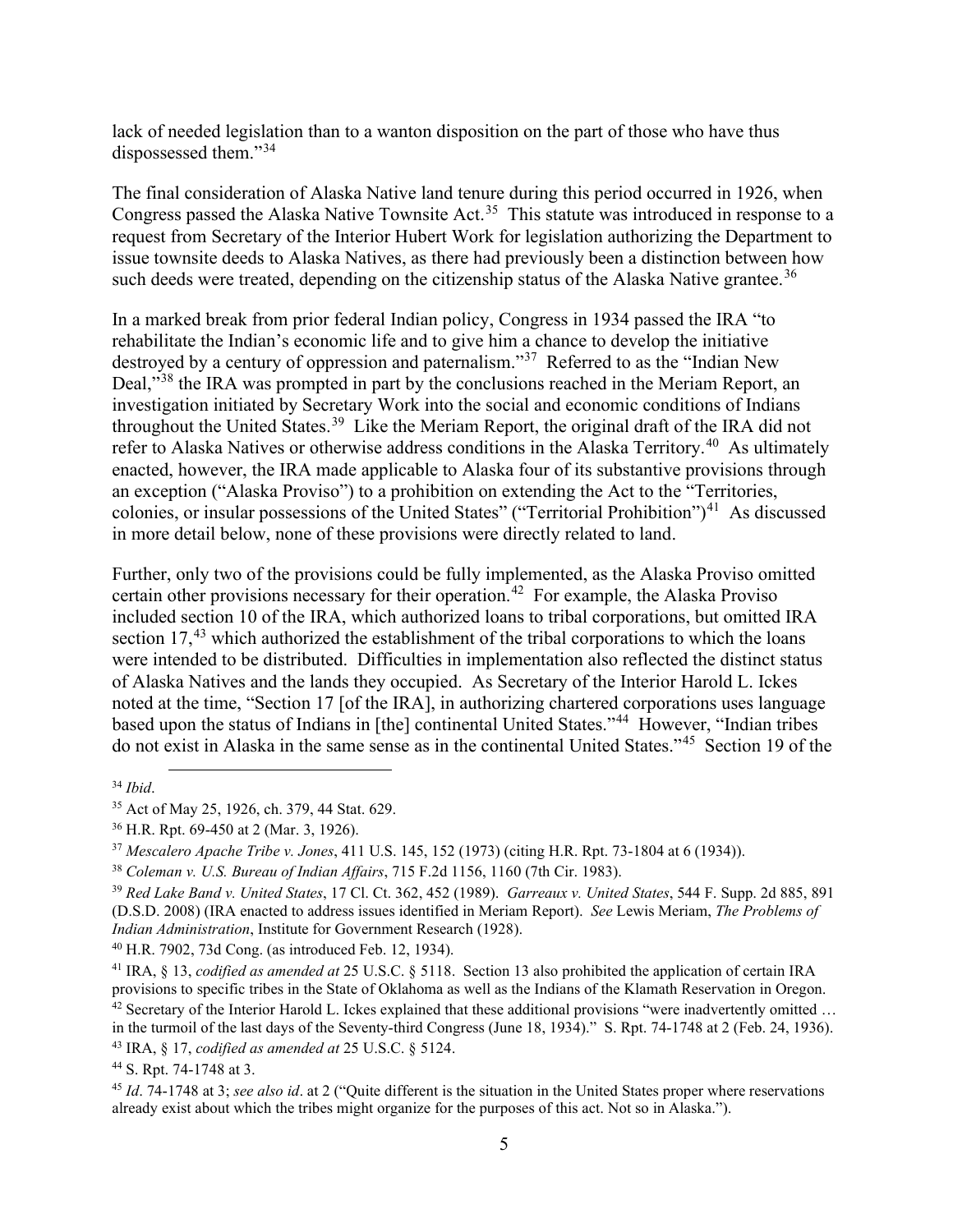lack of needed legislation than to a wanton disposition on the part of those who have thus dispossessed them."[34]

The final consideration of Alaska Native land tenure during this period occurred in 1926, when Congress passed the Alaska Native Townsite Act.[35] This statute was introduced in response to a request from Secretary of the Interior Hubert Work for legislation authorizing the Department to issue townsite deeds to Alaska Natives, as there had previously been a distinction between how such deeds were treated, depending on the citizenship status of the Alaska Native grantee.[36]

In a marked break from prior federal Indian policy, Congress in 1934 passed the IRA "to rehabilitate the Indian's economic life and to give him a chance to develop the initiative destroyed by a century of oppression and paternalism."[37] Referred to as the "Indian New Deal,"[38] the IRA was prompted in part by the conclusions reached in the Meriam Report, an investigation initiated by Secretary Work into the social and economic conditions of Indians throughout the United States.[39] Like the Meriam Report, the original draft of the IRA did not refer to Alaska Natives or otherwise address conditions in the Alaska Territory.[40] As ultimately enacted, however, the IRA made applicable to Alaska four of its substantive provisions through an exception ("Alaska Proviso") to a prohibition on extending the Act to the "Territories, colonies, or insular possessions of the United States" ("Territorial Prohibition")[41] As discussed in more detail below, none of these provisions were directly related to land.

Further, only two of the provisions could be fully implemented, as the Alaska Proviso omitted certain other provisions necessary for their operation.[42] For example, the Alaska Proviso included section 10 of the IRA, which authorized loans to tribal corporations, but omitted IRA section 17,[43] which authorized the establishment of the tribal corporations to which the loans were intended to be distributed. Difficulties in implementation also reflected the distinct status of Alaska Natives and the lands they occupied. As Secretary of the Interior Harold L. Ickes noted at the time, "Section 17 [of the IRA], in authorizing chartered corporations uses language based upon the status of Indians in [the] continental United States."[44] However, "Indian tribes do not exist in Alaska in the same sense as in the continental United States."[45] Section 19 of the

---

[34] *Ibid*.

[35] Act of May 25, 1926, ch. 379, 44 Stat. 629.

[36] H.R. Rpt. 69-450 at 2 (Mar. 3, 1926).

[37] *Mescalero Apache Tribe v. Jones*, 411 U.S. 145, 152 (1973) (citing H.R. Rpt. 73-1804 at 6 (1934)).

[38] *Coleman v. U.S. Bureau of Indian Affairs*, 715 F.2d 1156, 1160 (7th Cir. 1983).

[39] *Red Lake Band v. United States*, 17 Cl. Ct. 362, 452 (1989). *Garreaux v. United States*, 544 F. Supp. 2d 885, 891 (D.S.D. 2008) (IRA enacted to address issues identified in Meriam Report). *See* Lewis Meriam, *The Problems of Indian Administration*, Institute for Government Research (1928).

[40] H.R. 7902, 73d Cong. (as introduced Feb. 12, 1934).

[41] IRA, § 13, *codified as amended at* 25 U.S.C. § 5118. Section 13 also prohibited the application of certain IRA provisions to specific tribes in the State of Oklahoma as well as the Indians of the Klamath Reservation in Oregon.

[42] Secretary of the Interior Harold L. Ickes explained that these additional provisions "were inadvertently omitted … in the turmoil of the last days of the Seventy-third Congress (June 18, 1934)." S. Rpt. 74-1748 at 2 (Feb. 24, 1936).

[43] IRA, § 17, *codified as amended at* 25 U.S.C. § 5124.

[44] S. Rpt. 74-1748 at 3.

[45] *Id*. 74-1748 at 3; *see also id*. at 2 ("Quite different is the situation in the United States proper where reservations already exist about which the tribes might organize for the purposes of this act. Not so in Alaska.").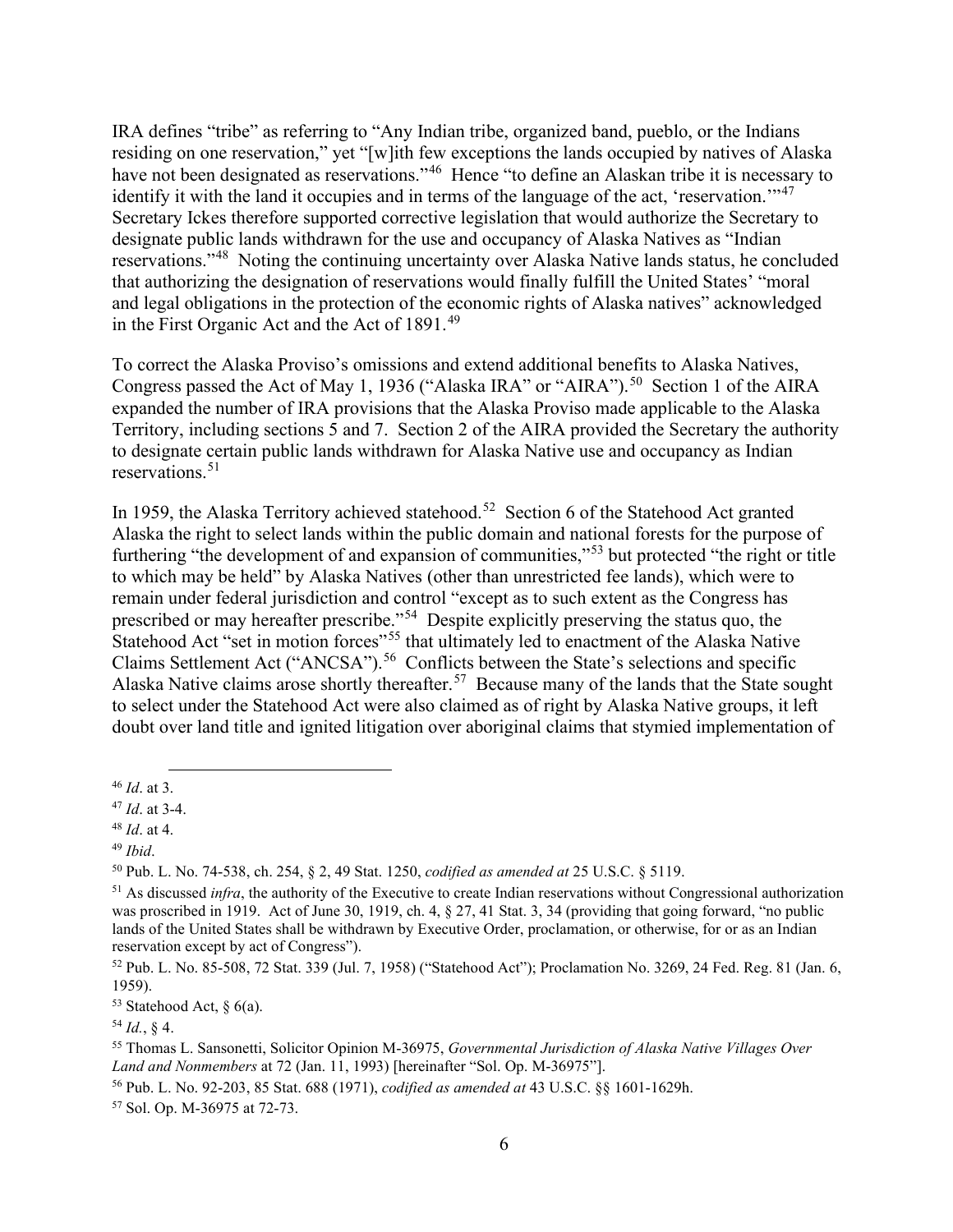IRA defines "tribe" as referring to "Any Indian tribe, organized band, pueblo, or the Indians residing on one reservation," yet "[w]ith few exceptions the lands occupied by natives of Alaska have not been designated as reservations."[46] Hence "to define an Alaskan tribe it is necessary to identify it with the land it occupies and in terms of the language of the act, 'reservation.'"[47] Secretary Ickes therefore supported corrective legislation that would authorize the Secretary to designate public lands withdrawn for the use and occupancy of Alaska Natives as "Indian reservations."[48] Noting the continuing uncertainty over Alaska Native lands status, he concluded that authorizing the designation of reservations would finally fulfill the United States' "moral and legal obligations in the protection of the economic rights of Alaska natives" acknowledged in the First Organic Act and the Act of 1891.[49]

To correct the Alaska Proviso's omissions and extend additional benefits to Alaska Natives, Congress passed the Act of May 1, 1936 ("Alaska IRA" or "AIRA").[50] Section 1 of the AIRA expanded the number of IRA provisions that the Alaska Proviso made applicable to the Alaska Territory, including sections 5 and 7. Section 2 of the AIRA provided the Secretary the authority to designate certain public lands withdrawn for Alaska Native use and occupancy as Indian reservations.[51]

In 1959, the Alaska Territory achieved statehood.[52] Section 6 of the Statehood Act granted Alaska the right to select lands within the public domain and national forests for the purpose of furthering "the development of and expansion of communities,"[53] but protected "the right or title to which may be held" by Alaska Natives (other than unrestricted fee lands), which were to remain under federal jurisdiction and control "except as to such extent as the Congress has prescribed or may hereafter prescribe."[54] Despite explicitly preserving the status quo, the Statehood Act "set in motion forces"[55] that ultimately led to enactment of the Alaska Native Claims Settlement Act ("ANCSA").[56] Conflicts between the State's selections and specific Alaska Native claims arose shortly thereafter.[57] Because many of the lands that the State sought to select under the Statehood Act were also claimed as of right by Alaska Native groups, it left doubt over land title and ignited litigation over aboriginal claims that stymied implementation of

---

[46] *Id*. at 3.

[47] *Id*. at 3-4.

[48] *Id*. at 4.

[49] *Ibid*.

[50] Pub. L. No. 74-538, ch. 254, § 2, 49 Stat. 1250, *codified as amended at* 25 U.S.C. § 5119.

[51] As discussed *infra*, the authority of the Executive to create Indian reservations without Congressional authorization was proscribed in 1919. Act of June 30, 1919, ch. 4, § 27, 41 Stat. 3, 34 (providing that going forward, "no public lands of the United States shall be withdrawn by Executive Order, proclamation, or otherwise, for or as an Indian reservation except by act of Congress").

[52] Pub. L. No. 85-508, 72 Stat. 339 (Jul. 7, 1958) ("Statehood Act"); Proclamation No. 3269, 24 Fed. Reg. 81 (Jan. 6, 1959).

[53] Statehood Act, § 6(a).

[54] *Id*., § 4.

[55] Thomas L. Sansonetti, Solicitor Opinion M-36975, *Governmental Jurisdiction of Alaska Native Villages Over Land and Nonmembers* at 72 (Jan. 11, 1993) [hereinafter "Sol. Op. M-36975"].

[56] Pub. L. No. 92-203, 85 Stat. 688 (1971), *codified as amended at* 43 U.S.C. §§ 1601-1629h.

[57] Sol. Op. M-36975 at 72-73.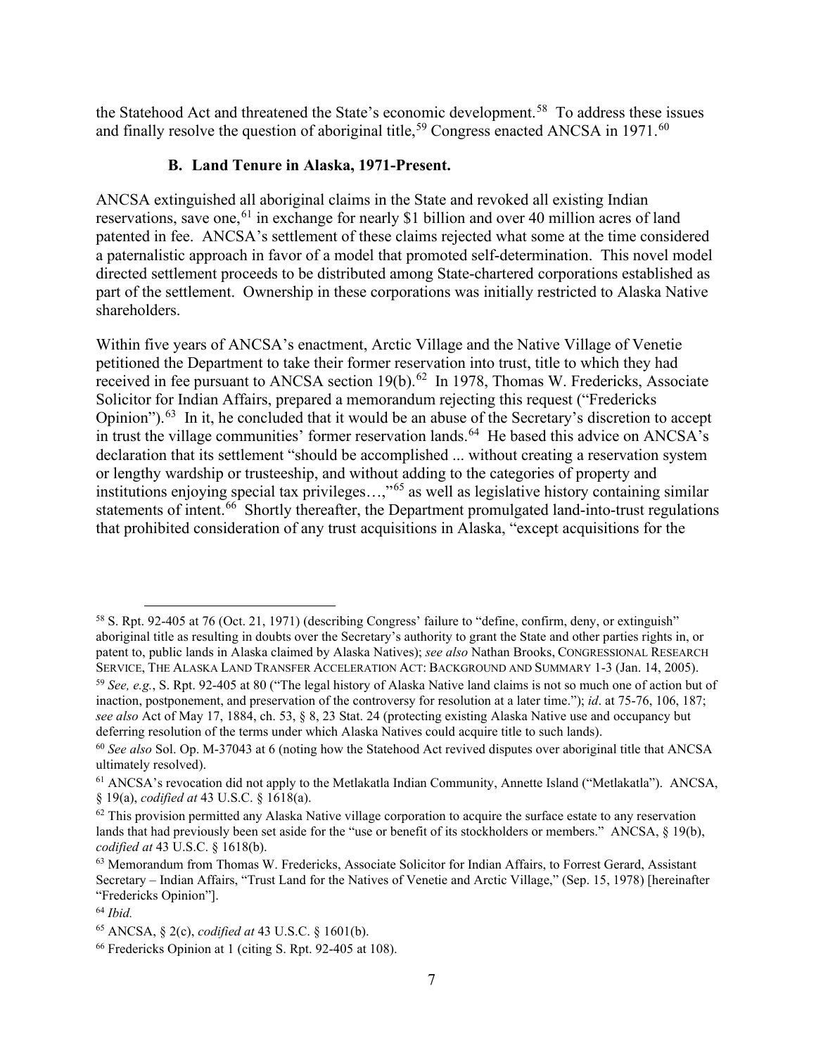the Statehood Act and threatened the State's economic development.[58] To address these issues and finally resolve the question of aboriginal title,[59] Congress enacted ANCSA in 1971.[60]

### B. Land Tenure in Alaska, 1971-Present.

ANCSA extinguished all aboriginal claims in the State and revoked all existing Indian reservations, save one,[61] in exchange for nearly $1 billion and over 40 million acres of land patented in fee. ANCSA's settlement of these claims rejected what some at the time considered a paternalistic approach in favor of a model that promoted self-determination. This novel model directed settlement proceeds to be distributed among State-chartered corporations established as part of the settlement. Ownership in these corporations was initially restricted to Alaska Native shareholders.

Within five years of ANCSA's enactment, Arctic Village and the Native Village of Venetie petitioned the Department to take their former reservation into trust, title to which they had received in fee pursuant to ANCSA section 19(b).[62] In 1978, Thomas W. Fredericks, Associate Solicitor for Indian Affairs, prepared a memorandum rejecting this request ("Fredericks Opinion").[63] In it, he concluded that it would be an abuse of the Secretary's discretion to accept in trust the village communities' former reservation lands.[64] He based this advice on ANCSA's declaration that its settlement "should be accomplished ... without creating a reservation system or lengthy wardship or trusteeship, and without adding to the categories of property and institutions enjoying special tax privileges…,"[65] as well as legislative history containing similar statements of intent.[66] Shortly thereafter, the Department promulgated land-into-trust regulations that prohibited consideration of any trust acquisitions in Alaska, "except acquisitions for the

---

[58] S. Rpt. 92-405 at 76 (Oct. 21, 1971) (describing Congress' failure to "define, confirm, deny, or extinguish" aboriginal title as resulting in doubts over the Secretary's authority to grant the State and other parties rights in, or patent to, public lands in Alaska claimed by Alaska Natives); *see also* Nathan Brooks, CONGRESSIONAL RESEARCH SERVICE, THE ALASKA LAND TRANSFER ACCELERATION ACT: BACKGROUND AND SUMMARY 1-3 (Jan. 14, 2005).

[59] *See, e.g.*, S. Rpt. 92-405 at 80 ("The legal history of Alaska Native land claims is not so much one of action but of inaction, postponement, and preservation of the controversy for resolution at a later time."); *id*. at 75-76, 106, 187; *see also* Act of May 17, 1884, ch. 53, § 8, 23 Stat. 24 (protecting existing Alaska Native use and occupancy but deferring resolution of the terms under which Alaska Natives could acquire title to such lands).

[60] *See also* Sol. Op. M-37043 at 6 (noting how the Statehood Act revived disputes over aboriginal title that ANCSA ultimately resolved).

[61] ANCSA's revocation did not apply to the Metlakatla Indian Community, Annette Island ("Metlakatla"). ANCSA, § 19(a), *codified at* 43 U.S.C. § 1618(a).

[62] This provision permitted any Alaska Native village corporation to acquire the surface estate to any reservation lands that had previously been set aside for the "use or benefit of its stockholders or members." ANCSA, § 19(b), *codified at* 43 U.S.C. § 1618(b).

[63] Memorandum from Thomas W. Fredericks, Associate Solicitor for Indian Affairs, to Forrest Gerard, Assistant Secretary – Indian Affairs, "Trust Land for the Natives of Venetie and Arctic Village," (Sep. 15, 1978) [hereinafter "Fredericks Opinion"].

[64] *Ibid.*

[65] ANCSA, § 2(c), *codified at* 43 U.S.C. § 1601(b).

[66] Fredericks Opinion at 1 (citing S. Rpt. 92-405 at 108).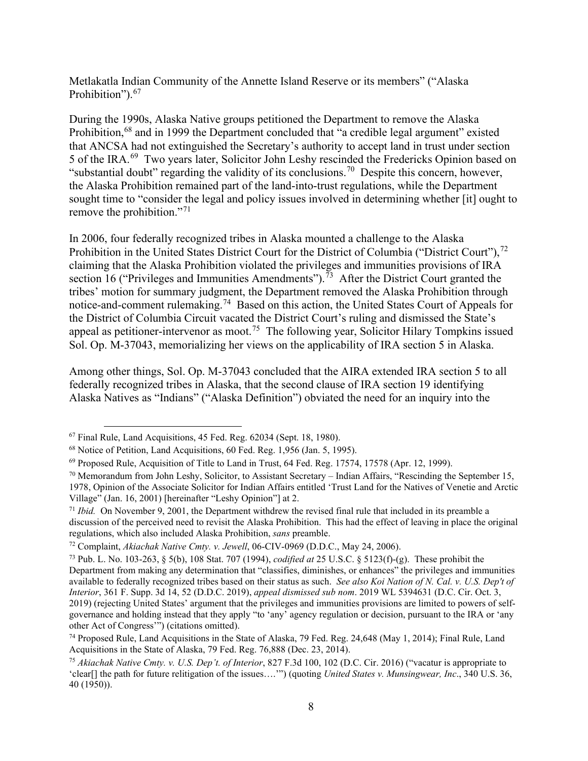Metlakatla Indian Community of the Annette Island Reserve or its members" ("Alaska Prohibition").[67]

During the 1990s, Alaska Native groups petitioned the Department to remove the Alaska Prohibition,[68] and in 1999 the Department concluded that "a credible legal argument" existed that ANCSA had not extinguished the Secretary's authority to accept land in trust under section 5 of the IRA.[69] Two years later, Solicitor John Leshy rescinded the Fredericks Opinion based on "substantial doubt" regarding the validity of its conclusions.[70] Despite this concern, however, the Alaska Prohibition remained part of the land-into-trust regulations, while the Department sought time to "consider the legal and policy issues involved in determining whether [it] ought to remove the prohibition."[71]

In 2006, four federally recognized tribes in Alaska mounted a challenge to the Alaska Prohibition in the United States District Court for the District of Columbia ("District Court"),[72] claiming that the Alaska Prohibition violated the privileges and immunities provisions of IRA section 16 ("Privileges and Immunities Amendments").[73] After the District Court granted the tribes' motion for summary judgment, the Department removed the Alaska Prohibition through notice-and-comment rulemaking.[74] Based on this action, the United States Court of Appeals for the District of Columbia Circuit vacated the District Court's ruling and dismissed the State's appeal as petitioner-intervenor as moot.[75] The following year, Solicitor Hilary Tompkins issued Sol. Op. M-37043, memorializing her views on the applicability of IRA section 5 in Alaska.

Among other things, Sol. Op. M-37043 concluded that the AIRA extended IRA section 5 to all federally recognized tribes in Alaska, that the second clause of IRA section 19 identifying Alaska Natives as "Indians" ("Alaska Definition") obviated the need for an inquiry into the

---

[67] Final Rule, Land Acquisitions, 45 Fed. Reg. 62034 (Sept. 18, 1980).

[68] Notice of Petition, Land Acquisitions, 60 Fed. Reg. 1,956 (Jan. 5, 1995).

[69] Proposed Rule, Acquisition of Title to Land in Trust, 64 Fed. Reg. 17574, 17578 (Apr. 12, 1999).

[70] Memorandum from John Leshy, Solicitor, to Assistant Secretary – Indian Affairs, "Rescinding the September 15, 1978, Opinion of the Associate Solicitor for Indian Affairs entitled 'Trust Land for the Natives of Venetie and Arctic Village" (Jan. 16, 2001) [hereinafter "Leshy Opinion"] at 2.

[71] *Ibid.* On November 9, 2001, the Department withdrew the revised final rule that included in its preamble a discussion of the perceived need to revisit the Alaska Prohibition. This had the effect of leaving in place the original regulations, which also included Alaska Prohibition, *sans* preamble.

[72] Complaint, *Akiachak Native Cmty. v. Jewell*, 06-CIV-0969 (D.D.C., May 24, 2006).

[73] Pub. L. No. 103-263, § 5(b), 108 Stat. 707 (1994), *codified at* 25 U.S.C. § 5123(f)-(g). These prohibit the Department from making any determination that "classifies, diminishes, or enhances" the privileges and immunities available to federally recognized tribes based on their status as such. *See also Koi Nation of N. Cal. v. U.S. Dep't of Interior*, 361 F. Supp. 3d 14, 52 (D.D.C. 2019), *appeal dismissed sub nom*. 2019 WL 5394631 (D.C. Cir. Oct. 3, 2019) (rejecting United States' argument that the privileges and immunities provisions are limited to powers of self-governance and holding instead that they apply "to 'any' agency regulation or decision, pursuant to the IRA or 'any other Act of Congress'") (citations omitted).

[74] Proposed Rule, Land Acquisitions in the State of Alaska, 79 Fed. Reg. 24,648 (May 1, 2014); Final Rule, Land Acquisitions in the State of Alaska, 79 Fed. Reg. 76,888 (Dec. 23, 2014).

[75] *Akiachak Native Cmty. v. U.S. Dep't. of Interior*, 827 F.3d 100, 102 (D.C. Cir. 2016) ("vacatur is appropriate to 'clear[] the path for future relitigation of the issues….'") (quoting *United States v. Munsingwear, Inc*., 340 U.S. 36, 40 (1950)).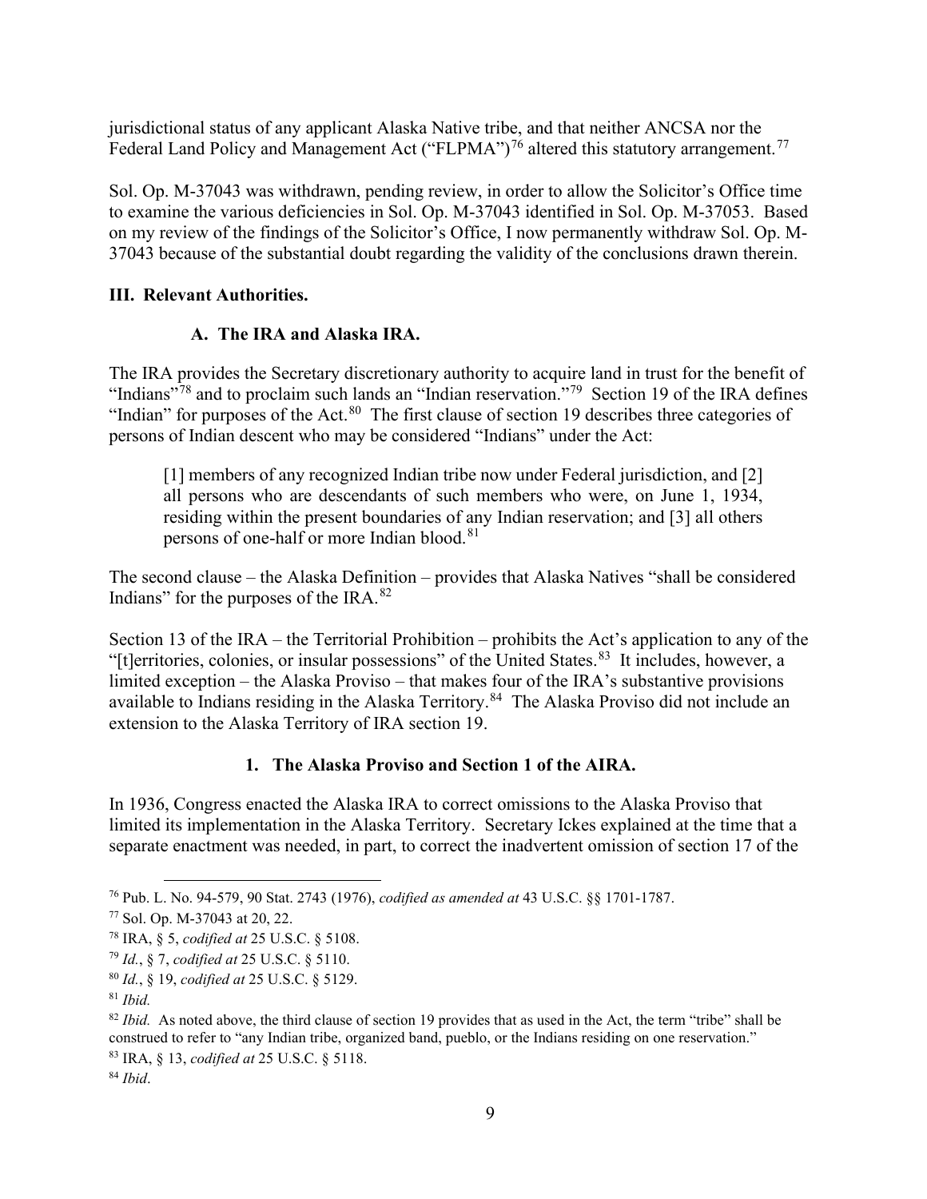jurisdictional status of any applicant Alaska Native tribe, and that neither ANCSA nor the Federal Land Policy and Management Act ("FLPMA")[76] altered this statutory arrangement.[77]

Sol. Op. M-37043 was withdrawn, pending review, in order to allow the Solicitor's Office time to examine the various deficiencies in Sol. Op. M-37043 identified in Sol. Op. M-37053. Based on my review of the findings of the Solicitor's Office, I now permanently withdraw Sol. Op. M-37043 because of the substantial doubt regarding the validity of the conclusions drawn therein.

## III. Relevant Authorities.

### A. The IRA and Alaska IRA.

The IRA provides the Secretary discretionary authority to acquire land in trust for the benefit of "Indians"[78] and to proclaim such lands an "Indian reservation."[79] Section 19 of the IRA defines "Indian" for purposes of the Act.[80] The first clause of section 19 describes three categories of persons of Indian descent who may be considered "Indians" under the Act:

> [1] members of any recognized Indian tribe now under Federal jurisdiction, and [2] all persons who are descendants of such members who were, on June 1, 1934, residing within the present boundaries of any Indian reservation; and [3] all others persons of one-half or more Indian blood.[81]

The second clause – the Alaska Definition – provides that Alaska Natives "shall be considered Indians" for the purposes of the IRA.[82]

Section 13 of the IRA – the Territorial Prohibition – prohibits the Act's application to any of the "[t]erritories, colonies, or insular possessions" of the United States.[83] It includes, however, a limited exception – the Alaska Proviso – that makes four of the IRA's substantive provisions available to Indians residing in the Alaska Territory.[84] The Alaska Proviso did not include an extension to the Alaska Territory of IRA section 19.

#### 1. The Alaska Proviso and Section 1 of the AIRA.

In 1936, Congress enacted the Alaska IRA to correct omissions to the Alaska Proviso that limited its implementation in the Alaska Territory. Secretary Ickes explained at the time that a separate enactment was needed, in part, to correct the inadvertent omission of section 17 of the

---

[76] Pub. L. No. 94-579, 90 Stat. 2743 (1976), *codified as amended at* 43 U.S.C. §§ 1701-1787.

[77] Sol. Op. M-37043 at 20, 22.

[78] IRA, § 5, *codified at* 25 U.S.C. § 5108.

[79] *Id.*, § 7, *codified at* 25 U.S.C. § 5110.

[80] *Id.*, § 19, *codified at* 25 U.S.C. § 5129.

[81] *Ibid.*

[82] *Ibid.* As noted above, the third clause of section 19 provides that as used in the Act, the term "tribe" shall be construed to refer to "any Indian tribe, organized band, pueblo, or the Indians residing on one reservation."

[83] IRA, § 13, *codified at* 25 U.S.C. § 5118.

[84] *Ibid*.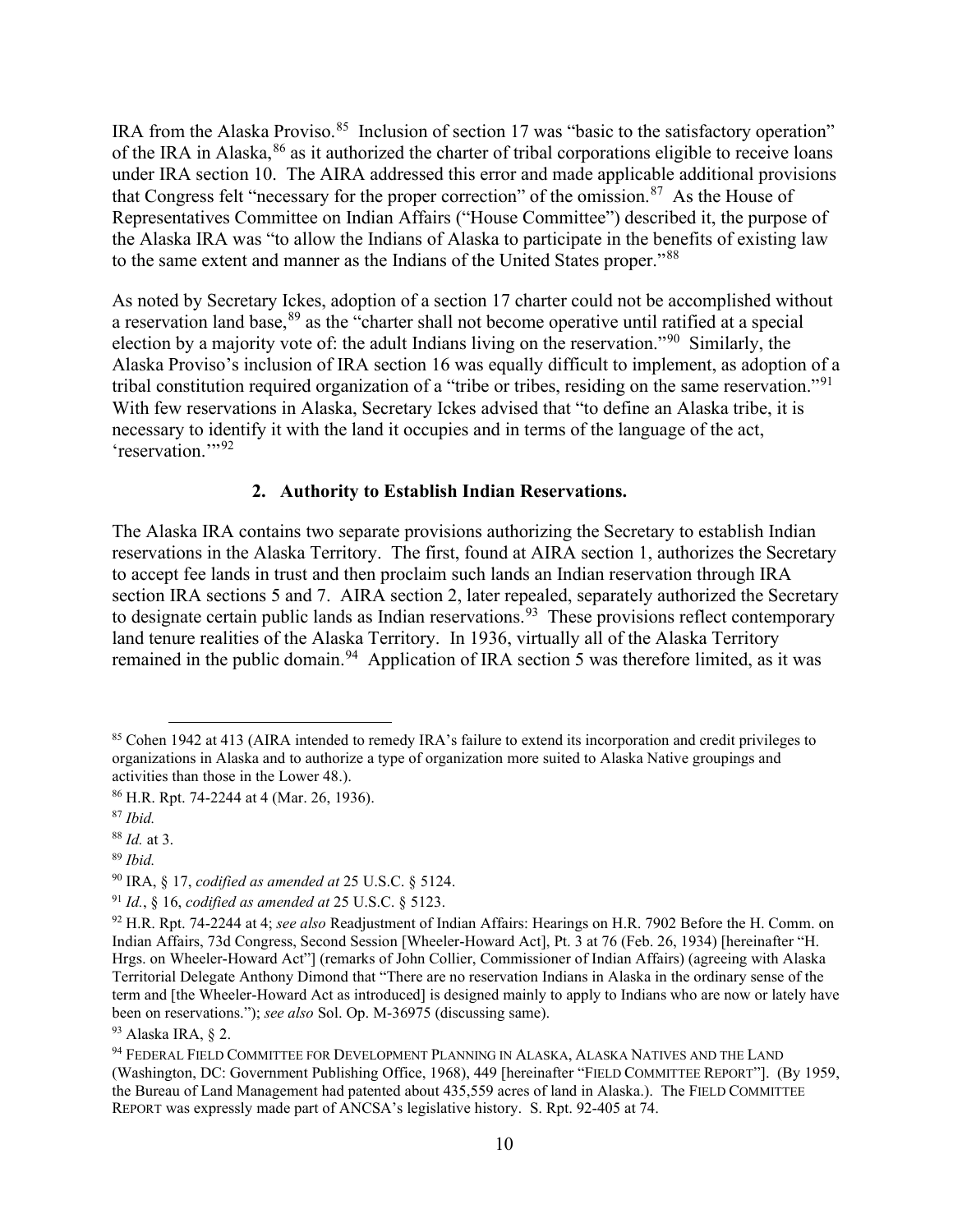IRA from the Alaska Proviso.[85] Inclusion of section 17 was "basic to the satisfactory operation" of the IRA in Alaska,[86] as it authorized the charter of tribal corporations eligible to receive loans under IRA section 10. The AIRA addressed this error and made applicable additional provisions that Congress felt "necessary for the proper correction" of the omission.[87] As the House of Representatives Committee on Indian Affairs ("House Committee") described it, the purpose of the Alaska IRA was "to allow the Indians of Alaska to participate in the benefits of existing law to the same extent and manner as the Indians of the United States proper."[88]

As noted by Secretary Ickes, adoption of a section 17 charter could not be accomplished without a reservation land base,[89] as the "charter shall not become operative until ratified at a special election by a majority vote of: the adult Indians living on the reservation."[90] Similarly, the Alaska Proviso's inclusion of IRA section 16 was equally difficult to implement, as adoption of a tribal constitution required organization of a "tribe or tribes, residing on the same reservation."[91] With few reservations in Alaska, Secretary Ickes advised that "to define an Alaska tribe, it is necessary to identify it with the land it occupies and in terms of the language of the act, 'reservation.'"[92]

### 2. Authority to Establish Indian Reservations.

The Alaska IRA contains two separate provisions authorizing the Secretary to establish Indian reservations in the Alaska Territory. The first, found at AIRA section 1, authorizes the Secretary to accept fee lands in trust and then proclaim such lands an Indian reservation through IRA section IRA sections 5 and 7. AIRA section 2, later repealed, separately authorized the Secretary to designate certain public lands as Indian reservations.[93] These provisions reflect contemporary land tenure realities of the Alaska Territory. In 1936, virtually all of the Alaska Territory remained in the public domain.[94] Application of IRA section 5 was therefore limited, as it was

---

[85] Cohen 1942 at 413 (AIRA intended to remedy IRA's failure to extend its incorporation and credit privileges to organizations in Alaska and to authorize a type of organization more suited to Alaska Native groupings and activities than those in the Lower 48.).

[86] H.R. Rpt. 74-2244 at 4 (Mar. 26, 1936).

[87] *Ibid.*

[88] *Id.* at 3.

[89] *Ibid.*

[90] IRA, § 17, *codified as amended at* 25 U.S.C. § 5124.

[91] *Id.*, § 16, *codified as amended at* 25 U.S.C. § 5123.

[92] H.R. Rpt. 74-2244 at 4; *see also* Readjustment of Indian Affairs: Hearings on H.R. 7902 Before the H. Comm. on Indian Affairs, 73d Congress, Second Session [Wheeler-Howard Act], Pt. 3 at 76 (Feb. 26, 1934) [hereinafter "H. Hrgs. on Wheeler-Howard Act"] (remarks of John Collier, Commissioner of Indian Affairs) (agreeing with Alaska Territorial Delegate Anthony Dimond that "There are no reservation Indians in Alaska in the ordinary sense of the term and [the Wheeler-Howard Act as introduced] is designed mainly to apply to Indians who are now or lately have been on reservations."); *see also* Sol. Op. M-36975 (discussing same).

[93] Alaska IRA, § 2.

[94] FEDERAL FIELD COMMITTEE FOR DEVELOPMENT PLANNING IN ALASKA, ALASKA NATIVES AND THE LAND (Washington, DC: Government Publishing Office, 1968), 449 [hereinafter "FIELD COMMITTEE REPORT"]. (By 1959, the Bureau of Land Management had patented about 435,559 acres of land in Alaska.). The FIELD COMMITTEE REPORT was expressly made part of ANCSA's legislative history. S. Rpt. 92-405 at 74.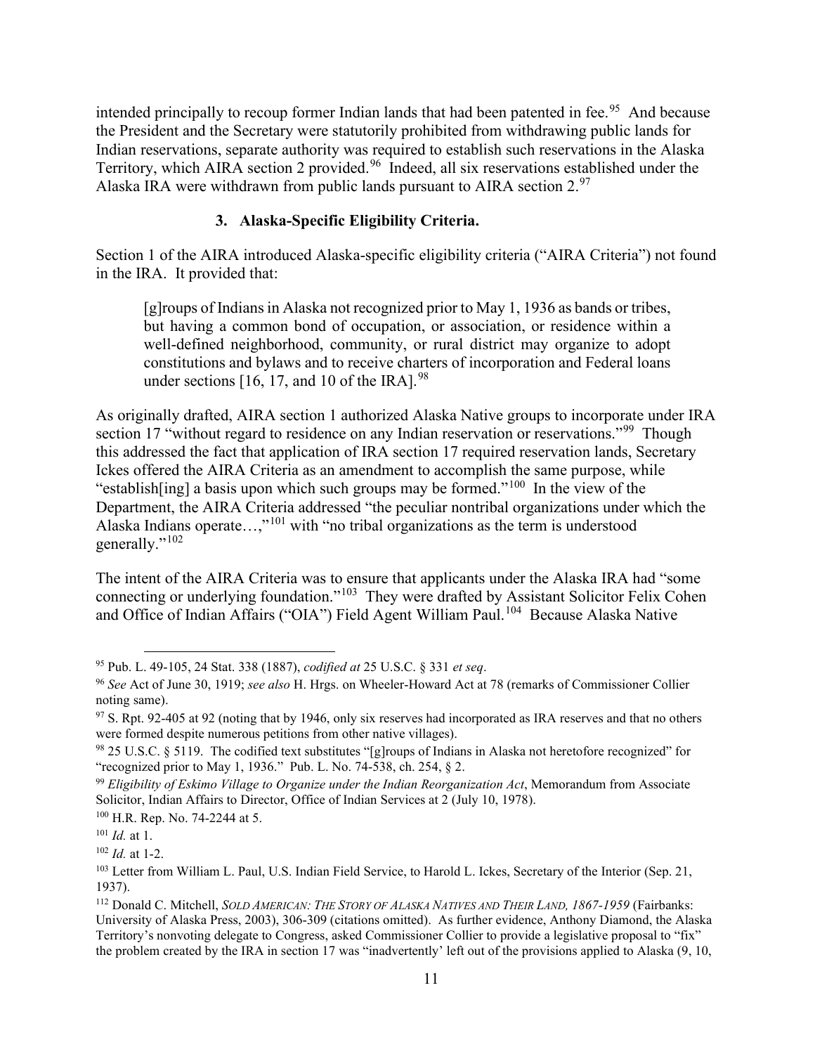intended principally to recoup former Indian lands that had been patented in fee.[95] And because the President and the Secretary were statutorily prohibited from withdrawing public lands for Indian reservations, separate authority was required to establish such reservations in the Alaska Territory, which AIRA section 2 provided.[96] Indeed, all six reservations established under the Alaska IRA were withdrawn from public lands pursuant to AIRA section 2.[97]

### 3. Alaska-Specific Eligibility Criteria.

Section 1 of the AIRA introduced Alaska-specific eligibility criteria ("AIRA Criteria") not found in the IRA. It provided that:

> [g]roups of Indians in Alaska not recognized prior to May 1, 1936 as bands or tribes, but having a common bond of occupation, or association, or residence within a well-defined neighborhood, community, or rural district may organize to adopt constitutions and bylaws and to receive charters of incorporation and Federal loans under sections [16, 17, and 10 of the IRA].[98]

As originally drafted, AIRA section 1 authorized Alaska Native groups to incorporate under IRA section 17 "without regard to residence on any Indian reservation or reservations."[99] Though this addressed the fact that application of IRA section 17 required reservation lands, Secretary Ickes offered the AIRA Criteria as an amendment to accomplish the same purpose, while "establish[ing] a basis upon which such groups may be formed."[100] In the view of the Department, the AIRA Criteria addressed "the peculiar nontribal organizations under which the Alaska Indians operate…,"[101] with "no tribal organizations as the term is understood generally."[102]

The intent of the AIRA Criteria was to ensure that applicants under the Alaska IRA had "some connecting or underlying foundation."[103] They were drafted by Assistant Solicitor Felix Cohen and Office of Indian Affairs ("OIA") Field Agent William Paul.[104] Because Alaska Native

---

[95] Pub. L. 49-105, 24 Stat. 338 (1887), *codified at* 25 U.S.C. § 331 *et seq*.

[96] *See* Act of June 30, 1919; *see also* H. Hrgs. on Wheeler-Howard Act at 78 (remarks of Commissioner Collier noting same).

[97] S. Rpt. 92-405 at 92 (noting that by 1946, only six reserves had incorporated as IRA reserves and that no others were formed despite numerous petitions from other native villages).

[98] 25 U.S.C. § 5119. The codified text substitutes "[g]roups of Indians in Alaska not heretofore recognized" for "recognized prior to May 1, 1936." Pub. L. No. 74-538, ch. 254, § 2.

[99] *Eligibility of Eskimo Village to Organize under the Indian Reorganization Act*, Memorandum from Associate Solicitor, Indian Affairs to Director, Office of Indian Services at 2 (July 10, 1978).

[100] H.R. Rep. No. 74-2244 at 5.

[101] *Id.* at 1.

[102] *Id.* at 1-2.

[103] Letter from William L. Paul, U.S. Indian Field Service, to Harold L. Ickes, Secretary of the Interior (Sep. 21, 1937).

[112] Donald C. Mitchell, *SOLD AMERICAN: THE STORY OF ALASKA NATIVES AND THEIR LAND, 1867-1959* (Fairbanks: University of Alaska Press, 2003), 306-309 (citations omitted). As further evidence, Anthony Diamond, the Alaska Territory's nonvoting delegate to Congress, asked Commissioner Collier to provide a legislative proposal to "fix" the problem created by the IRA in section 17 was "inadvertently' left out of the provisions applied to Alaska (9, 10,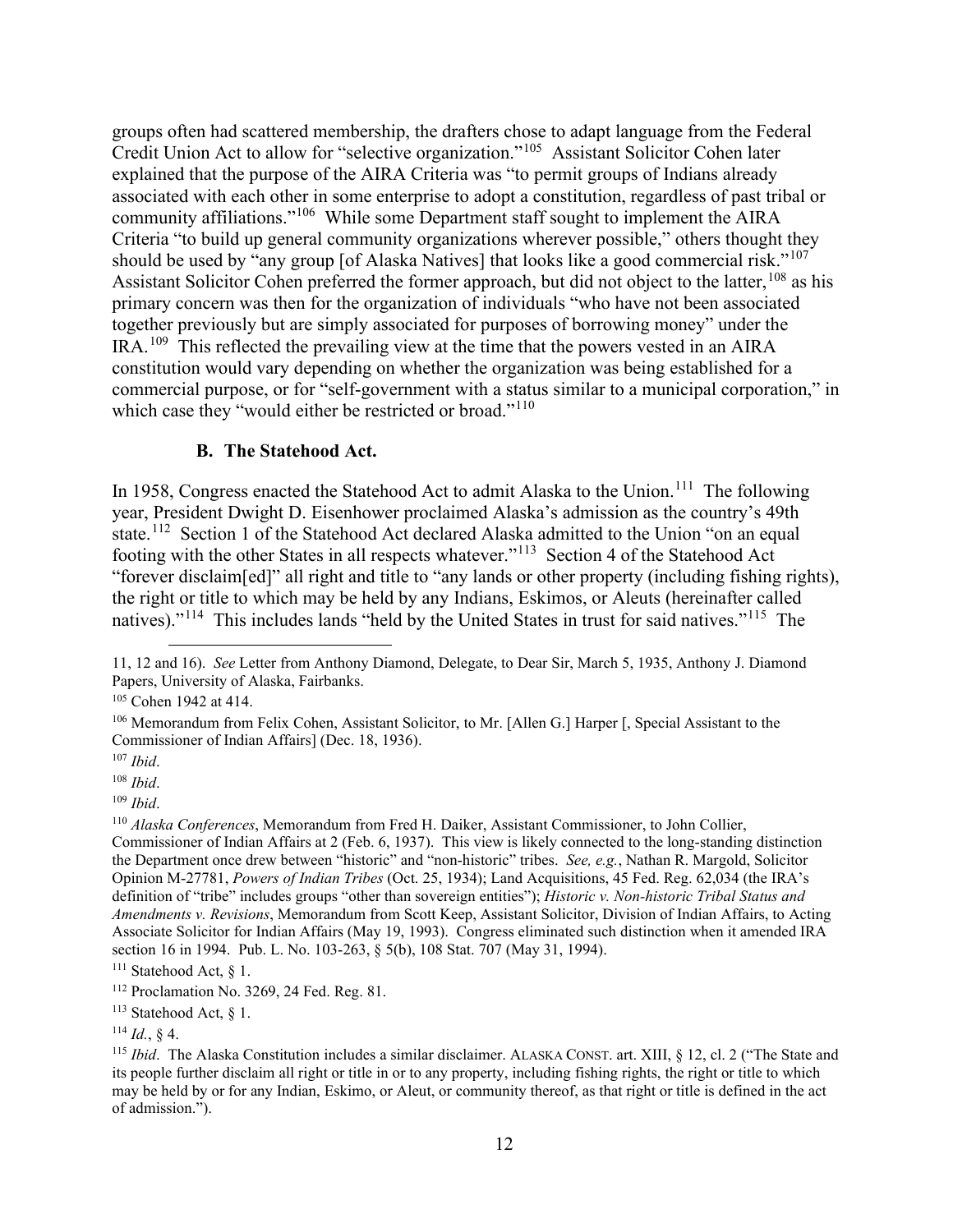groups often had scattered membership, the drafters chose to adapt language from the Federal Credit Union Act to allow for "selective organization."[105] Assistant Solicitor Cohen later explained that the purpose of the AIRA Criteria was "to permit groups of Indians already associated with each other in some enterprise to adopt a constitution, regardless of past tribal or community affiliations."[106] While some Department staff sought to implement the AIRA Criteria "to build up general community organizations wherever possible," others thought they should be used by "any group [of Alaska Natives] that looks like a good commercial risk."[107] Assistant Solicitor Cohen preferred the former approach, but did not object to the latter,[108] as his primary concern was then for the organization of individuals "who have not been associated together previously but are simply associated for purposes of borrowing money" under the IRA.[109] This reflected the prevailing view at the time that the powers vested in an AIRA constitution would vary depending on whether the organization was being established for a commercial purpose, or for "self-government with a status similar to a municipal corporation," in which case they "would either be restricted or broad."[110]

### B. The Statehood Act.

In 1958, Congress enacted the Statehood Act to admit Alaska to the Union.[111] The following year, President Dwight D. Eisenhower proclaimed Alaska's admission as the country's 49th state.[112] Section 1 of the Statehood Act declared Alaska admitted to the Union "on an equal footing with the other States in all respects whatever."[113] Section 4 of the Statehood Act "forever disclaim[ed]" all right and title to "any lands or other property (including fishing rights), the right or title to which may be held by any Indians, Eskimos, or Aleuts (hereinafter called natives)."[114] This includes lands "held by the United States in trust for said natives."[115] The

---

11, 12 and 16). *See* Letter from Anthony Diamond, Delegate, to Dear Sir, March 5, 1935, Anthony J. Diamond Papers, University of Alaska, Fairbanks.

[105] Cohen 1942 at 414.

[106] Memorandum from Felix Cohen, Assistant Solicitor, to Mr. [Allen G.] Harper [, Special Assistant to the Commissioner of Indian Affairs] (Dec. 18, 1936).

[107] *Ibid*.

[108] *Ibid*.

[109] *Ibid*.

[110] *Alaska Conferences*, Memorandum from Fred H. Daiker, Assistant Commissioner, to John Collier, Commissioner of Indian Affairs at 2 (Feb. 6, 1937). This view is likely connected to the long-standing distinction the Department once drew between "historic" and "non-historic" tribes. *See, e.g.*, Nathan R. Margold, Solicitor Opinion M-27781, *Powers of Indian Tribes* (Oct. 25, 1934); Land Acquisitions, 45 Fed. Reg. 62,034 (the IRA's definition of "tribe" includes groups "other than sovereign entities"); *Historic v. Non-historic Tribal Status and Amendments v. Revisions*, Memorandum from Scott Keep, Assistant Solicitor, Division of Indian Affairs, to Acting Associate Solicitor for Indian Affairs (May 19, 1993). Congress eliminated such distinction when it amended IRA section 16 in 1994. Pub. L. No. 103-263, § 5(b), 108 Stat. 707 (May 31, 1994).

[111] Statehood Act, § 1.

[112] Proclamation No. 3269, 24 Fed. Reg. 81.

[113] Statehood Act, § 1.

[114] *Id.*, § 4.

[115] *Ibid*. The Alaska Constitution includes a similar disclaimer. ALASKA CONST. art. XIII, § 12, cl. 2 ("The State and its people further disclaim all right or title in or to any property, including fishing rights, the right or title to which may be held by or for any Indian, Eskimo, or Aleut, or community thereof, as that right or title is defined in the act of admission.").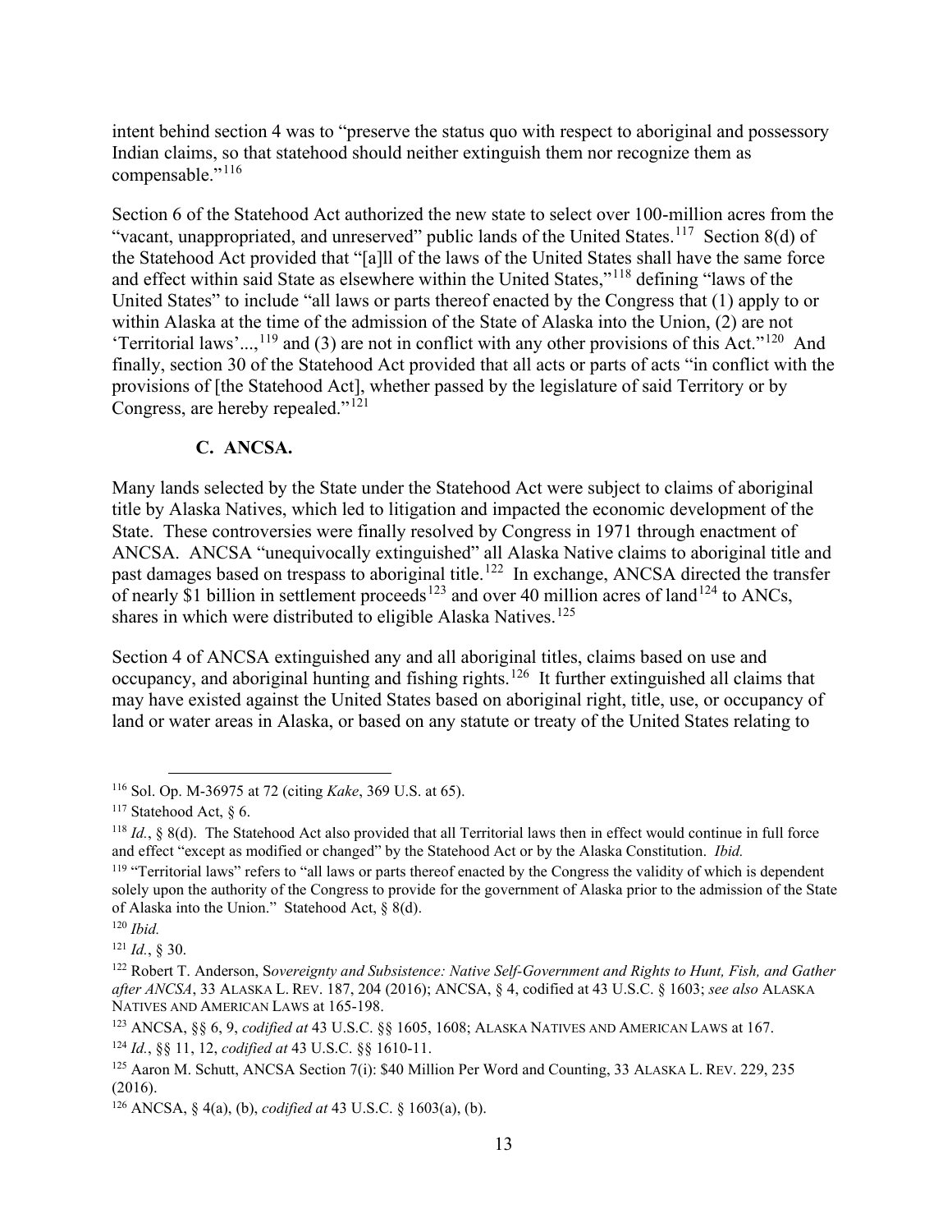intent behind section 4 was to "preserve the status quo with respect to aboriginal and possessory Indian claims, so that statehood should neither extinguish them nor recognize them as compensable."[116]

Section 6 of the Statehood Act authorized the new state to select over 100-million acres from the "vacant, unappropriated, and unreserved" public lands of the United States.[117] Section 8(d) of the Statehood Act provided that "[a]ll of the laws of the United States shall have the same force and effect within said State as elsewhere within the United States,"[118] defining "laws of the United States" to include "all laws or parts thereof enacted by the Congress that (1) apply to or within Alaska at the time of the admission of the State of Alaska into the Union, (2) are not 'Territorial laws'...,[119] and (3) are not in conflict with any other provisions of this Act."[120] And finally, section 30 of the Statehood Act provided that all acts or parts of acts "in conflict with the provisions of [the Statehood Act], whether passed by the legislature of said Territory or by Congress, are hereby repealed."[121]

### C. ANCSA.

Many lands selected by the State under the Statehood Act were subject to claims of aboriginal title by Alaska Natives, which led to litigation and impacted the economic development of the State. These controversies were finally resolved by Congress in 1971 through enactment of ANCSA. ANCSA "unequivocally extinguished" all Alaska Native claims to aboriginal title and past damages based on trespass to aboriginal title.[122] In exchange, ANCSA directed the transfer of nearly $1 billion in settlement proceeds[123] and over 40 million acres of land[124] to ANCs, shares in which were distributed to eligible Alaska Natives.[125]

Section 4 of ANCSA extinguished any and all aboriginal titles, claims based on use and occupancy, and aboriginal hunting and fishing rights.[126] It further extinguished all claims that may have existed against the United States based on aboriginal right, title, use, or occupancy of land or water areas in Alaska, or based on any statute or treaty of the United States relating to

---

[116] Sol. Op. M-36975 at 72 (citing *Kake*, 369 U.S. at 65).

[117] Statehood Act, § 6.

[118] *Id.*, § 8(d). The Statehood Act also provided that all Territorial laws then in effect would continue in full force and effect "except as modified or changed" by the Statehood Act or by the Alaska Constitution. *Ibid.*

[119] "Territorial laws" refers to "all laws or parts thereof enacted by the Congress the validity of which is dependent solely upon the authority of the Congress to provide for the government of Alaska prior to the admission of the State of Alaska into the Union." Statehood Act, § 8(d).

[120] *Ibid.*

[121] *Id.*, § 30.

[122] Robert T. Anderson, S*overeignty and Subsistence: Native Self-Government and Rights to Hunt, Fish, and Gather after ANCSA*, 33 ALASKA L. REV. 187, 204 (2016); ANCSA, § 4, codified at 43 U.S.C. § 1603; *see also* ALASKA NATIVES AND AMERICAN LAWS at 165-198.

[123] ANCSA, §§ 6, 9, *codified at* 43 U.S.C. §§ 1605, 1608; ALASKA NATIVES AND AMERICAN LAWS at 167.

[124] *Id.*, §§ 11, 12, *codified at* 43 U.S.C. §§ 1610-11.

[125] Aaron M. Schutt, ANCSA Section 7(i): $40 Million Per Word and Counting, 33 ALASKA L. REV. 229, 235 (2016).

[126] ANCSA, § 4(a), (b), *codified at* 43 U.S.C. § 1603(a), (b).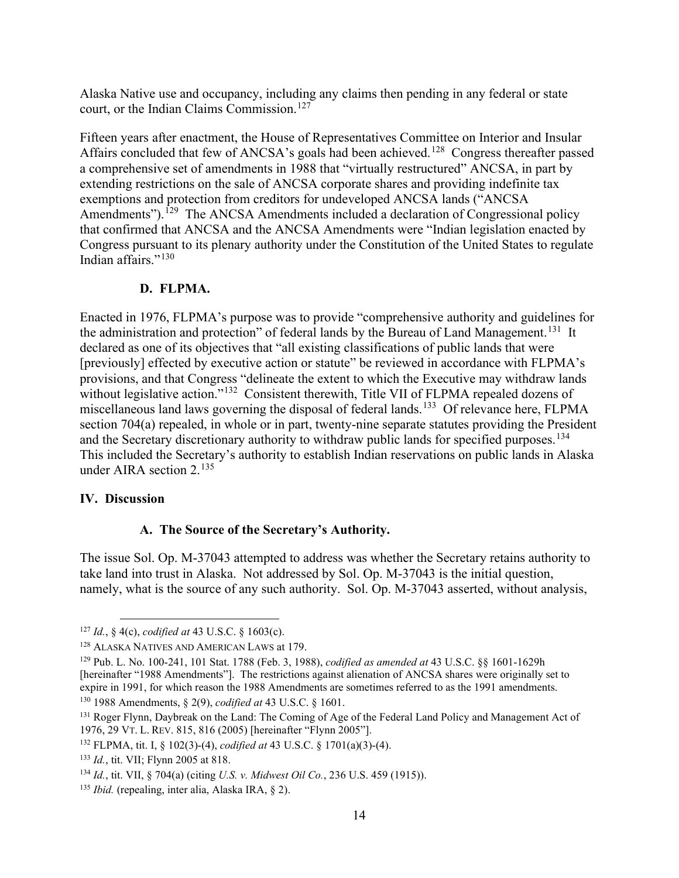Alaska Native use and occupancy, including any claims then pending in any federal or state court, or the Indian Claims Commission.[127]

Fifteen years after enactment, the House of Representatives Committee on Interior and Insular Affairs concluded that few of ANCSA's goals had been achieved.[128] Congress thereafter passed a comprehensive set of amendments in 1988 that "virtually restructured" ANCSA, in part by extending restrictions on the sale of ANCSA corporate shares and providing indefinite tax exemptions and protection from creditors for undeveloped ANCSA lands ("ANCSA Amendments").[129] The ANCSA Amendments included a declaration of Congressional policy that confirmed that ANCSA and the ANCSA Amendments were "Indian legislation enacted by Congress pursuant to its plenary authority under the Constitution of the United States to regulate Indian affairs."[130]

### D. FLPMA.

Enacted in 1976, FLPMA's purpose was to provide "comprehensive authority and guidelines for the administration and protection" of federal lands by the Bureau of Land Management.[131] It declared as one of its objectives that "all existing classifications of public lands that were [previously] effected by executive action or statute" be reviewed in accordance with FLPMA's provisions, and that Congress "delineate the extent to which the Executive may withdraw lands without legislative action."[132] Consistent therewith, Title VII of FLPMA repealed dozens of miscellaneous land laws governing the disposal of federal lands.[133] Of relevance here, FLPMA section 704(a) repealed, in whole or in part, twenty-nine separate statutes providing the President and the Secretary discretionary authority to withdraw public lands for specified purposes.[134] This included the Secretary's authority to establish Indian reservations on public lands in Alaska under AIRA section 2.[135]

## IV. Discussion

### A. The Source of the Secretary's Authority.

The issue Sol. Op. M-37043 attempted to address was whether the Secretary retains authority to take land into trust in Alaska. Not addressed by Sol. Op. M-37043 is the initial question, namely, what is the source of any such authority. Sol. Op. M-37043 asserted, without analysis,

---

[127] *Id.*, § 4(c), *codified at* 43 U.S.C. § 1603(c).

[128] ALASKA NATIVES AND AMERICAN LAWS at 179.

[129] Pub. L. No. 100-241, 101 Stat. 1788 (Feb. 3, 1988), *codified as amended at* 43 U.S.C. §§ 1601-1629h [hereinafter "1988 Amendments"]. The restrictions against alienation of ANCSA shares were originally set to expire in 1991, for which reason the 1988 Amendments are sometimes referred to as the 1991 amendments.

[130] 1988 Amendments, § 2(9), *codified at* 43 U.S.C. § 1601.

[131] Roger Flynn, Daybreak on the Land: The Coming of Age of the Federal Land Policy and Management Act of 1976, 29 VT. L. REV. 815, 816 (2005) [hereinafter "Flynn 2005"].

[132] FLPMA, tit. I, § 102(3)-(4), *codified at* 43 U.S.C. § 1701(a)(3)-(4).

[133] *Id.*, tit. VII; Flynn 2005 at 818.

[134] *Id.*, tit. VII, § 704(a) (citing *U.S. v. Midwest Oil Co.*, 236 U.S. 459 (1915)).

[135] *Ibid.* (repealing, inter alia, Alaska IRA, § 2).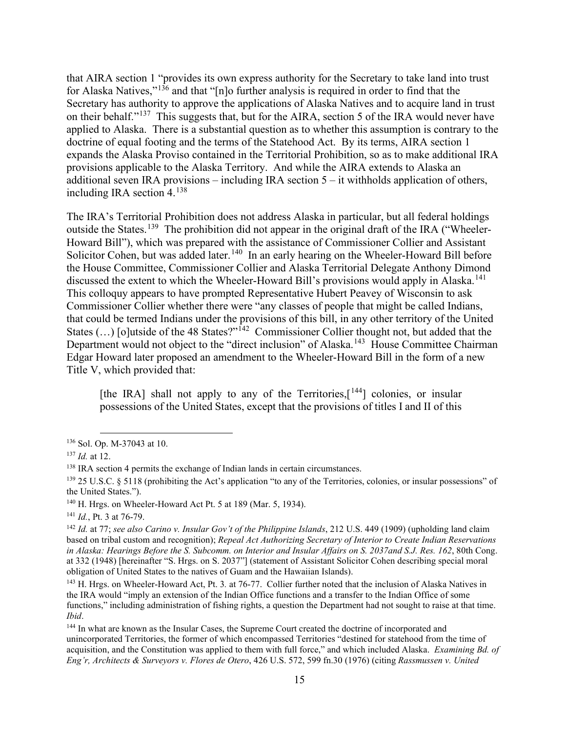that AIRA section 1 "provides its own express authority for the Secretary to take land into trust for Alaska Natives,"[136] and that "[n]o further analysis is required in order to find that the Secretary has authority to approve the applications of Alaska Natives and to acquire land in trust on their behalf."[137] This suggests that, but for the AIRA, section 5 of the IRA would never have applied to Alaska. There is a substantial question as to whether this assumption is contrary to the doctrine of equal footing and the terms of the Statehood Act. By its terms, AIRA section 1 expands the Alaska Proviso contained in the Territorial Prohibition, so as to make additional IRA provisions applicable to the Alaska Territory. And while the AIRA extends to Alaska an additional seven IRA provisions – including IRA section 5 – it withholds application of others, including IRA section 4.[138]

The IRA's Territorial Prohibition does not address Alaska in particular, but all federal holdings outside the States.[139] The prohibition did not appear in the original draft of the IRA ("Wheeler-Howard Bill"), which was prepared with the assistance of Commissioner Collier and Assistant Solicitor Cohen, but was added later.[140] In an early hearing on the Wheeler-Howard Bill before the House Committee, Commissioner Collier and Alaska Territorial Delegate Anthony Dimond discussed the extent to which the Wheeler-Howard Bill's provisions would apply in Alaska.[141] This colloquy appears to have prompted Representative Hubert Peavey of Wisconsin to ask Commissioner Collier whether there were "any classes of people that might be called Indians, that could be termed Indians under the provisions of this bill, in any other territory of the United States (…) [o]utside of the 48 States?"[142] Commissioner Collier thought not, but added that the Department would not object to the "direct inclusion" of Alaska.[143] House Committee Chairman Edgar Howard later proposed an amendment to the Wheeler-Howard Bill in the form of a new Title V, which provided that:

> [the IRA] shall not apply to any of the Territories,[[144]] colonies, or insular possessions of the United States, except that the provisions of titles I and II of this

---

[136] Sol. Op. M-37043 at 10.

[137] *Id.* at 12.

[138] IRA section 4 permits the exchange of Indian lands in certain circumstances.

[139] 25 U.S.C. § 5118 (prohibiting the Act's application "to any of the Territories, colonies, or insular possessions" of the United States.").

[140] H. Hrgs. on Wheeler-Howard Act Pt. 5 at 189 (Mar. 5, 1934).

[141] *Id.*, Pt. 3 at 76-79.

[142] *Id.* at 77; *see also Carino v. Insular Gov't of the Philippine Islands*, 212 U.S. 449 (1909) (upholding land claim based on tribal custom and recognition); *Repeal Act Authorizing Secretary of Interior to Create Indian Reservations in Alaska: Hearings Before the S. Subcomm. on Interior and Insular Affairs on S. 2037and S.J. Res. 162*, 80th Cong. at 332 (1948) [hereinafter "S. Hrgs. on S. 2037"] (statement of Assistant Solicitor Cohen describing special moral obligation of United States to the natives of Guam and the Hawaiian Islands).

[143] H. Hrgs. on Wheeler-Howard Act, Pt. 3. at 76-77. Collier further noted that the inclusion of Alaska Natives in the IRA would "imply an extension of the Indian Office functions and a transfer to the Indian Office of some functions," including administration of fishing rights, a question the Department had not sought to raise at that time. *Ibid*.

[144] In what are known as the Insular Cases, the Supreme Court created the doctrine of incorporated and unincorporated Territories, the former of which encompassed Territories "destined for statehood from the time of acquisition, and the Constitution was applied to them with full force," and which included Alaska. *Examining Bd. of Eng'r, Architects & Surveyors v. Flores de Otero*, 426 U.S. 572, 599 fn.30 (1976) (citing *Rassmussen v. United*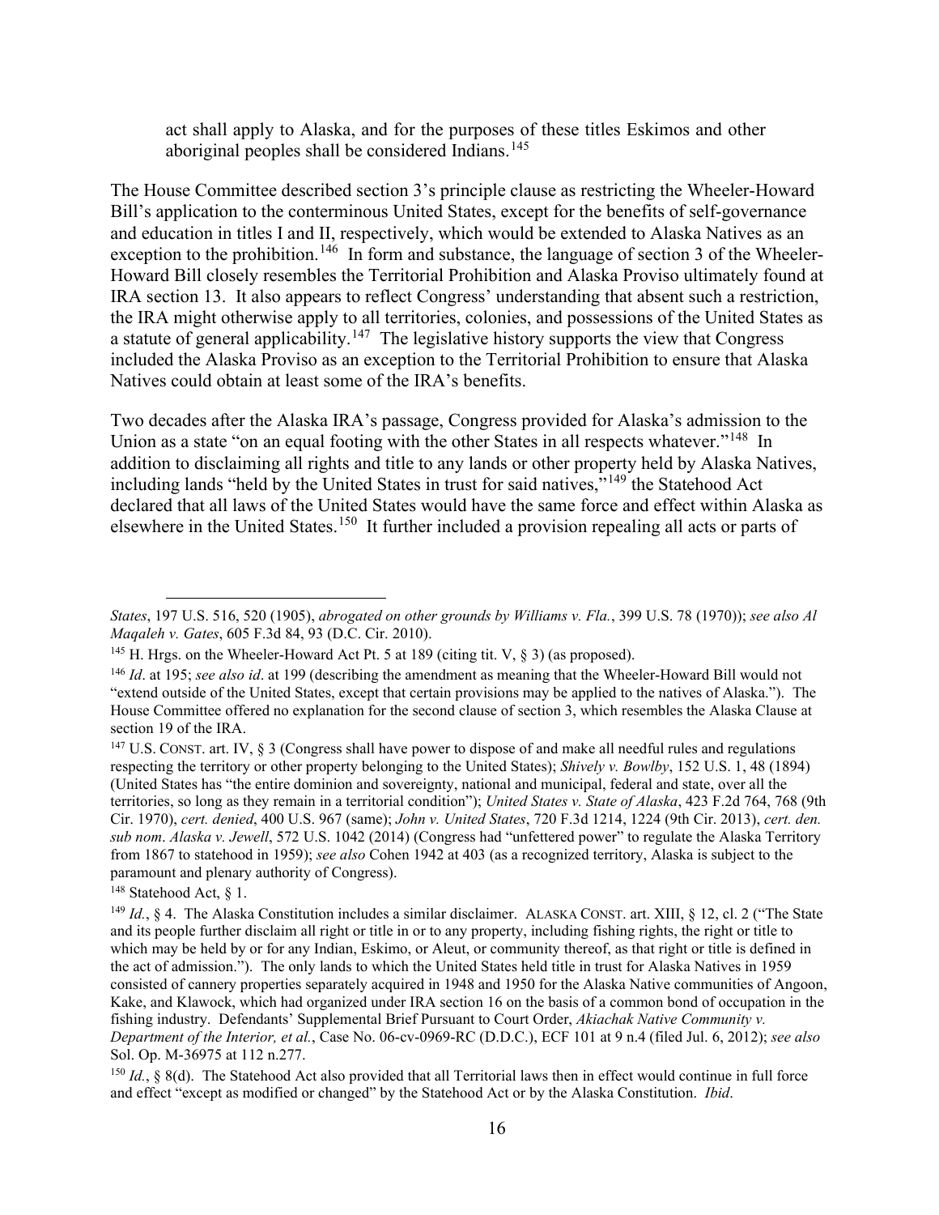> act shall apply to Alaska, and for the purposes of these titles Eskimos and other aboriginal peoples shall be considered Indians.[145]

The House Committee described section 3's principle clause as restricting the Wheeler-Howard Bill's application to the conterminous United States, except for the benefits of self-governance and education in titles I and II, respectively, which would be extended to Alaska Natives as an exception to the prohibition.[146] In form and substance, the language of section 3 of the Wheeler-Howard Bill closely resembles the Territorial Prohibition and Alaska Proviso ultimately found at IRA section 13. It also appears to reflect Congress' understanding that absent such a restriction, the IRA might otherwise apply to all territories, colonies, and possessions of the United States as a statute of general applicability.[147] The legislative history supports the view that Congress included the Alaska Proviso as an exception to the Territorial Prohibition to ensure that Alaska Natives could obtain at least some of the IRA's benefits.

Two decades after the Alaska IRA's passage, Congress provided for Alaska's admission to the Union as a state "on an equal footing with the other States in all respects whatever."[148] In addition to disclaiming all rights and title to any lands or other property held by Alaska Natives, including lands "held by the United States in trust for said natives,"[149] the Statehood Act declared that all laws of the United States would have the same force and effect within Alaska as elsewhere in the United States.[150] It further included a provision repealing all acts or parts of

---

*States*, 197 U.S. 516, 520 (1905), *abrogated on other grounds by Williams v. Fla.*, 399 U.S. 78 (1970)); *see also Al Maqaleh v. Gates*, 605 F.3d 84, 93 (D.C. Cir. 2010).

[145] H. Hrgs. on the Wheeler-Howard Act Pt. 5 at 189 (citing tit. V, § 3) (as proposed).

[146] *Id*. at 195; *see also id*. at 199 (describing the amendment as meaning that the Wheeler-Howard Bill would not "extend outside of the United States, except that certain provisions may be applied to the natives of Alaska."). The House Committee offered no explanation for the second clause of section 3, which resembles the Alaska Clause at section 19 of the IRA.

[147] U.S. CONST. art. IV, § 3 (Congress shall have power to dispose of and make all needful rules and regulations respecting the territory or other property belonging to the United States); *Shively v. Bowlby*, 152 U.S. 1, 48 (1894) (United States has "the entire dominion and sovereignty, national and municipal, federal and state, over all the territories, so long as they remain in a territorial condition"); *United States v. State of Alaska*, 423 F.2d 764, 768 (9th Cir. 1970), *cert. denied*, 400 U.S. 967 (same); *John v. United States*, 720 F.3d 1214, 1224 (9th Cir. 2013), *cert. den. sub nom*. *Alaska v. Jewell*, 572 U.S. 1042 (2014) (Congress had "unfettered power" to regulate the Alaska Territory from 1867 to statehood in 1959); *see also* Cohen 1942 at 403 (as a recognized territory, Alaska is subject to the paramount and plenary authority of Congress).

[148] Statehood Act, § 1.

[149] *Id.*, § 4. The Alaska Constitution includes a similar disclaimer. ALASKA CONST. art. XIII, § 12, cl. 2 ("The State and its people further disclaim all right or title in or to any property, including fishing rights, the right or title to which may be held by or for any Indian, Eskimo, or Aleut, or community thereof, as that right or title is defined in the act of admission."). The only lands to which the United States held title in trust for Alaska Natives in 1959 consisted of cannery properties separately acquired in 1948 and 1950 for the Alaska Native communities of Angoon, Kake, and Klawock, which had organized under IRA section 16 on the basis of a common bond of occupation in the fishing industry. Defendants' Supplemental Brief Pursuant to Court Order, *Akiachak Native Community v. Department of the Interior, et al.*, Case No. 06-cv-0969-RC (D.D.C.), ECF 101 at 9 n.4 (filed Jul. 6, 2012); *see also* Sol. Op. M-36975 at 112 n.277.

[150] *Id.*, § 8(d). The Statehood Act also provided that all Territorial laws then in effect would continue in full force and effect "except as modified or changed" by the Statehood Act or by the Alaska Constitution. *Ibid*.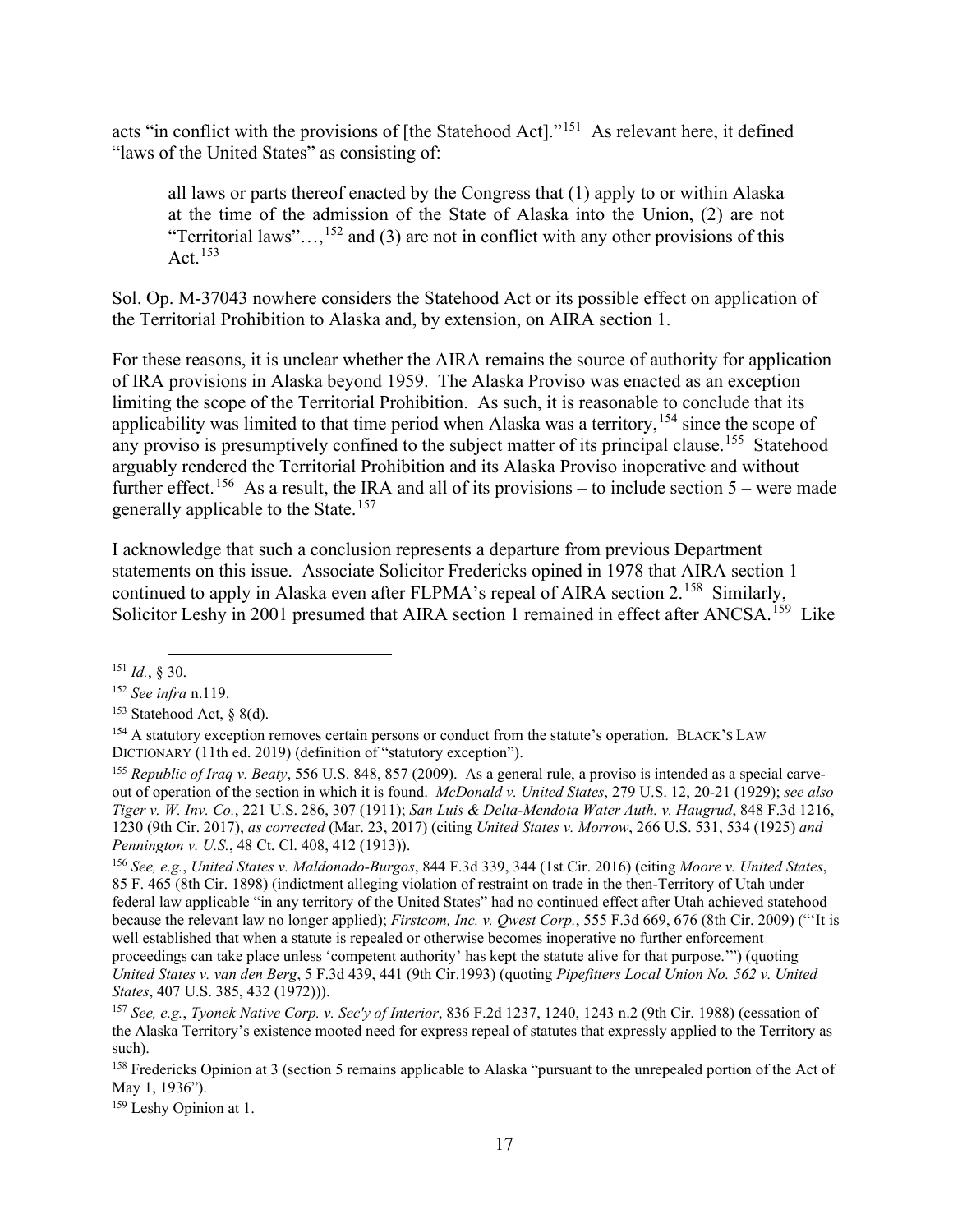acts "in conflict with the provisions of [the Statehood Act]."[151] As relevant here, it defined "laws of the United States" as consisting of:

> all laws or parts thereof enacted by the Congress that (1) apply to or within Alaska at the time of the admission of the State of Alaska into the Union, (2) are not "Territorial laws"…,[152] and (3) are not in conflict with any other provisions of this Act.[153]

Sol. Op. M-37043 nowhere considers the Statehood Act or its possible effect on application of the Territorial Prohibition to Alaska and, by extension, on AIRA section 1.

For these reasons, it is unclear whether the AIRA remains the source of authority for application of IRA provisions in Alaska beyond 1959. The Alaska Proviso was enacted as an exception limiting the scope of the Territorial Prohibition. As such, it is reasonable to conclude that its applicability was limited to that time period when Alaska was a territory,[154] since the scope of any proviso is presumptively confined to the subject matter of its principal clause.[155] Statehood arguably rendered the Territorial Prohibition and its Alaska Proviso inoperative and without further effect.[156] As a result, the IRA and all of its provisions – to include section 5 – were made generally applicable to the State.[157]

I acknowledge that such a conclusion represents a departure from previous Department statements on this issue. Associate Solicitor Fredericks opined in 1978 that AIRA section 1 continued to apply in Alaska even after FLPMA's repeal of AIRA section 2.[158] Similarly, Solicitor Leshy in 2001 presumed that AIRA section 1 remained in effect after ANCSA.[159] Like

---

[151] *Id.*, § 30.

[152] *See infra* n.119.

[153] Statehood Act, § 8(d).

[154] A statutory exception removes certain persons or conduct from the statute's operation. BLACK'S LAW DICTIONARY (11th ed. 2019) (definition of "statutory exception").

[155] *Republic of Iraq v. Beaty*, 556 U.S. 848, 857 (2009). As a general rule, a proviso is intended as a special carve-out of operation of the section in which it is found. *McDonald v. United States*, 279 U.S. 12, 20-21 (1929); *see also Tiger v. W. Inv. Co.*, 221 U.S. 286, 307 (1911); *San Luis & Delta-Mendota Water Auth. v. Haugrud*, 848 F.3d 1216, 1230 (9th Cir. 2017), *as corrected* (Mar. 23, 2017) (citing *United States v. Morrow*, 266 U.S. 531, 534 (1925) *and Pennington v. U.S.*, 48 Ct. Cl. 408, 412 (1913)).

[156] *See, e.g.*, *United States v. Maldonado-Burgos*, 844 F.3d 339, 344 (1st Cir. 2016) (citing *Moore v. United States*, 85 F. 465 (8th Cir. 1898) (indictment alleging violation of restraint on trade in the then-Territory of Utah under federal law applicable "in any territory of the United States" had no continued effect after Utah achieved statehood because the relevant law no longer applied); *Firstcom, Inc. v. Qwest Corp.*, 555 F.3d 669, 676 (8th Cir. 2009) ("'It is well established that when a statute is repealed or otherwise becomes inoperative no further enforcement proceedings can take place unless 'competent authority' has kept the statute alive for that purpose.'") (quoting *United States v. van den Berg*, 5 F.3d 439, 441 (9th Cir.1993) (quoting *Pipefitters Local Union No. 562 v. United States*, 407 U.S. 385, 432 (1972))).

[157] *See, e.g.*, *Tyonek Native Corp. v. Sec'y of Interior*, 836 F.2d 1237, 1240, 1243 n.2 (9th Cir. 1988) (cessation of the Alaska Territory's existence mooted need for express repeal of statutes that expressly applied to the Territory as such).

[158] Fredericks Opinion at 3 (section 5 remains applicable to Alaska "pursuant to the unrepealed portion of the Act of May 1, 1936").

[159] Leshy Opinion at 1.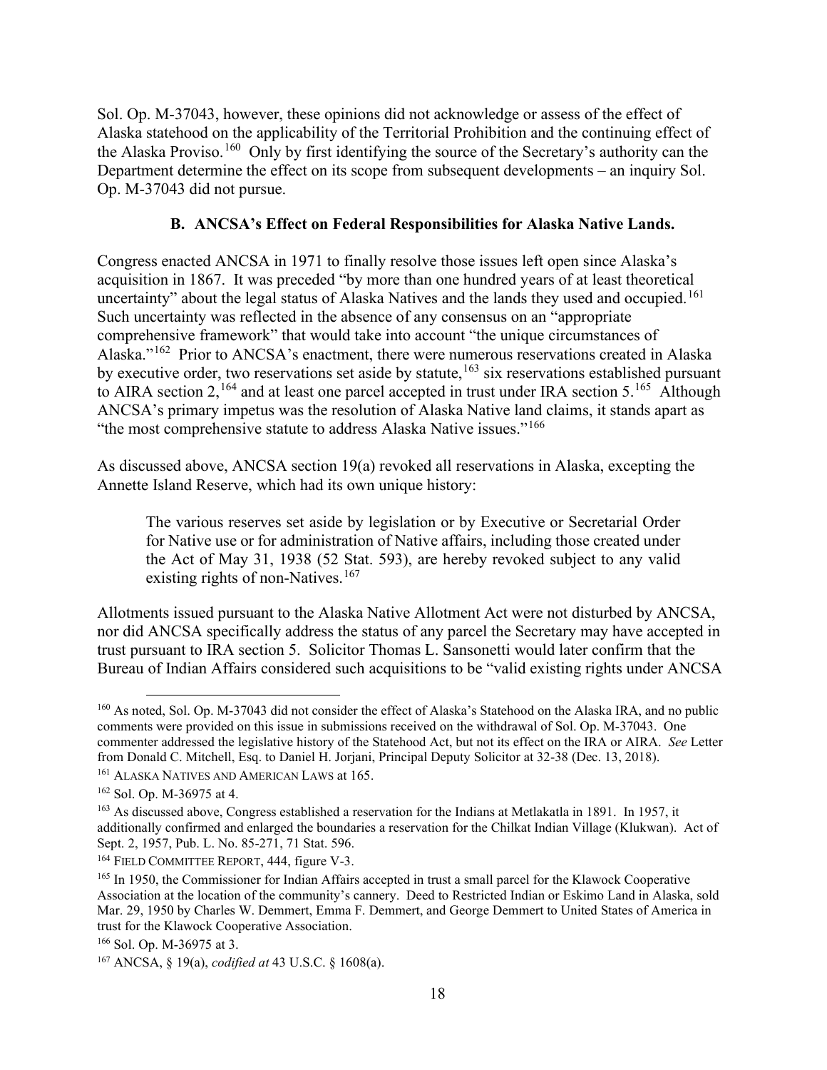Sol. Op. M-37043, however, these opinions did not acknowledge or assess of the effect of Alaska statehood on the applicability of the Territorial Prohibition and the continuing effect of the Alaska Proviso.[160] Only by first identifying the source of the Secretary's authority can the Department determine the effect on its scope from subsequent developments – an inquiry Sol. Op. M-37043 did not pursue.

### B. ANCSA's Effect on Federal Responsibilities for Alaska Native Lands.

Congress enacted ANCSA in 1971 to finally resolve those issues left open since Alaska's acquisition in 1867. It was preceded "by more than one hundred years of at least theoretical uncertainty" about the legal status of Alaska Natives and the lands they used and occupied.[161] Such uncertainty was reflected in the absence of any consensus on an "appropriate comprehensive framework" that would take into account "the unique circumstances of Alaska."[162] Prior to ANCSA's enactment, there were numerous reservations created in Alaska by executive order, two reservations set aside by statute,[163] six reservations established pursuant to AIRA section 2,[164] and at least one parcel accepted in trust under IRA section 5.[165] Although ANCSA's primary impetus was the resolution of Alaska Native land claims, it stands apart as "the most comprehensive statute to address Alaska Native issues."[166]

As discussed above, ANCSA section 19(a) revoked all reservations in Alaska, excepting the Annette Island Reserve, which had its own unique history:

> The various reserves set aside by legislation or by Executive or Secretarial Order for Native use or for administration of Native affairs, including those created under the Act of May 31, 1938 (52 Stat. 593), are hereby revoked subject to any valid existing rights of non-Natives.[167]

Allotments issued pursuant to the Alaska Native Allotment Act were not disturbed by ANCSA, nor did ANCSA specifically address the status of any parcel the Secretary may have accepted in trust pursuant to IRA section 5. Solicitor Thomas L. Sansonetti would later confirm that the Bureau of Indian Affairs considered such acquisitions to be "valid existing rights under ANCSA

---

[160] As noted, Sol. Op. M-37043 did not consider the effect of Alaska's Statehood on the Alaska IRA, and no public comments were provided on this issue in submissions received on the withdrawal of Sol. Op. M-37043. One commenter addressed the legislative history of the Statehood Act, but not its effect on the IRA or AIRA. *See* Letter from Donald C. Mitchell, Esq. to Daniel H. Jorjani, Principal Deputy Solicitor at 32-38 (Dec. 13, 2018).

[161] ALASKA NATIVES AND AMERICAN LAWS at 165.

[162] Sol. Op. M-36975 at 4.

[163] As discussed above, Congress established a reservation for the Indians at Metlakatla in 1891. In 1957, it additionally confirmed and enlarged the boundaries a reservation for the Chilkat Indian Village (Klukwan). Act of Sept. 2, 1957, Pub. L. No. 85-271, 71 Stat. 596.

[164] FIELD COMMITTEE REPORT, 444, figure V-3.

[165] In 1950, the Commissioner for Indian Affairs accepted in trust a small parcel for the Klawock Cooperative Association at the location of the community's cannery. Deed to Restricted Indian or Eskimo Land in Alaska, sold Mar. 29, 1950 by Charles W. Demmert, Emma F. Demmert, and George Demmert to United States of America in trust for the Klawock Cooperative Association.

[166] Sol. Op. M-36975 at 3.

[167] ANCSA, § 19(a), *codified at* 43 U.S.C. § 1608(a).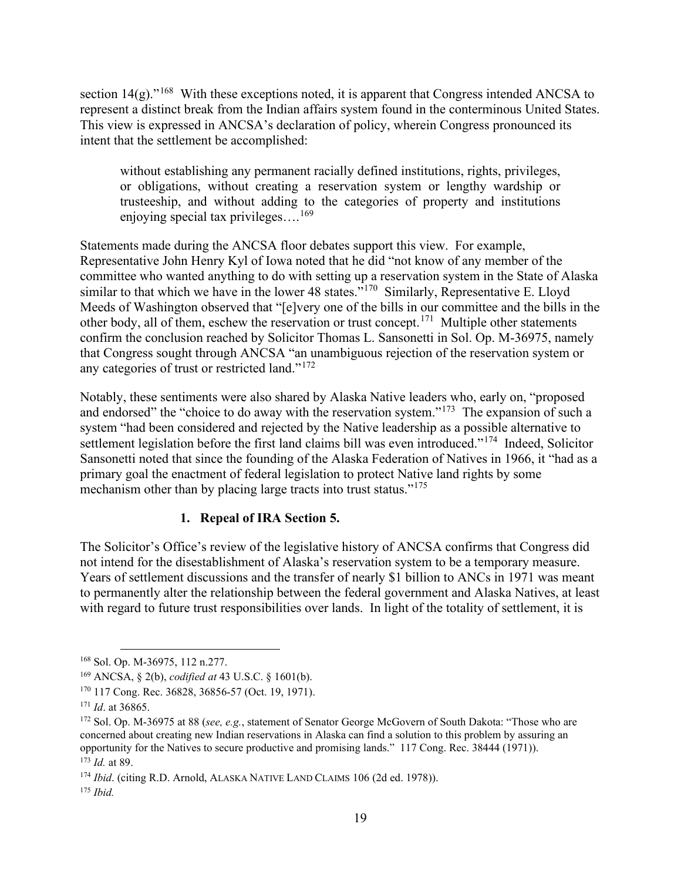section 14(g)."[168] With these exceptions noted, it is apparent that Congress intended ANCSA to represent a distinct break from the Indian affairs system found in the conterminous United States. This view is expressed in ANCSA's declaration of policy, wherein Congress pronounced its intent that the settlement be accomplished:

> without establishing any permanent racially defined institutions, rights, privileges, or obligations, without creating a reservation system or lengthy wardship or trusteeship, and without adding to the categories of property and institutions enjoying special tax privileges….[169]

Statements made during the ANCSA floor debates support this view. For example, Representative John Henry Kyl of Iowa noted that he did "not know of any member of the committee who wanted anything to do with setting up a reservation system in the State of Alaska similar to that which we have in the lower 48 states."[170] Similarly, Representative E. Lloyd Meeds of Washington observed that "[e]very one of the bills in our committee and the bills in the other body, all of them, eschew the reservation or trust concept.[171] Multiple other statements confirm the conclusion reached by Solicitor Thomas L. Sansonetti in Sol. Op. M-36975, namely that Congress sought through ANCSA "an unambiguous rejection of the reservation system or any categories of trust or restricted land."[172]

Notably, these sentiments were also shared by Alaska Native leaders who, early on, "proposed and endorsed" the "choice to do away with the reservation system."[173] The expansion of such a system "had been considered and rejected by the Native leadership as a possible alternative to settlement legislation before the first land claims bill was even introduced."[174] Indeed, Solicitor Sansonetti noted that since the founding of the Alaska Federation of Natives in 1966, it "had as a primary goal the enactment of federal legislation to protect Native land rights by some mechanism other than by placing large tracts into trust status."[175]

### 1. Repeal of IRA Section 5.

The Solicitor's Office's review of the legislative history of ANCSA confirms that Congress did not intend for the disestablishment of Alaska's reservation system to be a temporary measure. Years of settlement discussions and the transfer of nearly $1 billion to ANCs in 1971 was meant to permanently alter the relationship between the federal government and Alaska Natives, at least with regard to future trust responsibilities over lands. In light of the totality of settlement, it is

---

[168] Sol. Op. M-36975, 112 n.277.

[169] ANCSA, § 2(b), *codified at* 43 U.S.C. § 1601(b).

[170] 117 Cong. Rec. 36828, 36856-57 (Oct. 19, 1971).

[171] *Id*. at 36865.

[172] Sol. Op. M-36975 at 88 (*see, e.g.*, statement of Senator George McGovern of South Dakota: "Those who are concerned about creating new Indian reservations in Alaska can find a solution to this problem by assuring an opportunity for the Natives to secure productive and promising lands." 117 Cong. Rec. 38444 (1971)).

[173] *Id.* at 89.

[174] *Ibid*. (citing R.D. Arnold, ALASKA NATIVE LAND CLAIMS 106 (2d ed. 1978)).

[175] *Ibid.*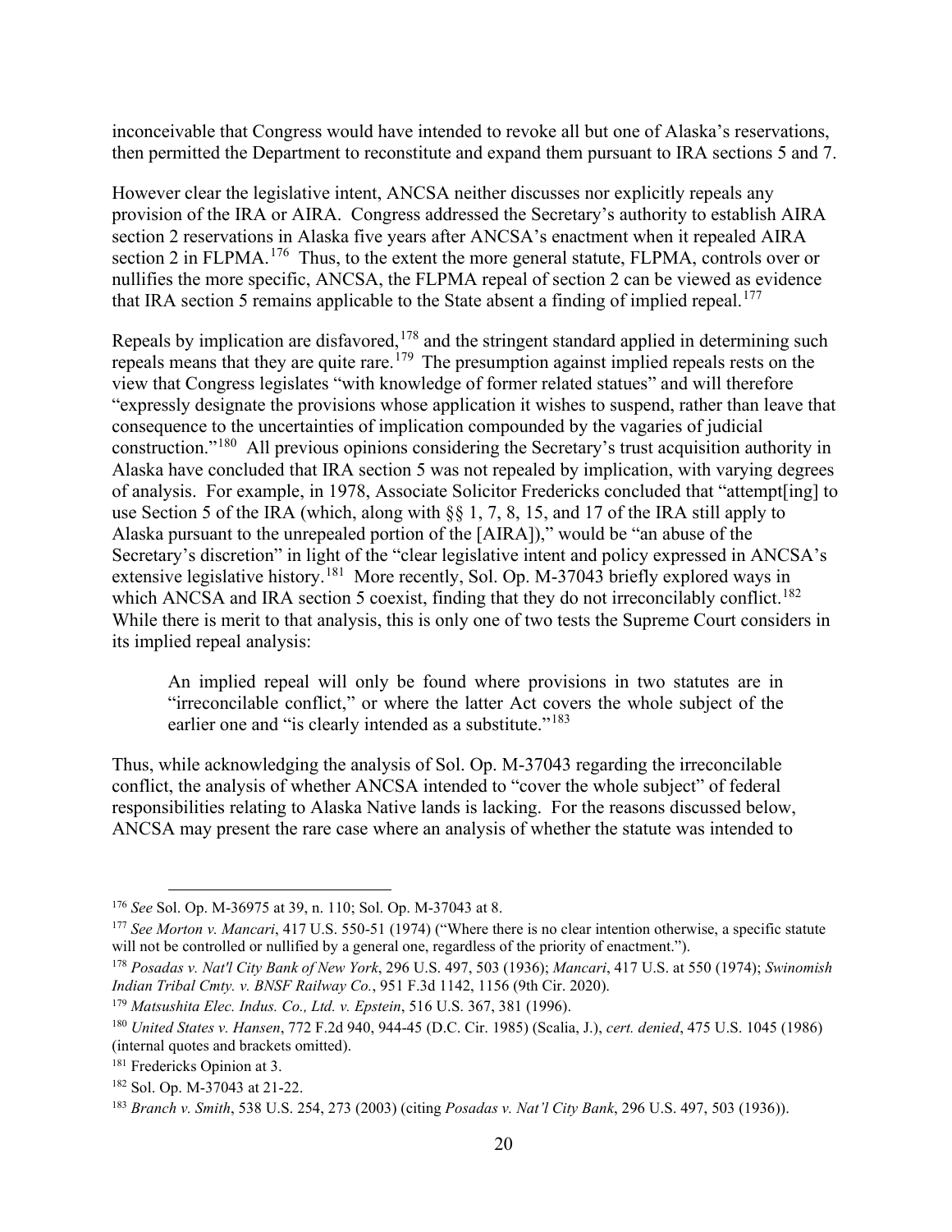inconceivable that Congress would have intended to revoke all but one of Alaska's reservations, then permitted the Department to reconstitute and expand them pursuant to IRA sections 5 and 7.

However clear the legislative intent, ANCSA neither discusses nor explicitly repeals any provision of the IRA or AIRA. Congress addressed the Secretary's authority to establish AIRA section 2 reservations in Alaska five years after ANCSA's enactment when it repealed AIRA section 2 in FLPMA.[176] Thus, to the extent the more general statute, FLPMA, controls over or nullifies the more specific, ANCSA, the FLPMA repeal of section 2 can be viewed as evidence that IRA section 5 remains applicable to the State absent a finding of implied repeal.[177]

Repeals by implication are disfavored,[178] and the stringent standard applied in determining such repeals means that they are quite rare.[179] The presumption against implied repeals rests on the view that Congress legislates "with knowledge of former related statues" and will therefore "expressly designate the provisions whose application it wishes to suspend, rather than leave that consequence to the uncertainties of implication compounded by the vagaries of judicial construction."[180] All previous opinions considering the Secretary's trust acquisition authority in Alaska have concluded that IRA section 5 was not repealed by implication, with varying degrees of analysis. For example, in 1978, Associate Solicitor Fredericks concluded that "attempt[ing] to use Section 5 of the IRA (which, along with §§ 1, 7, 8, 15, and 17 of the IRA still apply to Alaska pursuant to the unrepealed portion of the [AIRA])," would be "an abuse of the Secretary's discretion" in light of the "clear legislative intent and policy expressed in ANCSA's extensive legislative history.[181] More recently, Sol. Op. M-37043 briefly explored ways in which ANCSA and IRA section 5 coexist, finding that they do not irreconcilably conflict.[182] While there is merit to that analysis, this is only one of two tests the Supreme Court considers in its implied repeal analysis:

> An implied repeal will only be found where provisions in two statutes are in "irreconcilable conflict," or where the latter Act covers the whole subject of the earlier one and "is clearly intended as a substitute."[183]

Thus, while acknowledging the analysis of Sol. Op. M-37043 regarding the irreconcilable conflict, the analysis of whether ANCSA intended to "cover the whole subject" of federal responsibilities relating to Alaska Native lands is lacking. For the reasons discussed below, ANCSA may present the rare case where an analysis of whether the statute was intended to

---

[176] *See* Sol. Op. M-36975 at 39, n. 110; Sol. Op. M-37043 at 8.

[177] *See Morton v. Mancari*, 417 U.S. 550-51 (1974) ("Where there is no clear intention otherwise, a specific statute will not be controlled or nullified by a general one, regardless of the priority of enactment.").

[178] *Posadas v. Nat'l City Bank of New York*, 296 U.S. 497, 503 (1936); *Mancari*, 417 U.S. at 550 (1974); *Swinomish Indian Tribal Cmty. v. BNSF Railway Co.*, 951 F.3d 1142, 1156 (9th Cir. 2020).

[179] *Matsushita Elec. Indus. Co., Ltd. v. Epstein*, 516 U.S. 367, 381 (1996).

[180] *United States v. Hansen*, 772 F.2d 940, 944-45 (D.C. Cir. 1985) (Scalia, J.), *cert. denied*, 475 U.S. 1045 (1986) (internal quotes and brackets omitted).

[181] Fredericks Opinion at 3.

[182] Sol. Op. M-37043 at 21-22.

[183] *Branch v. Smith*, 538 U.S. 254, 273 (2003) (citing *Posadas v. Nat'l City Bank*, 296 U.S. 497, 503 (1936)).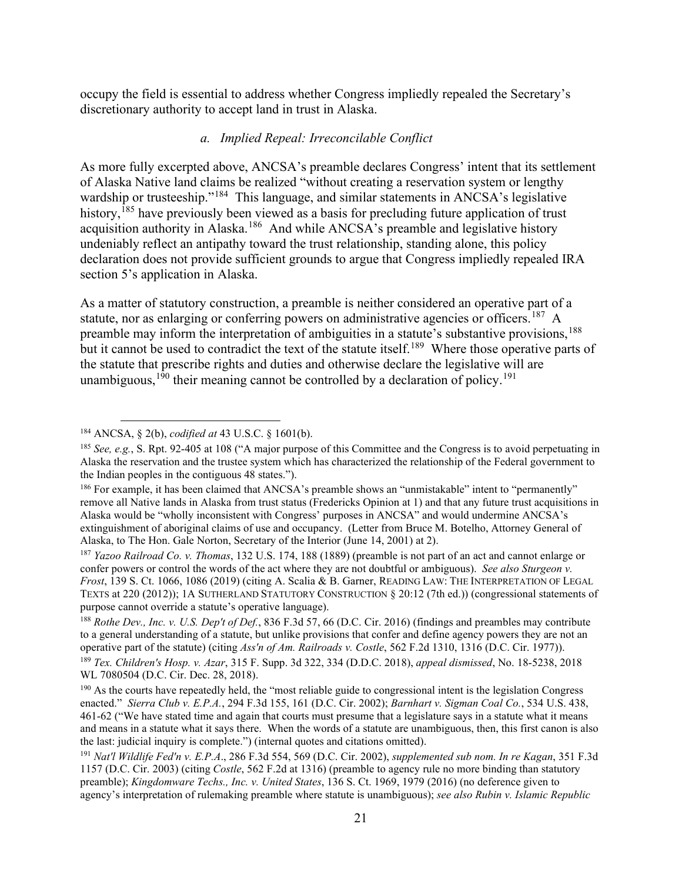occupy the field is essential to address whether Congress impliedly repealed the Secretary's discretionary authority to accept land in trust in Alaska.

### *a. Implied Repeal: Irreconcilable Conflict*

As more fully excerpted above, ANCSA's preamble declares Congress' intent that its settlement of Alaska Native land claims be realized "without creating a reservation system or lengthy wardship or trusteeship."[184] This language, and similar statements in ANCSA's legislative history,[185] have previously been viewed as a basis for precluding future application of trust acquisition authority in Alaska.[186] And while ANCSA's preamble and legislative history undeniably reflect an antipathy toward the trust relationship, standing alone, this policy declaration does not provide sufficient grounds to argue that Congress impliedly repealed IRA section 5's application in Alaska.

As a matter of statutory construction, a preamble is neither considered an operative part of a statute, nor as enlarging or conferring powers on administrative agencies or officers.[187] A preamble may inform the interpretation of ambiguities in a statute's substantive provisions,[188] but it cannot be used to contradict the text of the statute itself.[189] Where those operative parts of the statute that prescribe rights and duties and otherwise declare the legislative will are unambiguous,[190] their meaning cannot be controlled by a declaration of policy.[191]

---

[184] ANCSA, § 2(b), *codified at* 43 U.S.C. § 1601(b).

[185] *See, e.g.*, S. Rpt. 92-405 at 108 ("A major purpose of this Committee and the Congress is to avoid perpetuating in Alaska the reservation and the trustee system which has characterized the relationship of the Federal government to the Indian peoples in the contiguous 48 states.").

[186] For example, it has been claimed that ANCSA's preamble shows an "unmistakable" intent to "permanently" remove all Native lands in Alaska from trust status (Fredericks Opinion at 1) and that any future trust acquisitions in Alaska would be "wholly inconsistent with Congress' purposes in ANCSA" and would undermine ANCSA's extinguishment of aboriginal claims of use and occupancy. (Letter from Bruce M. Botelho, Attorney General of Alaska, to The Hon. Gale Norton, Secretary of the Interior (June 14, 2001) at 2).

[187] *Yazoo Railroad Co. v. Thomas*, 132 U.S. 174, 188 (1889) (preamble is not part of an act and cannot enlarge or confer powers or control the words of the act where they are not doubtful or ambiguous). *See also Sturgeon v. Frost*, 139 S. Ct. 1066, 1086 (2019) (citing A. Scalia & B. Garner, READING LAW: THE INTERPRETATION OF LEGAL TEXTS at 220 (2012)); 1A SUTHERLAND STATUTORY CONSTRUCTION § 20:12 (7th ed.)) (congressional statements of purpose cannot override a statute's operative language).

[188] *Rothe Dev., Inc. v. U.S. Dep't of Def.*, 836 F.3d 57, 66 (D.C. Cir. 2016) (findings and preambles may contribute to a general understanding of a statute, but unlike provisions that confer and define agency powers they are not an operative part of the statute) (citing *Ass'n of Am. Railroads v. Costle*, 562 F.2d 1310, 1316 (D.C. Cir. 1977)).

[189] *Tex. Children's Hosp. v. Azar*, 315 F. Supp. 3d 322, 334 (D.D.C. 2018), *appeal dismissed*, No. 18-5238, 2018 WL 7080504 (D.C. Cir. Dec. 28, 2018).

[190] As the courts have repeatedly held, the "most reliable guide to congressional intent is the legislation Congress enacted." *Sierra Club v. E.P.A.*, 294 F.3d 155, 161 (D.C. Cir. 2002); *Barnhart v. Sigman Coal Co.*, 534 U.S. 438, 461-62 ("We have stated time and again that courts must presume that a legislature says in a statute what it means and means in a statute what it says there. When the words of a statute are unambiguous, then, this first canon is also the last: judicial inquiry is complete.") (internal quotes and citations omitted).

[191] *Nat'l Wildlife Fed'n v. E.P.A.*, 286 F.3d 554, 569 (D.C. Cir. 2002), *supplemented sub nom. In re Kagan*, 351 F.3d 1157 (D.C. Cir. 2003) (citing *Costle*, 562 F.2d at 1316) (preamble to agency rule no more binding than statutory preamble); *Kingdomware Techs., Inc. v. United States*, 136 S. Ct. 1969, 1979 (2016) (no deference given to agency's interpretation of rulemaking preamble where statute is unambiguous); *see also Rubin v. Islamic Republic*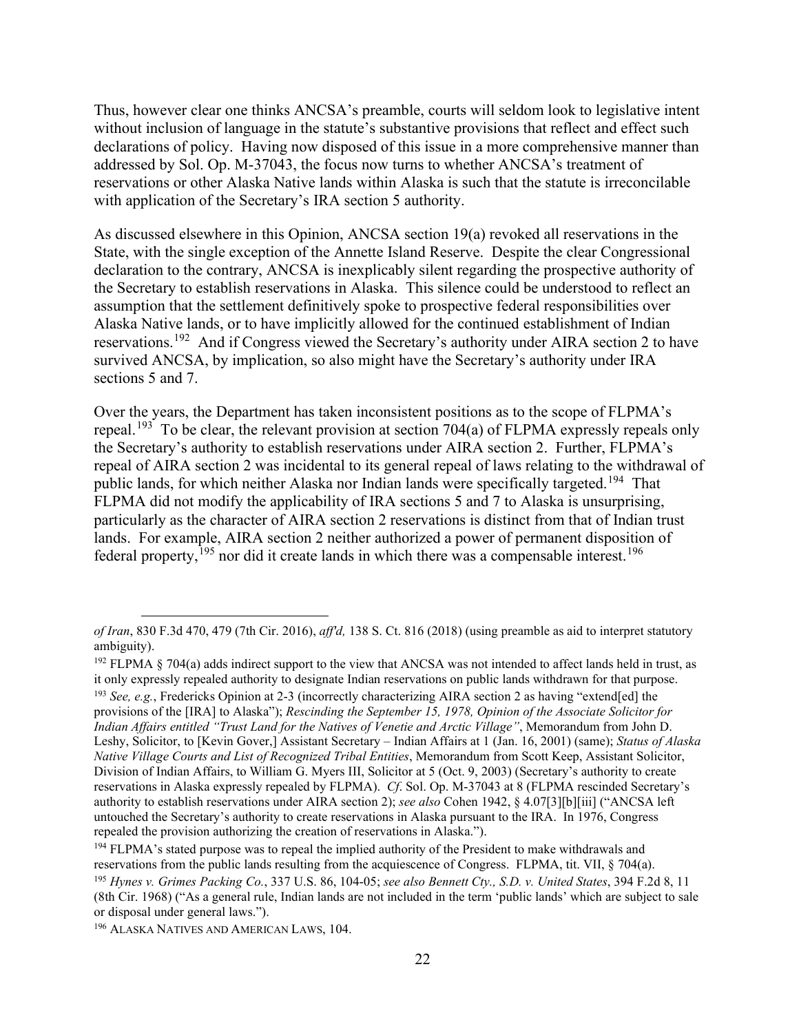Thus, however clear one thinks ANCSA's preamble, courts will seldom look to legislative intent without inclusion of language in the statute's substantive provisions that reflect and effect such declarations of policy. Having now disposed of this issue in a more comprehensive manner than addressed by Sol. Op. M-37043, the focus now turns to whether ANCSA's treatment of reservations or other Alaska Native lands within Alaska is such that the statute is irreconcilable with application of the Secretary's IRA section 5 authority.

As discussed elsewhere in this Opinion, ANCSA section 19(a) revoked all reservations in the State, with the single exception of the Annette Island Reserve. Despite the clear Congressional declaration to the contrary, ANCSA is inexplicably silent regarding the prospective authority of the Secretary to establish reservations in Alaska. This silence could be understood to reflect an assumption that the settlement definitively spoke to prospective federal responsibilities over Alaska Native lands, or to have implicitly allowed for the continued establishment of Indian reservations.[192] And if Congress viewed the Secretary's authority under AIRA section 2 to have survived ANCSA, by implication, so also might have the Secretary's authority under IRA sections 5 and 7.

Over the years, the Department has taken inconsistent positions as to the scope of FLPMA's repeal.[193] To be clear, the relevant provision at section 704(a) of FLPMA expressly repeals only the Secretary's authority to establish reservations under AIRA section 2. Further, FLPMA's repeal of AIRA section 2 was incidental to its general repeal of laws relating to the withdrawal of public lands, for which neither Alaska nor Indian lands were specifically targeted.[194] That FLPMA did not modify the applicability of IRA sections 5 and 7 to Alaska is unsurprising, particularly as the character of AIRA section 2 reservations is distinct from that of Indian trust lands. For example, AIRA section 2 neither authorized a power of permanent disposition of federal property,[195] nor did it create lands in which there was a compensable interest.[196]

---

*of Iran*, 830 F.3d 470, 479 (7th Cir. 2016), *aff'd,* 138 S. Ct. 816 (2018) (using preamble as aid to interpret statutory ambiguity).

[192] FLPMA § 704(a) adds indirect support to the view that ANCSA was not intended to affect lands held in trust, as it only expressly repealed authority to designate Indian reservations on public lands withdrawn for that purpose.

[193] *See, e.g.*, Fredericks Opinion at 2-3 (incorrectly characterizing AIRA section 2 as having "extend[ed] the provisions of the [IRA] to Alaska"); *Rescinding the September 15, 1978, Opinion of the Associate Solicitor for Indian Affairs entitled "Trust Land for the Natives of Venetie and Arctic Village"*, Memorandum from John D. Leshy, Solicitor, to [Kevin Gover,] Assistant Secretary – Indian Affairs at 1 (Jan. 16, 2001) (same); *Status of Alaska Native Village Courts and List of Recognized Tribal Entities*, Memorandum from Scott Keep, Assistant Solicitor, Division of Indian Affairs, to William G. Myers III, Solicitor at 5 (Oct. 9, 2003) (Secretary's authority to create reservations in Alaska expressly repealed by FLPMA). *Cf*. Sol. Op. M-37043 at 8 (FLPMA rescinded Secretary's authority to establish reservations under AIRA section 2); *see also* Cohen 1942, § 4.07[3][b][iii] ("ANCSA left untouched the Secretary's authority to create reservations in Alaska pursuant to the IRA. In 1976, Congress repealed the provision authorizing the creation of reservations in Alaska.").

[194] FLPMA's stated purpose was to repeal the implied authority of the President to make withdrawals and reservations from the public lands resulting from the acquiescence of Congress. FLPMA, tit. VII, § 704(a).

[195] *Hynes v. Grimes Packing Co.*, 337 U.S. 86, 104-05; *see also Bennett Cty., S.D. v. United States*, 394 F.2d 8, 11 (8th Cir. 1968) ("As a general rule, Indian lands are not included in the term 'public lands' which are subject to sale or disposal under general laws.").

[196] Alaska Natives and American Laws, 104.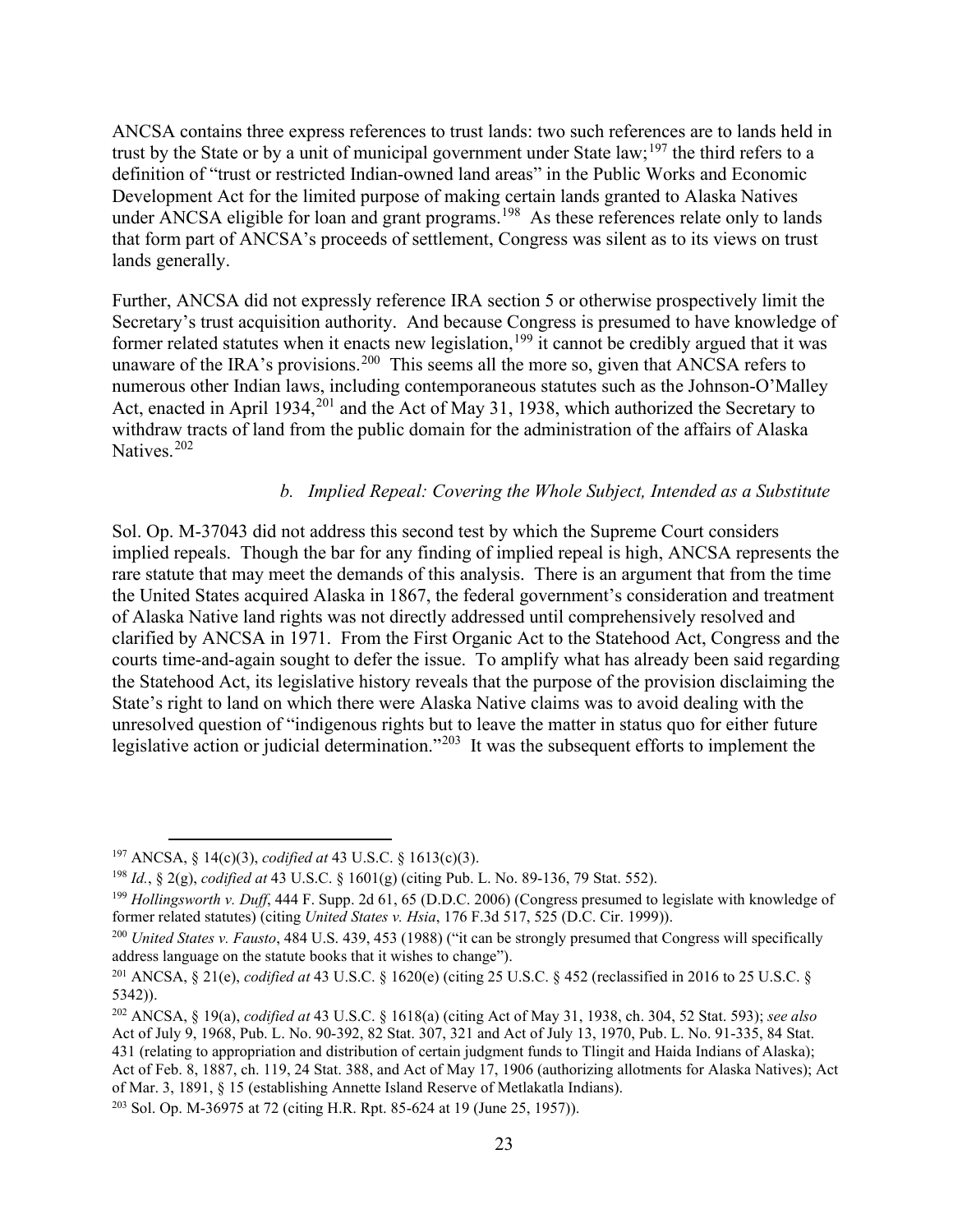ANCSA contains three express references to trust lands: two such references are to lands held in trust by the State or by a unit of municipal government under State law;[197] the third refers to a definition of "trust or restricted Indian-owned land areas" in the Public Works and Economic Development Act for the limited purpose of making certain lands granted to Alaska Natives under ANCSA eligible for loan and grant programs.[198] As these references relate only to lands that form part of ANCSA's proceeds of settlement, Congress was silent as to its views on trust lands generally.

Further, ANCSA did not expressly reference IRA section 5 or otherwise prospectively limit the Secretary's trust acquisition authority. And because Congress is presumed to have knowledge of former related statutes when it enacts new legislation,[199] it cannot be credibly argued that it was unaware of the IRA's provisions.[200] This seems all the more so, given that ANCSA refers to numerous other Indian laws, including contemporaneous statutes such as the Johnson-O'Malley Act, enacted in April 1934,[201] and the Act of May 31, 1938, which authorized the Secretary to withdraw tracts of land from the public domain for the administration of the affairs of Alaska Natives.[202]

#### *b. Implied Repeal: Covering the Whole Subject, Intended as a Substitute*

Sol. Op. M-37043 did not address this second test by which the Supreme Court considers implied repeals. Though the bar for any finding of implied repeal is high, ANCSA represents the rare statute that may meet the demands of this analysis. There is an argument that from the time the United States acquired Alaska in 1867, the federal government's consideration and treatment of Alaska Native land rights was not directly addressed until comprehensively resolved and clarified by ANCSA in 1971. From the First Organic Act to the Statehood Act, Congress and the courts time-and-again sought to defer the issue. To amplify what has already been said regarding the Statehood Act, its legislative history reveals that the purpose of the provision disclaiming the State's right to land on which there were Alaska Native claims was to avoid dealing with the unresolved question of "indigenous rights but to leave the matter in status quo for either future legislative action or judicial determination."[203] It was the subsequent efforts to implement the

---

[197] ANCSA, § 14(c)(3), *codified at* 43 U.S.C. § 1613(c)(3).

[198] *Id.*, § 2(g), *codified at* 43 U.S.C. § 1601(g) (citing Pub. L. No. 89-136, 79 Stat. 552).

[199] *Hollingsworth v. Duff*, 444 F. Supp. 2d 61, 65 (D.D.C. 2006) (Congress presumed to legislate with knowledge of former related statutes) (citing *United States v. Hsia*, 176 F.3d 517, 525 (D.C. Cir. 1999)).

[200] *United States v. Fausto*, 484 U.S. 439, 453 (1988) ("it can be strongly presumed that Congress will specifically address language on the statute books that it wishes to change").

[201] ANCSA, § 21(e), *codified at* 43 U.S.C. § 1620(e) (citing 25 U.S.C. § 452 (reclassified in 2016 to 25 U.S.C. § 5342)).

[202] ANCSA, § 19(a), *codified at* 43 U.S.C. § 1618(a) (citing Act of May 31, 1938, ch. 304, 52 Stat. 593); *see also* Act of July 9, 1968, Pub. L. No. 90-392, 82 Stat. 307, 321 and Act of July 13, 1970, Pub. L. No. 91-335, 84 Stat. 431 (relating to appropriation and distribution of certain judgment funds to Tlingit and Haida Indians of Alaska); Act of Feb. 8, 1887, ch. 119, 24 Stat. 388, and Act of May 17, 1906 (authorizing allotments for Alaska Natives); Act of Mar. 3, 1891, § 15 (establishing Annette Island Reserve of Metlakatla Indians).

[203] Sol. Op. M-36975 at 72 (citing H.R. Rpt. 85-624 at 19 (June 25, 1957)).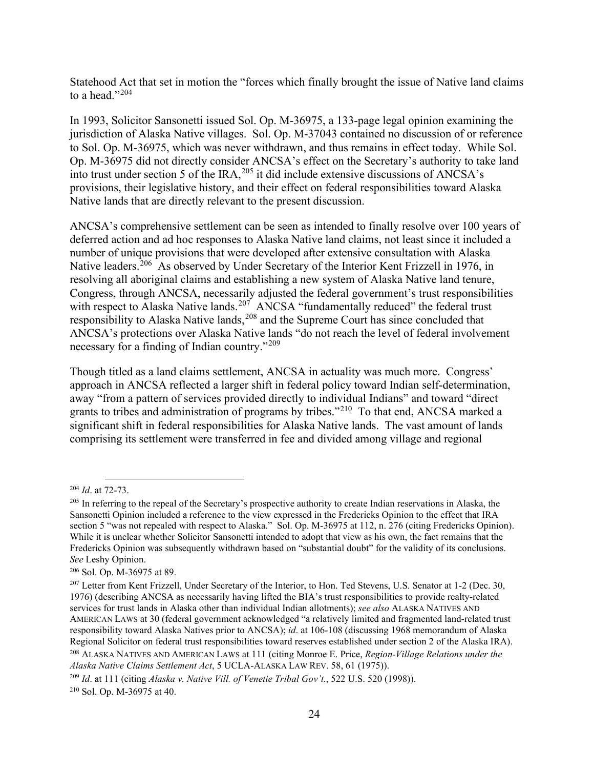Statehood Act that set in motion the "forces which finally brought the issue of Native land claims to a head."[204]

In 1993, Solicitor Sansonetti issued Sol. Op. M-36975, a 133-page legal opinion examining the jurisdiction of Alaska Native villages. Sol. Op. M-37043 contained no discussion of or reference to Sol. Op. M-36975, which was never withdrawn, and thus remains in effect today. While Sol. Op. M-36975 did not directly consider ANCSA's effect on the Secretary's authority to take land into trust under section 5 of the IRA,[205] it did include extensive discussions of ANCSA's provisions, their legislative history, and their effect on federal responsibilities toward Alaska Native lands that are directly relevant to the present discussion.

ANCSA's comprehensive settlement can be seen as intended to finally resolve over 100 years of deferred action and ad hoc responses to Alaska Native land claims, not least since it included a number of unique provisions that were developed after extensive consultation with Alaska Native leaders.[206] As observed by Under Secretary of the Interior Kent Frizzell in 1976, in resolving all aboriginal claims and establishing a new system of Alaska Native land tenure, Congress, through ANCSA, necessarily adjusted the federal government's trust responsibilities with respect to Alaska Native lands.[207] ANCSA "fundamentally reduced" the federal trust responsibility to Alaska Native lands,[208] and the Supreme Court has since concluded that ANCSA's protections over Alaska Native lands "do not reach the level of federal involvement necessary for a finding of Indian country."[209]

Though titled as a land claims settlement, ANCSA in actuality was much more. Congress' approach in ANCSA reflected a larger shift in federal policy toward Indian self-determination, away "from a pattern of services provided directly to individual Indians" and toward "direct grants to tribes and administration of programs by tribes."[210] To that end, ANCSA marked a significant shift in federal responsibilities for Alaska Native lands. The vast amount of lands comprising its settlement were transferred in fee and divided among village and regional

---

[204] *Id*. at 72-73.

[205] In referring to the repeal of the Secretary's prospective authority to create Indian reservations in Alaska, the Sansonetti Opinion included a reference to the view expressed in the Fredericks Opinion to the effect that IRA section 5 "was not repealed with respect to Alaska." Sol. Op. M-36975 at 112, n. 276 (citing Fredericks Opinion). While it is unclear whether Solicitor Sansonetti intended to adopt that view as his own, the fact remains that the Fredericks Opinion was subsequently withdrawn based on "substantial doubt" for the validity of its conclusions. *See* Leshy Opinion.

[206] Sol. Op. M-36975 at 89.

[207] Letter from Kent Frizzell, Under Secretary of the Interior, to Hon. Ted Stevens, U.S. Senator at 1-2 (Dec. 30, 1976) (describing ANCSA as necessarily having lifted the BIA's trust responsibilities to provide realty-related services for trust lands in Alaska other than individual Indian allotments); *see also* ALASKA NATIVES AND AMERICAN LAWS at 30 (federal government acknowledged "a relatively limited and fragmented land-related trust responsibility toward Alaska Natives prior to ANCSA); *id*. at 106-108 (discussing 1968 memorandum of Alaska Regional Solicitor on federal trust responsibilities toward reserves established under section 2 of the Alaska IRA).

[208] ALASKA NATIVES AND AMERICAN LAWS at 111 (citing Monroe E. Price, *Region-Village Relations under the Alaska Native Claims Settlement Act*, 5 UCLA-ALASKA LAW REV. 58, 61 (1975)).

[209] *Id*. at 111 (citing *Alaska v. Native Vill. of Venetie Tribal Gov't.*, 522 U.S. 520 (1998)).

[210] Sol. Op. M-36975 at 40.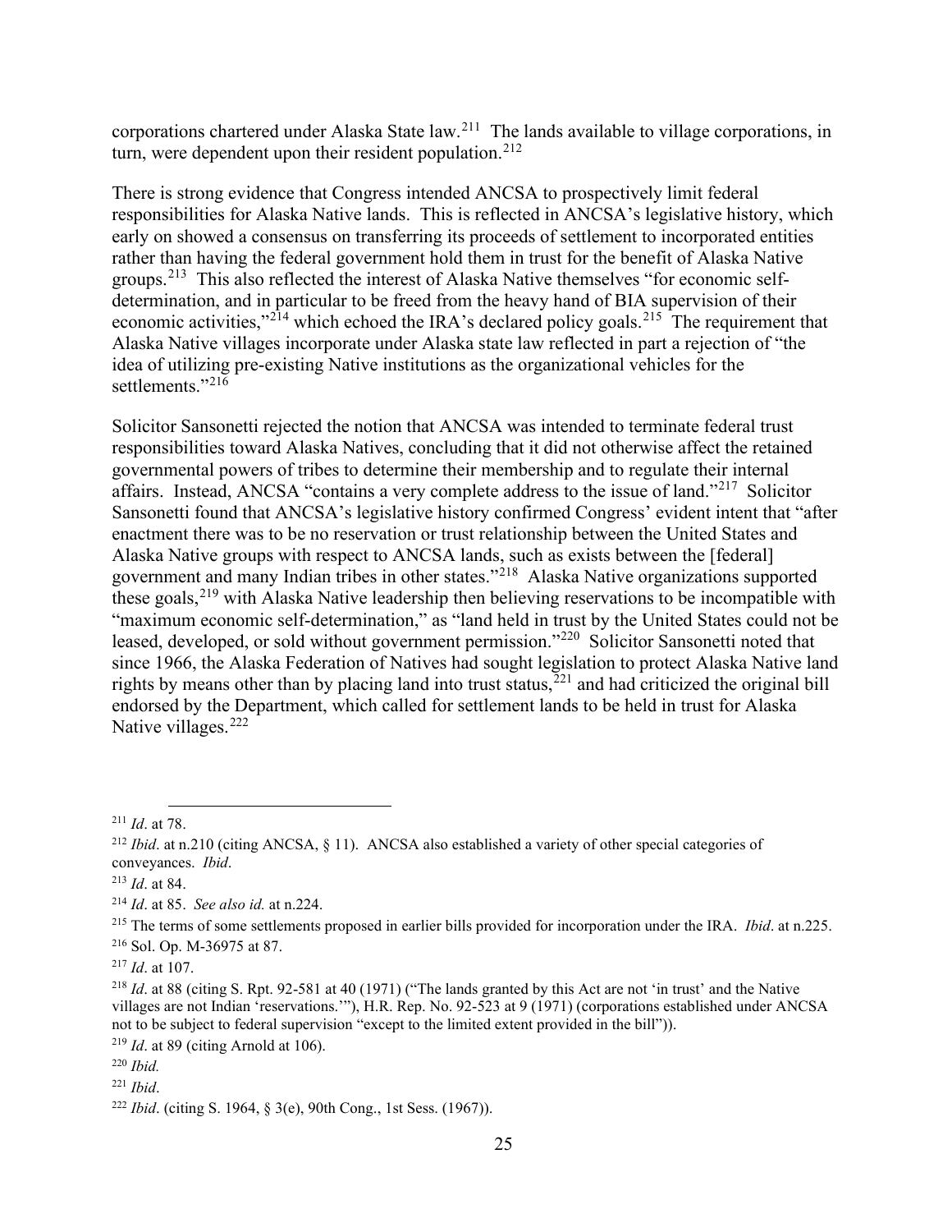corporations chartered under Alaska State law.[211] The lands available to village corporations, in turn, were dependent upon their resident population.[212]

There is strong evidence that Congress intended ANCSA to prospectively limit federal responsibilities for Alaska Native lands. This is reflected in ANCSA's legislative history, which early on showed a consensus on transferring its proceeds of settlement to incorporated entities rather than having the federal government hold them in trust for the benefit of Alaska Native groups.[213] This also reflected the interest of Alaska Native themselves "for economic self-determination, and in particular to be freed from the heavy hand of BIA supervision of their economic activities,"[214] which echoed the IRA's declared policy goals.[215] The requirement that Alaska Native villages incorporate under Alaska state law reflected in part a rejection of "the idea of utilizing pre-existing Native institutions as the organizational vehicles for the settlements."[216]

Solicitor Sansonetti rejected the notion that ANCSA was intended to terminate federal trust responsibilities toward Alaska Natives, concluding that it did not otherwise affect the retained governmental powers of tribes to determine their membership and to regulate their internal affairs. Instead, ANCSA "contains a very complete address to the issue of land."[217] Solicitor Sansonetti found that ANCSA's legislative history confirmed Congress' evident intent that "after enactment there was to be no reservation or trust relationship between the United States and Alaska Native groups with respect to ANCSA lands, such as exists between the [federal] government and many Indian tribes in other states."[218] Alaska Native organizations supported these goals,[219] with Alaska Native leadership then believing reservations to be incompatible with "maximum economic self-determination," as "land held in trust by the United States could not be leased, developed, or sold without government permission."[220] Solicitor Sansonetti noted that since 1966, the Alaska Federation of Natives had sought legislation to protect Alaska Native land rights by means other than by placing land into trust status,[221] and had criticized the original bill endorsed by the Department, which called for settlement lands to be held in trust for Alaska Native villages.[222]

---

[211] *Id*. at 78.

[212] *Ibid*. at n.210 (citing ANCSA, § 11). ANCSA also established a variety of other special categories of conveyances. *Ibid*.

[213] *Id*. at 84.

[214] *Id*. at 85. *See also id.* at n.224.

[215] The terms of some settlements proposed in earlier bills provided for incorporation under the IRA. *Ibid*. at n.225.

[216] Sol. Op. M-36975 at 87.

[217] *Id*. at 107.

[218] *Id*. at 88 (citing S. Rpt. 92-581 at 40 (1971) ("The lands granted by this Act are not 'in trust' and the Native villages are not Indian 'reservations.'"), H.R. Rep. No. 92-523 at 9 (1971) (corporations established under ANCSA not to be subject to federal supervision "except to the limited extent provided in the bill")).

[219] *Id*. at 89 (citing Arnold at 106).

[220] *Ibid.*

[221] *Ibid*.

[222] *Ibid*. (citing S. 1964, § 3(e), 90th Cong., 1st Sess. (1967)).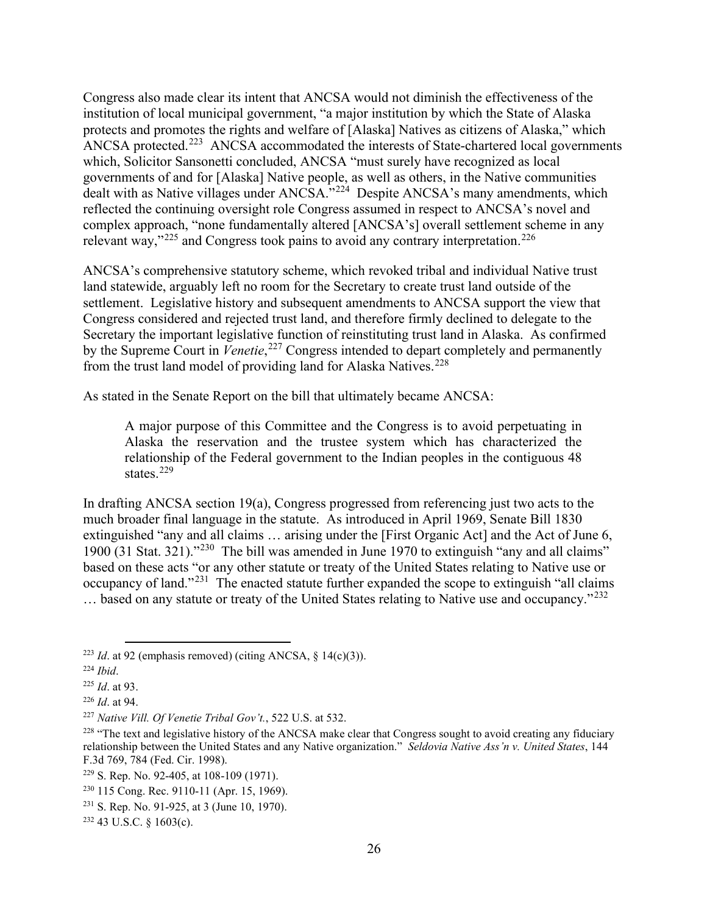Congress also made clear its intent that ANCSA would not diminish the effectiveness of the institution of local municipal government, "a major institution by which the State of Alaska protects and promotes the rights and welfare of [Alaska] Natives as citizens of Alaska," which ANCSA protected.[223] ANCSA accommodated the interests of State-chartered local governments which, Solicitor Sansonetti concluded, ANCSA "must surely have recognized as local governments of and for [Alaska] Native people, as well as others, in the Native communities dealt with as Native villages under ANCSA."[224] Despite ANCSA's many amendments, which reflected the continuing oversight role Congress assumed in respect to ANCSA's novel and complex approach, "none fundamentally altered [ANCSA's] overall settlement scheme in any relevant way,"[225] and Congress took pains to avoid any contrary interpretation.[226]

ANCSA's comprehensive statutory scheme, which revoked tribal and individual Native trust land statewide, arguably left no room for the Secretary to create trust land outside of the settlement. Legislative history and subsequent amendments to ANCSA support the view that Congress considered and rejected trust land, and therefore firmly declined to delegate to the Secretary the important legislative function of reinstituting trust land in Alaska. As confirmed by the Supreme Court in *Venetie*,[227] Congress intended to depart completely and permanently from the trust land model of providing land for Alaska Natives.[228]

As stated in the Senate Report on the bill that ultimately became ANCSA:

> A major purpose of this Committee and the Congress is to avoid perpetuating in Alaska the reservation and the trustee system which has characterized the relationship of the Federal government to the Indian peoples in the contiguous 48 states.[229]

In drafting ANCSA section 19(a), Congress progressed from referencing just two acts to the much broader final language in the statute. As introduced in April 1969, Senate Bill 1830 extinguished "any and all claims … arising under the [First Organic Act] and the Act of June 6, 1900 (31 Stat. 321)."[230] The bill was amended in June 1970 to extinguish "any and all claims" based on these acts "or any other statute or treaty of the United States relating to Native use or occupancy of land."[231] The enacted statute further expanded the scope to extinguish "all claims … based on any statute or treaty of the United States relating to Native use and occupancy."[232]

---

[223] *Id*. at 92 (emphasis removed) (citing ANCSA, § 14(c)(3)).

[224] *Ibid*.

[225] *Id*. at 93.

[226] *Id*. at 94.

[227] *Native Vill. Of Venetie Tribal Gov't.*, 522 U.S. at 532.

[228] "The text and legislative history of the ANCSA make clear that Congress sought to avoid creating any fiduciary relationship between the United States and any Native organization." *Seldovia Native Ass'n v. United States*, 144 F.3d 769, 784 (Fed. Cir. 1998).

[229] S. Rep. No. 92-405, at 108-109 (1971).

[230] 115 Cong. Rec. 9110-11 (Apr. 15, 1969).

[231] S. Rep. No. 91-925, at 3 (June 10, 1970).

[232] 43 U.S.C. § 1603(c).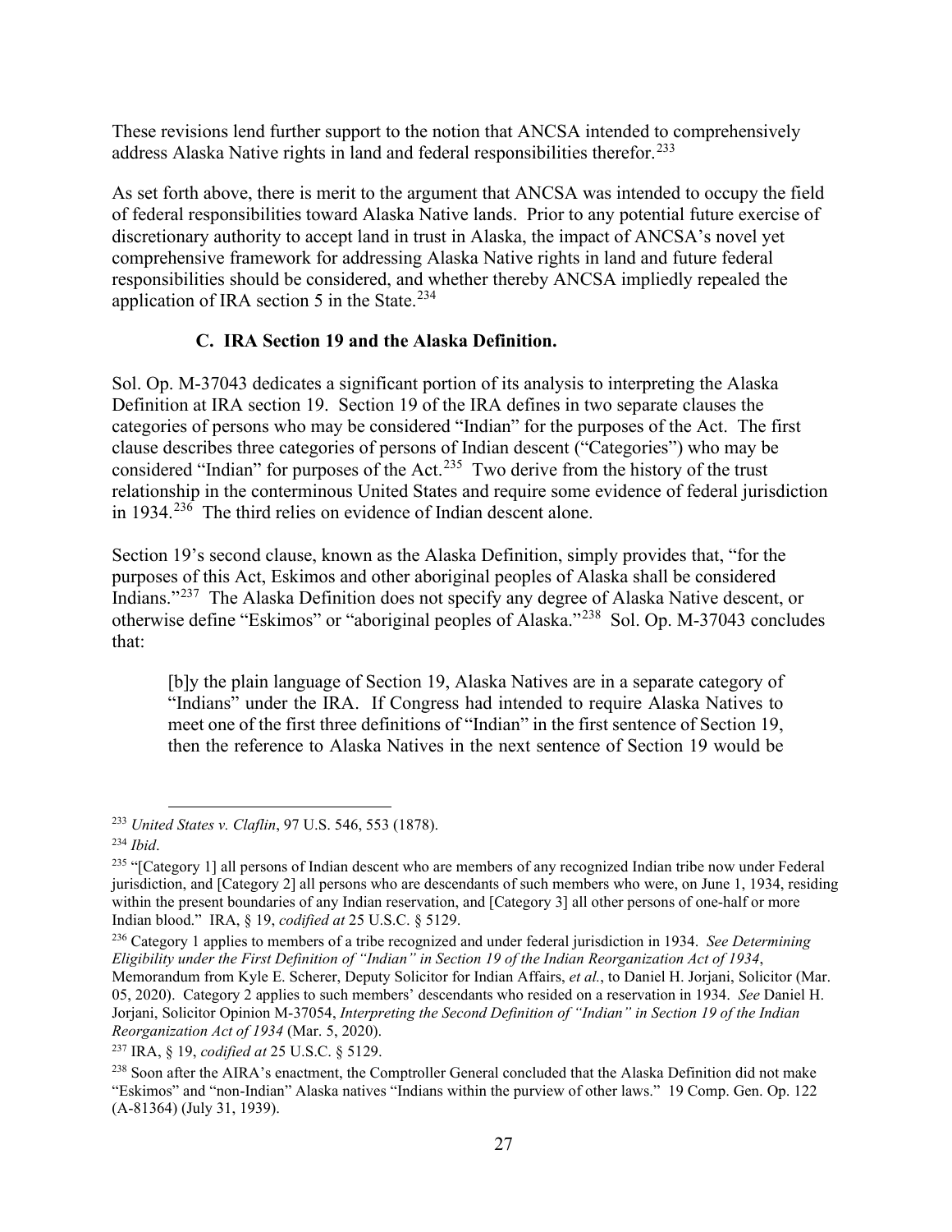These revisions lend further support to the notion that ANCSA intended to comprehensively address Alaska Native rights in land and federal responsibilities therefor.[233]

As set forth above, there is merit to the argument that ANCSA was intended to occupy the field of federal responsibilities toward Alaska Native lands. Prior to any potential future exercise of discretionary authority to accept land in trust in Alaska, the impact of ANCSA's novel yet comprehensive framework for addressing Alaska Native rights in land and future federal responsibilities should be considered, and whether thereby ANCSA impliedly repealed the application of IRA section 5 in the State.[234]

### C. IRA Section 19 and the Alaska Definition.

Sol. Op. M-37043 dedicates a significant portion of its analysis to interpreting the Alaska Definition at IRA section 19. Section 19 of the IRA defines in two separate clauses the categories of persons who may be considered "Indian" for the purposes of the Act. The first clause describes three categories of persons of Indian descent ("Categories") who may be considered "Indian" for purposes of the Act.[235] Two derive from the history of the trust relationship in the conterminous United States and require some evidence of federal jurisdiction in 1934.[236] The third relies on evidence of Indian descent alone.

Section 19's second clause, known as the Alaska Definition, simply provides that, "for the purposes of this Act, Eskimos and other aboriginal peoples of Alaska shall be considered Indians."[237] The Alaska Definition does not specify any degree of Alaska Native descent, or otherwise define "Eskimos" or "aboriginal peoples of Alaska."[238] Sol. Op. M-37043 concludes that:

> [b]y the plain language of Section 19, Alaska Natives are in a separate category of "Indians" under the IRA. If Congress had intended to require Alaska Natives to meet one of the first three definitions of "Indian" in the first sentence of Section 19, then the reference to Alaska Natives in the next sentence of Section 19 would be

---

[233] *United States v. Claflin*, 97 U.S. 546, 553 (1878).

[234] *Ibid*.

[235] "[Category 1] all persons of Indian descent who are members of any recognized Indian tribe now under Federal jurisdiction, and [Category 2] all persons who are descendants of such members who were, on June 1, 1934, residing within the present boundaries of any Indian reservation, and [Category 3] all other persons of one-half or more Indian blood." IRA, § 19, *codified at* 25 U.S.C. § 5129.

[236] Category 1 applies to members of a tribe recognized and under federal jurisdiction in 1934. *See Determining Eligibility under the First Definition of "Indian" in Section 19 of the Indian Reorganization Act of 1934*, Memorandum from Kyle E. Scherer, Deputy Solicitor for Indian Affairs, *et al.*, to Daniel H. Jorjani, Solicitor (Mar. 05, 2020). Category 2 applies to such members' descendants who resided on a reservation in 1934. *See* Daniel H. Jorjani, Solicitor Opinion M-37054, *Interpreting the Second Definition of "Indian" in Section 19 of the Indian Reorganization Act of 1934* (Mar. 5, 2020).

[237] IRA, § 19, *codified at* 25 U.S.C. § 5129.

[238] Soon after the AIRA's enactment, the Comptroller General concluded that the Alaska Definition did not make "Eskimos" and "non-Indian" Alaska natives "Indians within the purview of other laws." 19 Comp. Gen. Op. 122 (A-81364) (July 31, 1939).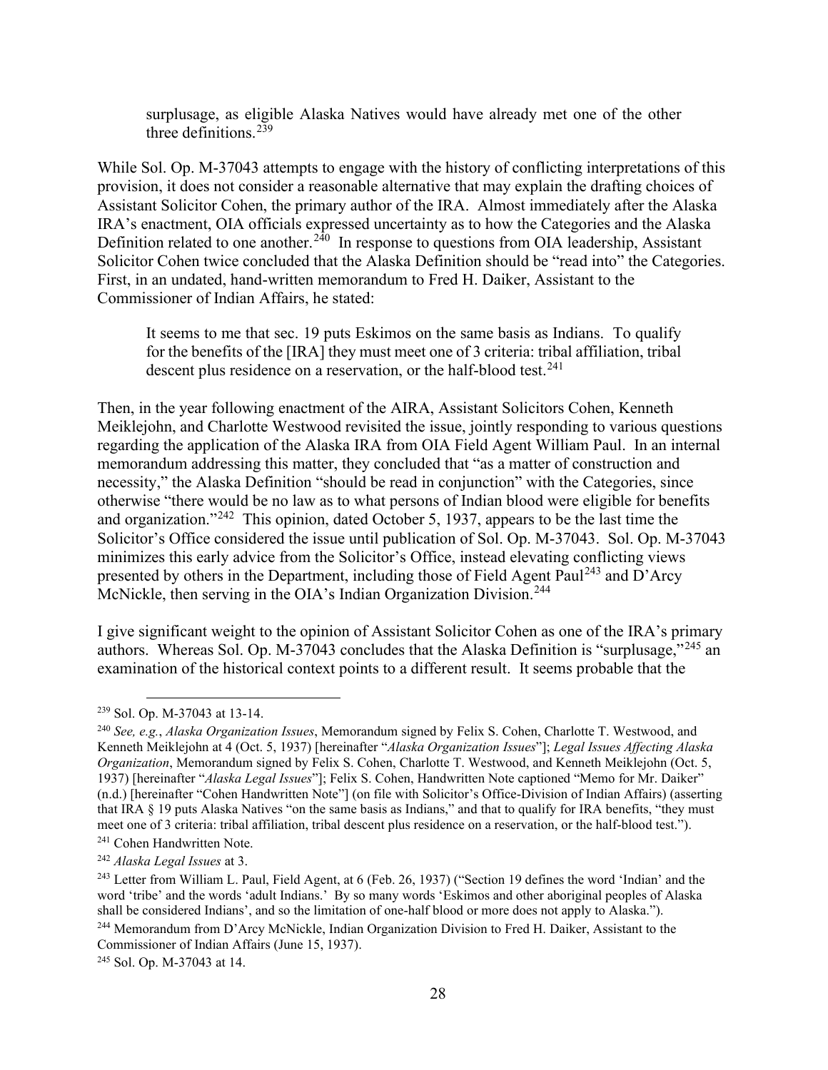surplusage, as eligible Alaska Natives would have already met one of the other three definitions.[239]

While Sol. Op. M-37043 attempts to engage with the history of conflicting interpretations of this provision, it does not consider a reasonable alternative that may explain the drafting choices of Assistant Solicitor Cohen, the primary author of the IRA. Almost immediately after the Alaska IRA's enactment, OIA officials expressed uncertainty as to how the Categories and the Alaska Definition related to one another.[240] In response to questions from OIA leadership, Assistant Solicitor Cohen twice concluded that the Alaska Definition should be "read into" the Categories. First, in an undated, hand-written memorandum to Fred H. Daiker, Assistant to the Commissioner of Indian Affairs, he stated:

> It seems to me that sec. 19 puts Eskimos on the same basis as Indians. To qualify for the benefits of the [IRA] they must meet one of 3 criteria: tribal affiliation, tribal descent plus residence on a reservation, or the half-blood test.[241]

Then, in the year following enactment of the AIRA, Assistant Solicitors Cohen, Kenneth Meiklejohn, and Charlotte Westwood revisited the issue, jointly responding to various questions regarding the application of the Alaska IRA from OIA Field Agent William Paul. In an internal memorandum addressing this matter, they concluded that "as a matter of construction and necessity," the Alaska Definition "should be read in conjunction" with the Categories, since otherwise "there would be no law as to what persons of Indian blood were eligible for benefits and organization."[242] This opinion, dated October 5, 1937, appears to be the last time the Solicitor's Office considered the issue until publication of Sol. Op. M-37043. Sol. Op. M-37043 minimizes this early advice from the Solicitor's Office, instead elevating conflicting views presented by others in the Department, including those of Field Agent Paul[243] and D'Arcy McNickle, then serving in the OIA's Indian Organization Division.[244]

I give significant weight to the opinion of Assistant Solicitor Cohen as one of the IRA's primary authors. Whereas Sol. Op. M-37043 concludes that the Alaska Definition is "surplusage,"[245] an examination of the historical context points to a different result. It seems probable that the

---

[239] Sol. Op. M-37043 at 13-14.

[240] *See, e.g.*, *Alaska Organization Issues*, Memorandum signed by Felix S. Cohen, Charlotte T. Westwood, and Kenneth Meiklejohn at 4 (Oct. 5, 1937) [hereinafter "*Alaska Organization Issues*"]; *Legal Issues Affecting Alaska Organization*, Memorandum signed by Felix S. Cohen, Charlotte T. Westwood, and Kenneth Meiklejohn (Oct. 5, 1937) [hereinafter "*Alaska Legal Issues*"]; Felix S. Cohen, Handwritten Note captioned "Memo for Mr. Daiker" (n.d.) [hereinafter "Cohen Handwritten Note"] (on file with Solicitor's Office-Division of Indian Affairs) (asserting that IRA § 19 puts Alaska Natives "on the same basis as Indians," and that to qualify for IRA benefits, "they must meet one of 3 criteria: tribal affiliation, tribal descent plus residence on a reservation, or the half-blood test.").

[241] Cohen Handwritten Note.

[242] *Alaska Legal Issues* at 3.

[243] Letter from William L. Paul, Field Agent, at 6 (Feb. 26, 1937) ("Section 19 defines the word 'Indian' and the word 'tribe' and the words 'adult Indians.' By so many words 'Eskimos and other aboriginal peoples of Alaska shall be considered Indians', and so the limitation of one-half blood or more does not apply to Alaska.").

[244] Memorandum from D'Arcy McNickle, Indian Organization Division to Fred H. Daiker, Assistant to the Commissioner of Indian Affairs (June 15, 1937).

[245] Sol. Op. M-37043 at 14.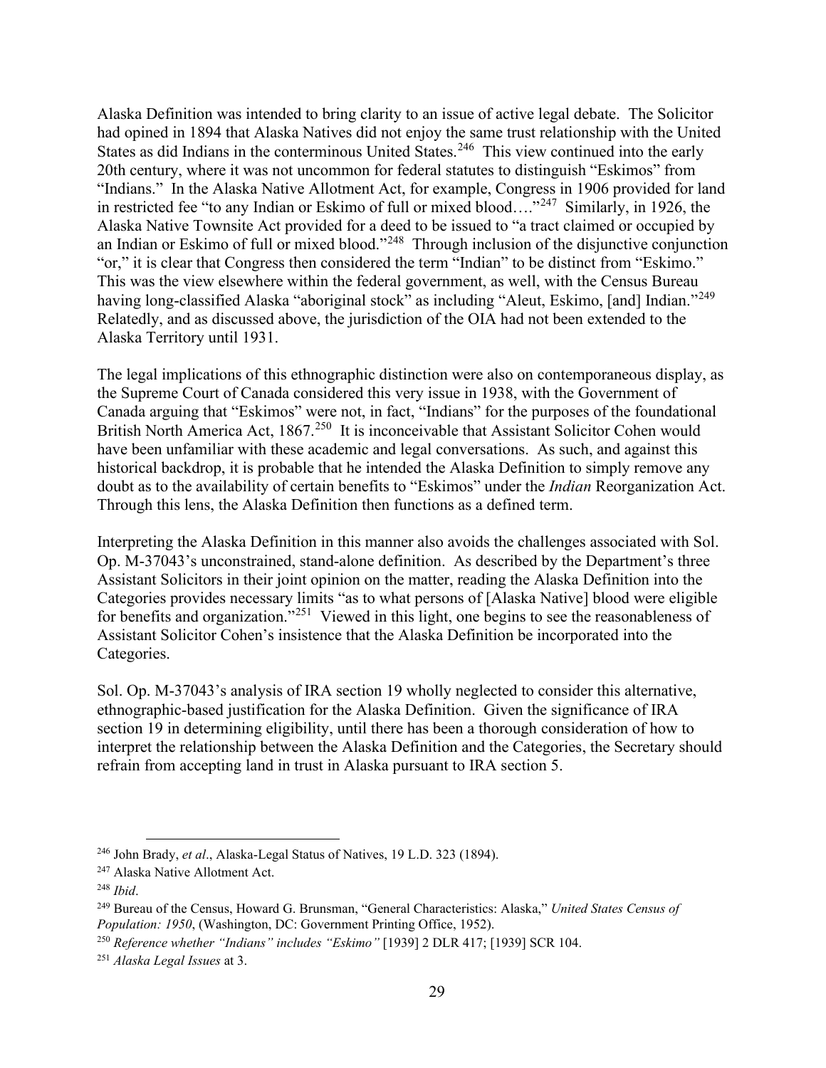Alaska Definition was intended to bring clarity to an issue of active legal debate. The Solicitor had opined in 1894 that Alaska Natives did not enjoy the same trust relationship with the United States as did Indians in the conterminous United States.[246] This view continued into the early 20th century, where it was not uncommon for federal statutes to distinguish "Eskimos" from "Indians." In the Alaska Native Allotment Act, for example, Congress in 1906 provided for land in restricted fee "to any Indian or Eskimo of full or mixed blood…."[247] Similarly, in 1926, the Alaska Native Townsite Act provided for a deed to be issued to "a tract claimed or occupied by an Indian or Eskimo of full or mixed blood."[248] Through inclusion of the disjunctive conjunction "or," it is clear that Congress then considered the term "Indian" to be distinct from "Eskimo." This was the view elsewhere within the federal government, as well, with the Census Bureau having long-classified Alaska "aboriginal stock" as including "Aleut, Eskimo, [and] Indian."[249] Relatedly, and as discussed above, the jurisdiction of the OIA had not been extended to the Alaska Territory until 1931.

The legal implications of this ethnographic distinction were also on contemporaneous display, as the Supreme Court of Canada considered this very issue in 1938, with the Government of Canada arguing that "Eskimos" were not, in fact, "Indians" for the purposes of the foundational British North America Act, 1867.[250] It is inconceivable that Assistant Solicitor Cohen would have been unfamiliar with these academic and legal conversations. As such, and against this historical backdrop, it is probable that he intended the Alaska Definition to simply remove any doubt as to the availability of certain benefits to "Eskimos" under the *Indian* Reorganization Act. Through this lens, the Alaska Definition then functions as a defined term.

Interpreting the Alaska Definition in this manner also avoids the challenges associated with Sol. Op. M-37043's unconstrained, stand-alone definition. As described by the Department's three Assistant Solicitors in their joint opinion on the matter, reading the Alaska Definition into the Categories provides necessary limits "as to what persons of [Alaska Native] blood were eligible for benefits and organization."[251] Viewed in this light, one begins to see the reasonableness of Assistant Solicitor Cohen's insistence that the Alaska Definition be incorporated into the Categories.

Sol. Op. M-37043's analysis of IRA section 19 wholly neglected to consider this alternative, ethnographic-based justification for the Alaska Definition. Given the significance of IRA section 19 in determining eligibility, until there has been a thorough consideration of how to interpret the relationship between the Alaska Definition and the Categories, the Secretary should refrain from accepting land in trust in Alaska pursuant to IRA section 5.

---

[246] John Brady, *et al*., Alaska-Legal Status of Natives, 19 L.D. 323 (1894).

[247] Alaska Native Allotment Act.

[248] *Ibid*.

[249] Bureau of the Census, Howard G. Brunsman, "General Characteristics: Alaska," *United States Census of Population: 1950*, (Washington, DC: Government Printing Office, 1952).

[250] *Reference whether "Indians" includes "Eskimo"* [1939] 2 DLR 417; [1939] SCR 104.

[251] *Alaska Legal Issues* at 3.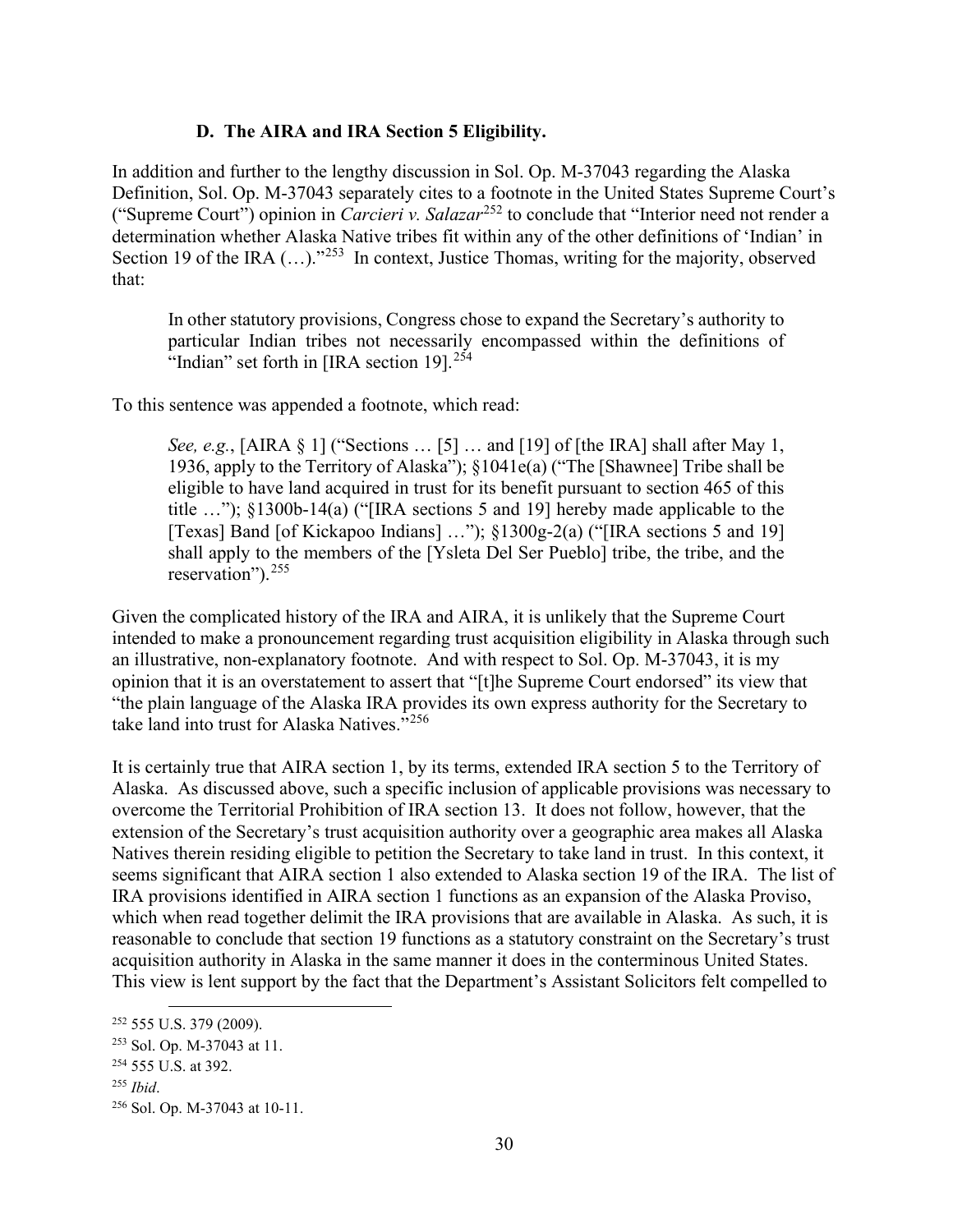### D. The AIRA and IRA Section 5 Eligibility.

In addition and further to the lengthy discussion in Sol. Op. M-37043 regarding the Alaska Definition, Sol. Op. M-37043 separately cites to a footnote in the United States Supreme Court's ("Supreme Court") opinion in *Carcieri v. Salazar*[252] to conclude that "Interior need not render a determination whether Alaska Native tribes fit within any of the other definitions of 'Indian' in Section 19 of the IRA (…)."[253] In context, Justice Thomas, writing for the majority, observed that:

> In other statutory provisions, Congress chose to expand the Secretary's authority to particular Indian tribes not necessarily encompassed within the definitions of "Indian" set forth in [IRA section 19].[254]

To this sentence was appended a footnote, which read:

> *See, e.g.*, [AIRA § 1] ("Sections … [5] … and [19] of [the IRA] shall after May 1, 1936, apply to the Territory of Alaska"); §1041e(a) ("The [Shawnee] Tribe shall be eligible to have land acquired in trust for its benefit pursuant to section 465 of this title …"); §1300b-14(a) ("[IRA sections 5 and 19] hereby made applicable to the [Texas] Band [of Kickapoo Indians] …"); §1300g-2(a) ("[IRA sections 5 and 19] shall apply to the members of the [Ysleta Del Ser Pueblo] tribe, the tribe, and the reservation").[255]

Given the complicated history of the IRA and AIRA, it is unlikely that the Supreme Court intended to make a pronouncement regarding trust acquisition eligibility in Alaska through such an illustrative, non-explanatory footnote. And with respect to Sol. Op. M-37043, it is my opinion that it is an overstatement to assert that "[t]he Supreme Court endorsed" its view that "the plain language of the Alaska IRA provides its own express authority for the Secretary to take land into trust for Alaska Natives."[256]

It is certainly true that AIRA section 1, by its terms, extended IRA section 5 to the Territory of Alaska. As discussed above, such a specific inclusion of applicable provisions was necessary to overcome the Territorial Prohibition of IRA section 13. It does not follow, however, that the extension of the Secretary's trust acquisition authority over a geographic area makes all Alaska Natives therein residing eligible to petition the Secretary to take land in trust. In this context, it seems significant that AIRA section 1 also extended to Alaska section 19 of the IRA. The list of IRA provisions identified in AIRA section 1 functions as an expansion of the Alaska Proviso, which when read together delimit the IRA provisions that are available in Alaska. As such, it is reasonable to conclude that section 19 functions as a statutory constraint on the Secretary's trust acquisition authority in Alaska in the same manner it does in the conterminous United States. This view is lent support by the fact that the Department's Assistant Solicitors felt compelled to

---

[252] 555 U.S. 379 (2009).

[253] Sol. Op. M-37043 at 11.

[254] 555 U.S. at 392.

[255] *Ibid*.

[256] Sol. Op. M-37043 at 10-11.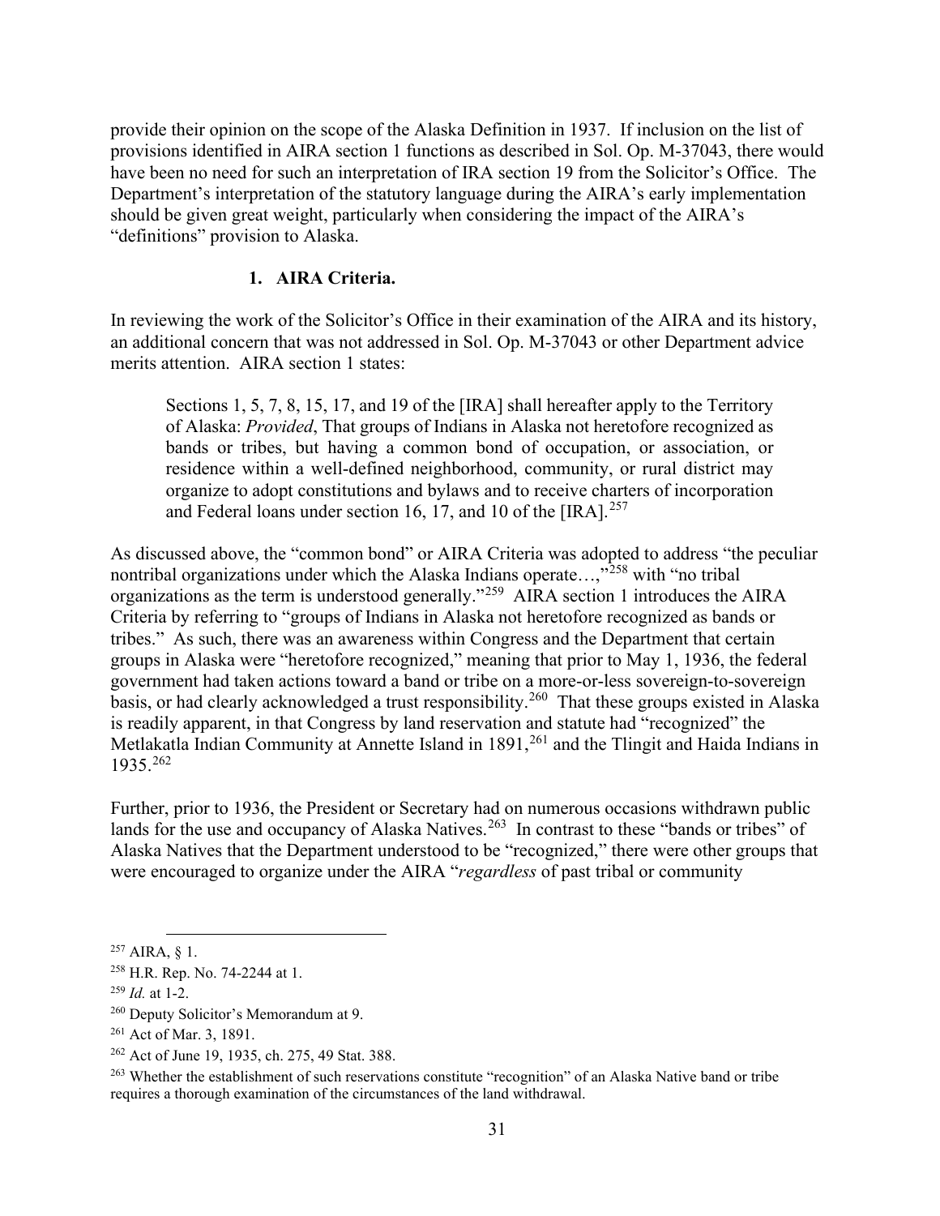provide their opinion on the scope of the Alaska Definition in 1937. If inclusion on the list of provisions identified in AIRA section 1 functions as described in Sol. Op. M-37043, there would have been no need for such an interpretation of IRA section 19 from the Solicitor's Office. The Department's interpretation of the statutory language during the AIRA's early implementation should be given great weight, particularly when considering the impact of the AIRA's "definitions" provision to Alaska.

### 1. AIRA Criteria.

In reviewing the work of the Solicitor's Office in their examination of the AIRA and its history, an additional concern that was not addressed in Sol. Op. M-37043 or other Department advice merits attention. AIRA section 1 states:

> Sections 1, 5, 7, 8, 15, 17, and 19 of the [IRA] shall hereafter apply to the Territory of Alaska: *Provided*, That groups of Indians in Alaska not heretofore recognized as bands or tribes, but having a common bond of occupation, or association, or residence within a well-defined neighborhood, community, or rural district may organize to adopt constitutions and bylaws and to receive charters of incorporation and Federal loans under section 16, 17, and 10 of the [IRA].[257]

As discussed above, the "common bond" or AIRA Criteria was adopted to address "the peculiar nontribal organizations under which the Alaska Indians operate…,"[258] with "no tribal organizations as the term is understood generally."[259] AIRA section 1 introduces the AIRA Criteria by referring to "groups of Indians in Alaska not heretofore recognized as bands or tribes." As such, there was an awareness within Congress and the Department that certain groups in Alaska were "heretofore recognized," meaning that prior to May 1, 1936, the federal government had taken actions toward a band or tribe on a more-or-less sovereign-to-sovereign basis, or had clearly acknowledged a trust responsibility.[260] That these groups existed in Alaska is readily apparent, in that Congress by land reservation and statute had "recognized" the Metlakatla Indian Community at Annette Island in 1891,[261] and the Tlingit and Haida Indians in 1935.[262]

Further, prior to 1936, the President or Secretary had on numerous occasions withdrawn public lands for the use and occupancy of Alaska Natives.[263] In contrast to these "bands or tribes" of Alaska Natives that the Department understood to be "recognized," there were other groups that were encouraged to organize under the AIRA "*regardless* of past tribal or community

---

[257] AIRA, § 1.

[258] H.R. Rep. No. 74-2244 at 1.

[259] *Id.* at 1-2.

[260] Deputy Solicitor's Memorandum at 9.

[261] Act of Mar. 3, 1891.

[262] Act of June 19, 1935, ch. 275, 49 Stat. 388.

[263] Whether the establishment of such reservations constitute "recognition" of an Alaska Native band or tribe requires a thorough examination of the circumstances of the land withdrawal.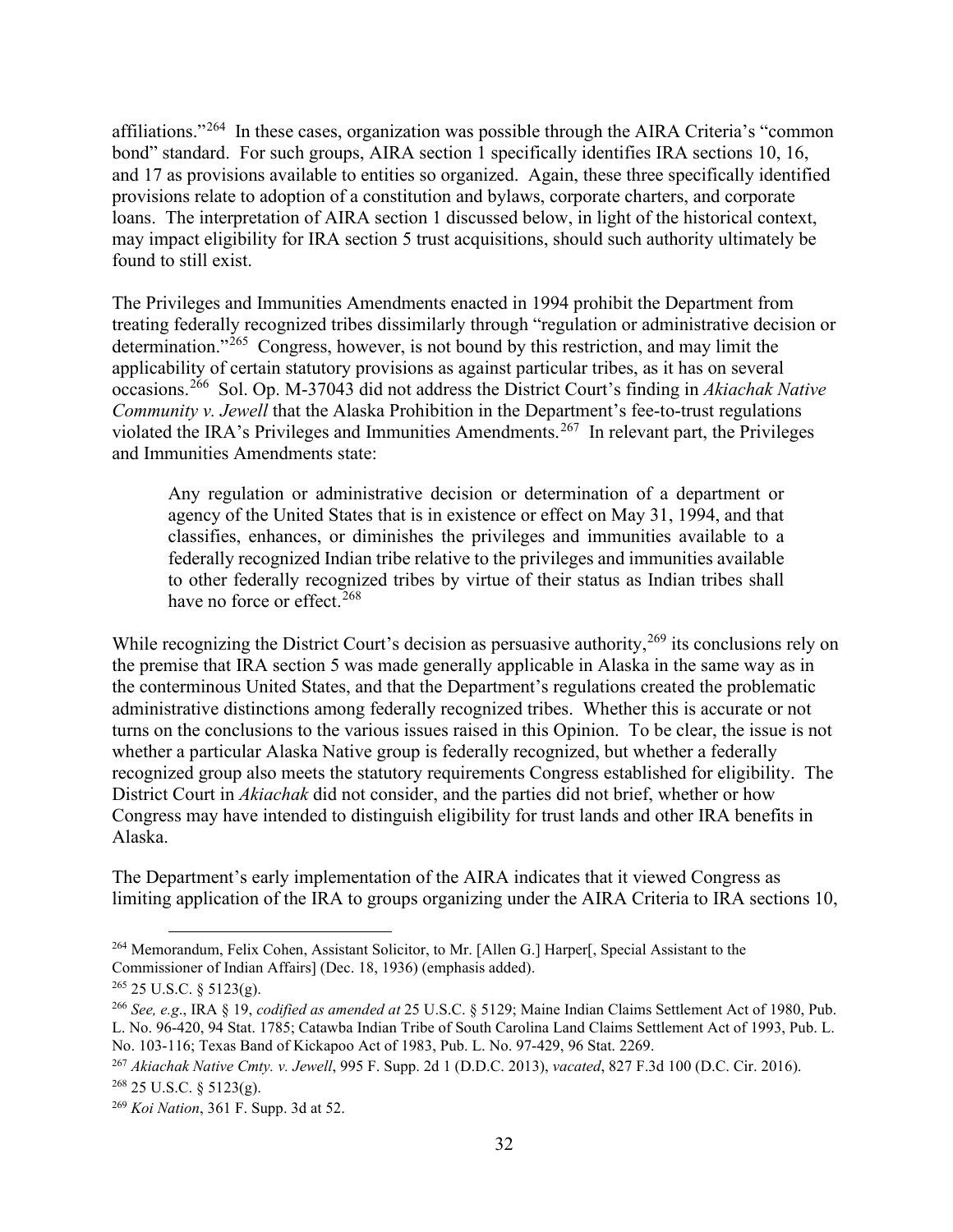affiliations."[264] In these cases, organization was possible through the AIRA Criteria's "common bond" standard. For such groups, AIRA section 1 specifically identifies IRA sections 10, 16, and 17 as provisions available to entities so organized. Again, these three specifically identified provisions relate to adoption of a constitution and bylaws, corporate charters, and corporate loans. The interpretation of AIRA section 1 discussed below, in light of the historical context, may impact eligibility for IRA section 5 trust acquisitions, should such authority ultimately be found to still exist.

The Privileges and Immunities Amendments enacted in 1994 prohibit the Department from treating federally recognized tribes dissimilarly through "regulation or administrative decision or determination."[265] Congress, however, is not bound by this restriction, and may limit the applicability of certain statutory provisions as against particular tribes, as it has on several occasions.[266] Sol. Op. M-37043 did not address the District Court's finding in *Akiachak Native Community v. Jewell* that the Alaska Prohibition in the Department's fee-to-trust regulations violated the IRA's Privileges and Immunities Amendments.[267] In relevant part, the Privileges and Immunities Amendments state:

> Any regulation or administrative decision or determination of a department or agency of the United States that is in existence or effect on May 31, 1994, and that classifies, enhances, or diminishes the privileges and immunities available to a federally recognized Indian tribe relative to the privileges and immunities available to other federally recognized tribes by virtue of their status as Indian tribes shall have no force or effect.[268]

While recognizing the District Court's decision as persuasive authority,[269] its conclusions rely on the premise that IRA section 5 was made generally applicable in Alaska in the same way as in the conterminous United States, and that the Department's regulations created the problematic administrative distinctions among federally recognized tribes. Whether this is accurate or not turns on the conclusions to the various issues raised in this Opinion. To be clear, the issue is not whether a particular Alaska Native group is federally recognized, but whether a federally recognized group also meets the statutory requirements Congress established for eligibility. The District Court in *Akiachak* did not consider, and the parties did not brief, whether or how Congress may have intended to distinguish eligibility for trust lands and other IRA benefits in Alaska.

The Department's early implementation of the AIRA indicates that it viewed Congress as limiting application of the IRA to groups organizing under the AIRA Criteria to IRA sections 10,

---

[264] Memorandum, Felix Cohen, Assistant Solicitor, to Mr. [Allen G.] Harper[, Special Assistant to the Commissioner of Indian Affairs] (Dec. 18, 1936) (emphasis added).

[265] 25 U.S.C. § 5123(g).

[266] *See, e.g.*, IRA § 19, *codified as amended at* 25 U.S.C. § 5129; Maine Indian Claims Settlement Act of 1980, Pub. L. No. 96-420, 94 Stat. 1785; Catawba Indian Tribe of South Carolina Land Claims Settlement Act of 1993, Pub. L. No. 103-116; Texas Band of Kickapoo Act of 1983, Pub. L. No. 97-429, 96 Stat. 2269.

[267] *Akiachak Native Cmty. v. Jewell*, 995 F. Supp. 2d 1 (D.D.C. 2013), *vacated*, 827 F.3d 100 (D.C. Cir. 2016).

[268] 25 U.S.C. § 5123(g).

[269] *Koi Nation*, 361 F. Supp. 3d at 52.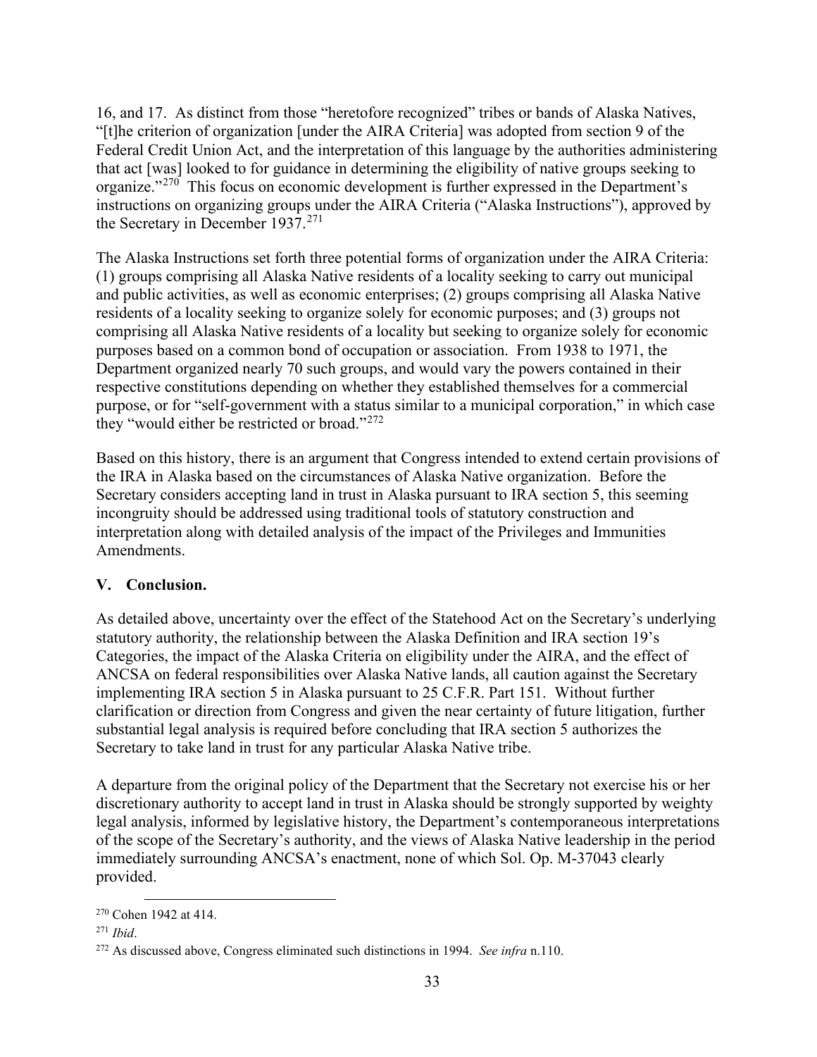16, and 17. As distinct from those "heretofore recognized" tribes or bands of Alaska Natives, "[t]he criterion of organization [under the AIRA Criteria] was adopted from section 9 of the Federal Credit Union Act, and the interpretation of this language by the authorities administering that act [was] looked to for guidance in determining the eligibility of native groups seeking to organize."[270] This focus on economic development is further expressed in the Department's instructions on organizing groups under the AIRA Criteria ("Alaska Instructions"), approved by the Secretary in December 1937.[271]

The Alaska Instructions set forth three potential forms of organization under the AIRA Criteria: (1) groups comprising all Alaska Native residents of a locality seeking to carry out municipal and public activities, as well as economic enterprises; (2) groups comprising all Alaska Native residents of a locality seeking to organize solely for economic purposes; and (3) groups not comprising all Alaska Native residents of a locality but seeking to organize solely for economic purposes based on a common bond of occupation or association. From 1938 to 1971, the Department organized nearly 70 such groups, and would vary the powers contained in their respective constitutions depending on whether they established themselves for a commercial purpose, or for "self-government with a status similar to a municipal corporation," in which case they "would either be restricted or broad."[272]

Based on this history, there is an argument that Congress intended to extend certain provisions of the IRA in Alaska based on the circumstances of Alaska Native organization. Before the Secretary considers accepting land in trust in Alaska pursuant to IRA section 5, this seeming incongruity should be addressed using traditional tools of statutory construction and interpretation along with detailed analysis of the impact of the Privileges and Immunities Amendments.

## V. Conclusion.

As detailed above, uncertainty over the effect of the Statehood Act on the Secretary's underlying statutory authority, the relationship between the Alaska Definition and IRA section 19's Categories, the impact of the Alaska Criteria on eligibility under the AIRA, and the effect of ANCSA on federal responsibilities over Alaska Native lands, all caution against the Secretary implementing IRA section 5 in Alaska pursuant to 25 C.F.R. Part 151. Without further clarification or direction from Congress and given the near certainty of future litigation, further substantial legal analysis is required before concluding that IRA section 5 authorizes the Secretary to take land in trust for any particular Alaska Native tribe.

A departure from the original policy of the Department that the Secretary not exercise his or her discretionary authority to accept land in trust in Alaska should be strongly supported by weighty legal analysis, informed by legislative history, the Department's contemporaneous interpretations of the scope of the Secretary's authority, and the views of Alaska Native leadership in the period immediately surrounding ANCSA's enactment, none of which Sol. Op. M-37043 clearly provided.

---

[270] Cohen 1942 at 414.

[271] *Ibid*.

[272] As discussed above, Congress eliminated such distinctions in 1994. *See infra* n.110.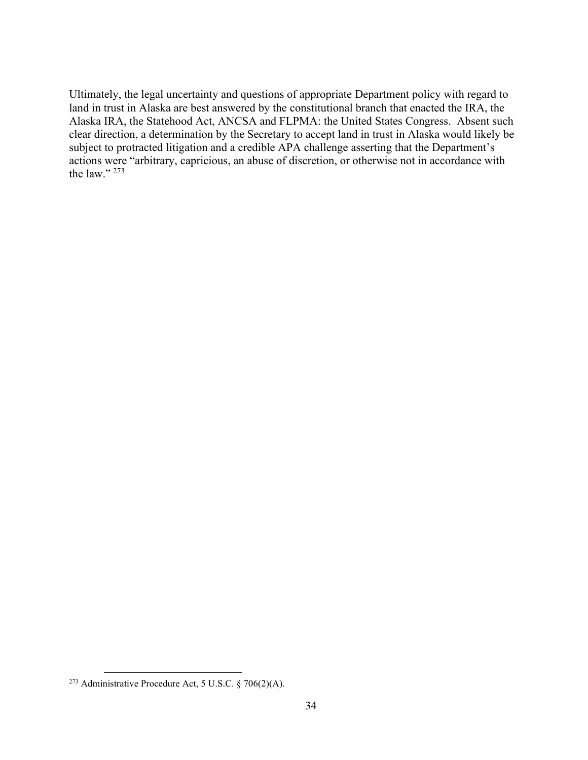Ultimately, the legal uncertainty and questions of appropriate Department policy with regard to land in trust in Alaska are best answered by the constitutional branch that enacted the IRA, the Alaska IRA, the Statehood Act, ANCSA and FLPMA: the United States Congress. Absent such clear direction, a determination by the Secretary to accept land in trust in Alaska would likely be subject to protracted litigation and a credible APA challenge asserting that the Department's actions were "arbitrary, capricious, an abuse of discretion, or otherwise not in accordance with the law." [273]

[273] Administrative Procedure Act, 5 U.S.C. § 706(2)(A).